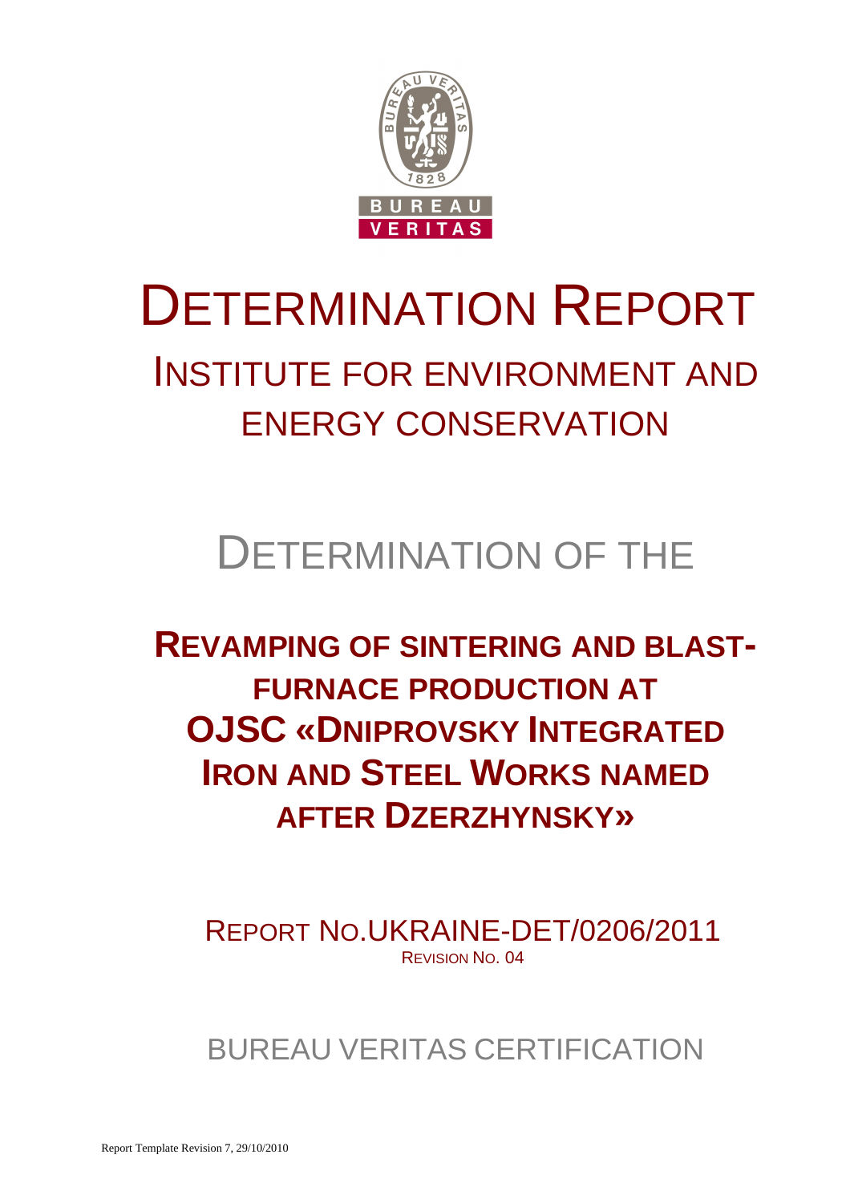# DETERMINATION REPORT

## INSTITUTE FOR ENVIRONMENT AND ENERGY CONSERVATION

## DETERMINATION OF THE

## **REVAMPING OF SINTERING AND BLAST-FURNACE PRODUCTION AT OJSC «DNIPROVSKY INTEGRATED IRON AND STEEL WORKS NAMED AFTER DZERZHYNSKY»**

REPORT NO.UKRAINE-DET/0206/2011

REVISION NO. 04

BUREAU VERITAS CERTIFICATION

Report Template Revision 7, 29/10/2010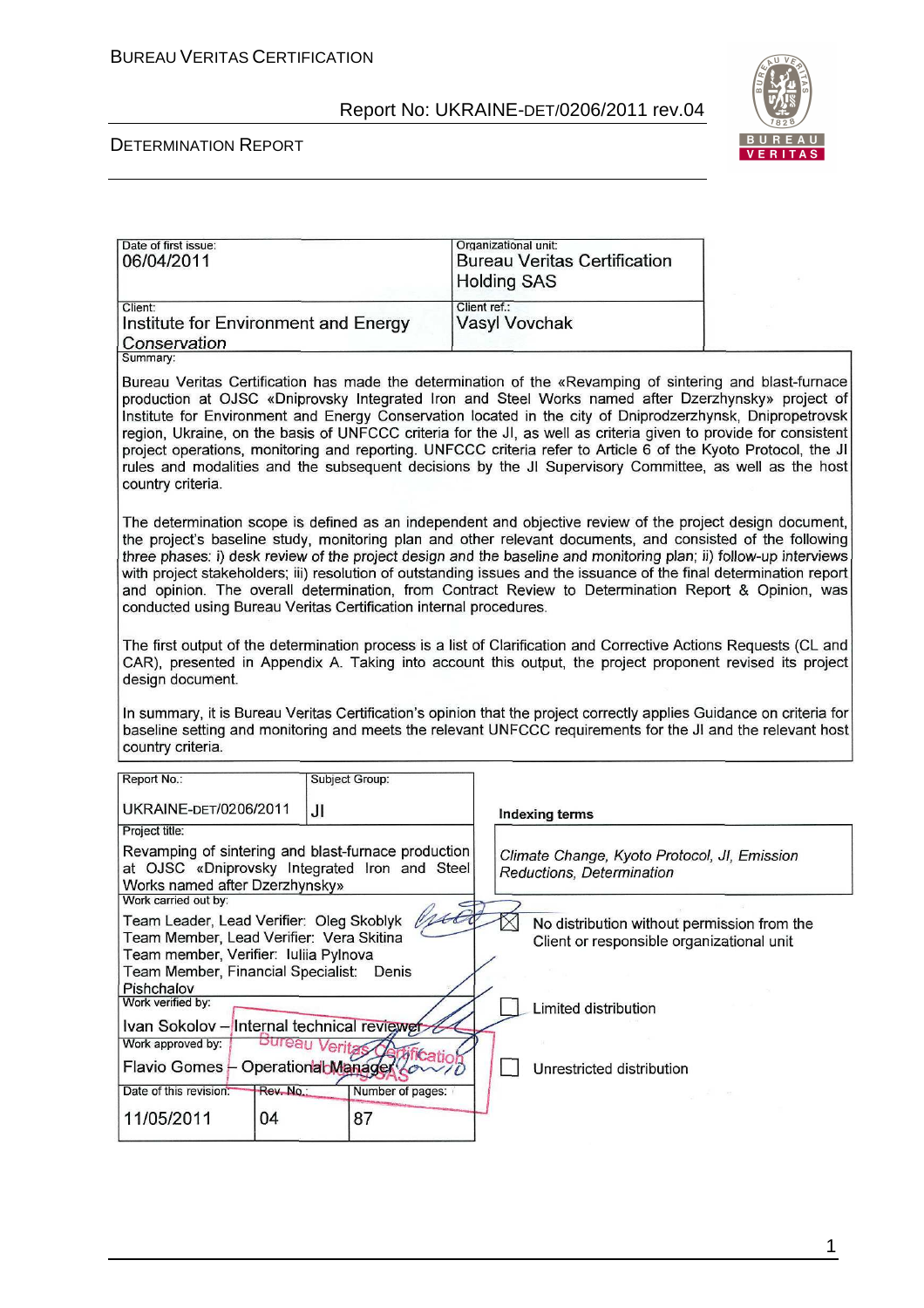| Date of first issue: 06/04/2011 | Organizational unit: Bureau Veritas Certification Holding SAS |
|---|---|
| Client: Institute for Environment and Energy Conservation | Client ref.: Vasyl Vovchak |

**Summary:**

Bureau Veritas Certification has made the determination of the «Revamping of sintering and blast-furnace production at OJSC «Dniprovsky Integrated Iron and Steel Works named after Dzerzhynsky» project of Institute for Environment and Energy Conservation located in the city of Dniprodzerzhynsk, Dnipropetrovsk region, Ukraine, on the basis of UNFCCC criteria for the JI, as well as criteria given to provide for consistent project operations, monitoring and reporting. UNFCCC criteria refer to Article 6 of the Kyoto Protocol, the JI rules and modalities and the subsequent decisions by the JI Supervisory Committee, as well as the host country criteria.

The determination scope is defined as an independent and objective review of the project design document, the project's baseline study, monitoring plan and other relevant documents, and consisted of the following three phases: i) desk review of the project design and the baseline and monitoring plan; ii) follow-up interviews with project stakeholders; iii) resolution of outstanding issues and the issuance of the final determination report and opinion. The overall determination, from Contract Review to Determination Report & Opinion, was conducted using Bureau Veritas Certification internal procedures.

The first output of the determination process is a list of Clarification and Corrective Actions Requests (CL and CAR), presented in Appendix A. Taking into account this output, the project proponent revised its project design document.

In summary, it is Bureau Veritas Certification's opinion that the project correctly applies Guidance on criteria for baseline setting and monitoring and meets the relevant UNFCCC requirements for the JI and the relevant host country criteria.

| Report No.: UKRAINE-DET/0206/2011 | Subject Group: JI | | Indexing terms |
|---|---|---|---|
| Project title: Revamping of sintering and blast-furnace production at OJSC «Dniprovsky Integrated Iron and Steel Works named after Dzerzhynsky» | | | Climate Change, Kyoto Protocol, JI, Emission Reductions, Determination |
| Work carried out by: Team Leader, Lead Verifier: Oleg Skoblyk; Team Member, Lead Verifier: Vera Skitina; Team member, Verifier: Iuliia Pylnova; Team Member, Financial Specialist: Denis Pishchalov | | | ☒ No distribution without permission from the Client or responsible organizational unit |
| Work verified by: Ivan Sokolov – Internal technical reviewer | | | ☐ Limited distribution |
| Work approved by: Flavio Gomes – Operational Manager | | | ☐ Unrestricted distribution |
| Date of this revision: 11/05/2011 | Rev. No.: 04 | Number of pages: 87 | |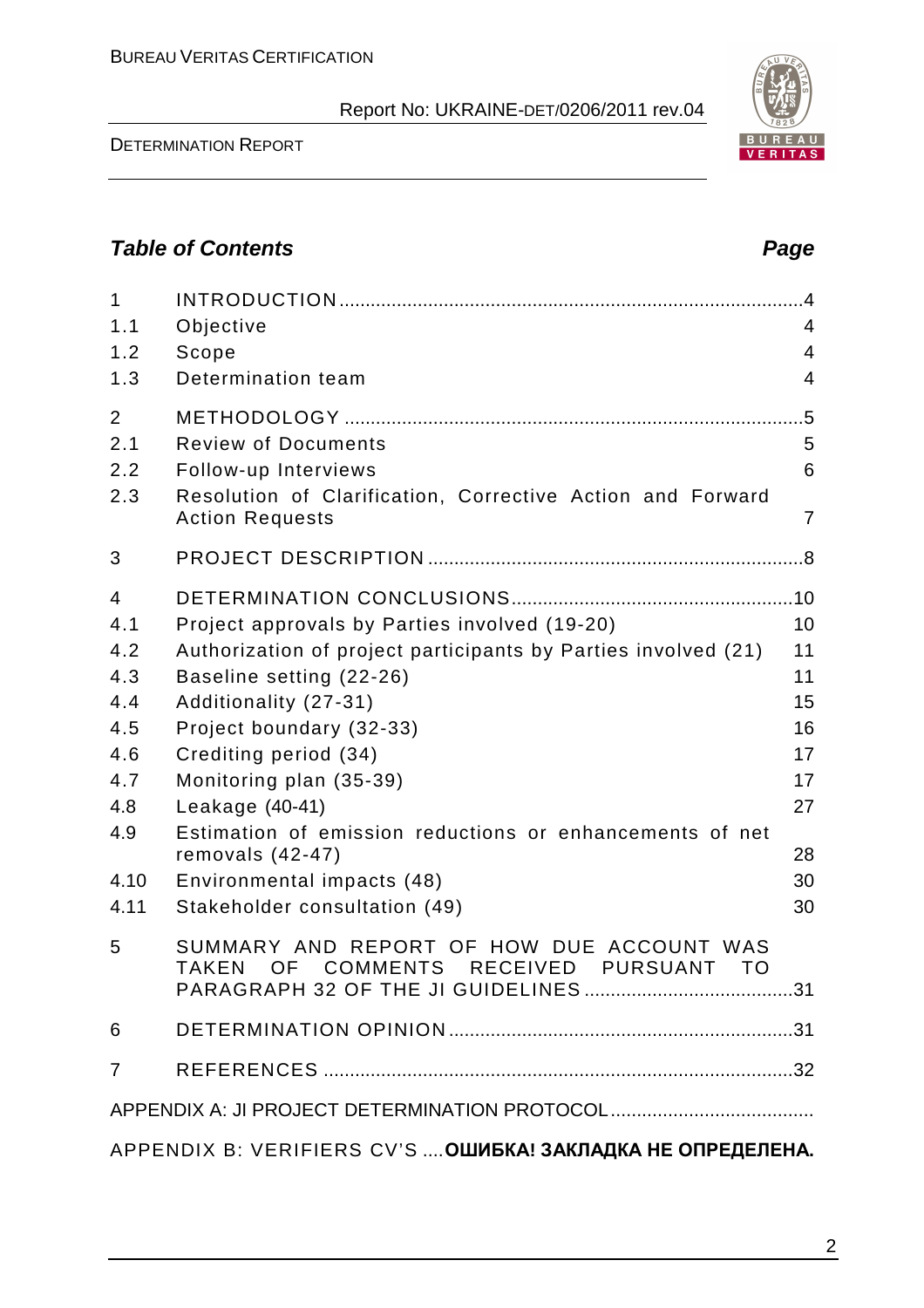## Table of Contents

| | | Page |
|---|---|---|
| 1 | INTRODUCTION | 4 |
| 1.1 | Objective | 4 |
| 1.2 | Scope | 4 |
| 1.3 | Determination team | 4 |
| 2 | METHODOLOGY | 5 |
| 2.1 | Review of Documents | 5 |
| 2.2 | Follow-up Interviews | 6 |
| 2.3 | Resolution of Clarification, Corrective Action and Forward Action Requests | 7 |
| 3 | PROJECT DESCRIPTION | 8 |
| 4 | DETERMINATION CONCLUSIONS | 10 |
| 4.1 | Project approvals by Parties involved (19-20) | 10 |
| 4.2 | Authorization of project participants by Parties involved (21) | 11 |
| 4.3 | Baseline setting (22-26) | 11 |
| 4.4 | Additionality (27-31) | 15 |
| 4.5 | Project boundary (32-33) | 16 |
| 4.6 | Crediting period (34) | 17 |
| 4.7 | Monitoring plan (35-39) | 17 |
| 4.8 | Leakage (40-41) | 27 |
| 4.9 | Estimation of emission reductions or enhancements of net removals (42-47) | 28 |
| 4.10 | Environmental impacts (48) | 30 |
| 4.11 | Stakeholder consultation (49) | 30 |
| 5 | SUMMARY AND REPORT OF HOW DUE ACCOUNT WAS TAKEN OF COMMENTS RECEIVED PURSUANT TO PARAGRAPH 32 OF THE JI GUIDELINES | 31 |
| 6 | DETERMINATION OPINION | 31 |
| 7 | REFERENCES | 32 |

APPENDIX A: JI PROJECT DETERMINATION PROTOCOL

APPENDIX B: VERIFIERS CV'S ....**ОШИБКА! ЗАКЛАДКА НЕ ОПРЕДЕЛЕНА.**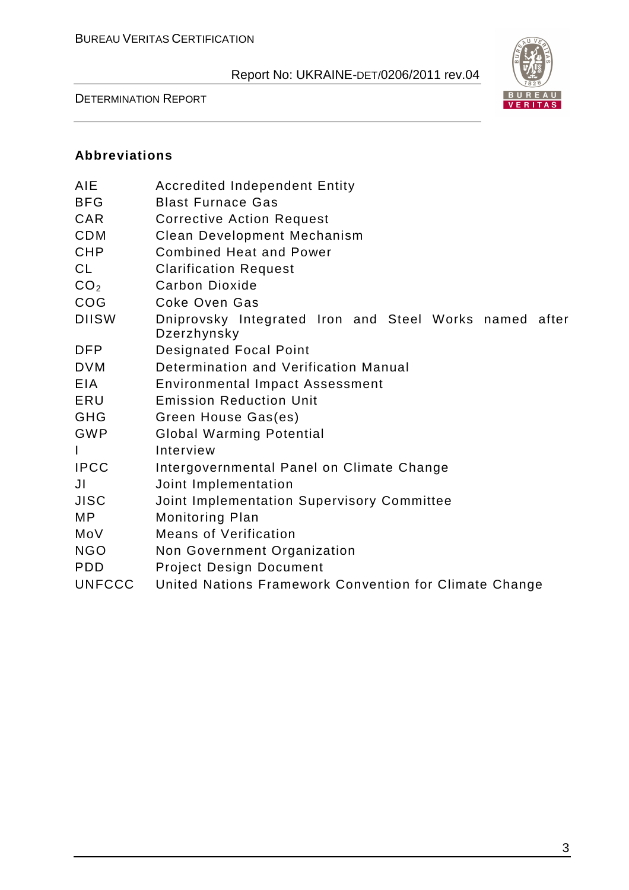## Abbreviations

| | |
|---|---|
| AIE | Accredited Independent Entity |
| BFG | Blast Furnace Gas |
| CAR | Corrective Action Request |
| CDM | Clean Development Mechanism |
| CHP | Combined Heat and Power |
| CL | Clarification Request |
| $CO_2$ | Carbon Dioxide |
| COG | Coke Oven Gas |
| DIISW | Dniprovsky Integrated Iron and Steel Works named after Dzerzhynsky |
| DFP | Designated Focal Point |
| DVM | Determination and Verification Manual |
| EIA | Environmental Impact Assessment |
| ERU | Emission Reduction Unit |
| GHG | Green House Gas(es) |
| GWP | Global Warming Potential |
| I | Interview |
| IPCC | Intergovernmental Panel on Climate Change |
| JI | Joint Implementation |
| JISC | Joint Implementation Supervisory Committee |
| MP | Monitoring Plan |
| MoV | Means of Verification |
| NGO | Non Government Organization |
| PDD | Project Design Document |
| UNFCCC | United Nations Framework Convention for Climate Change |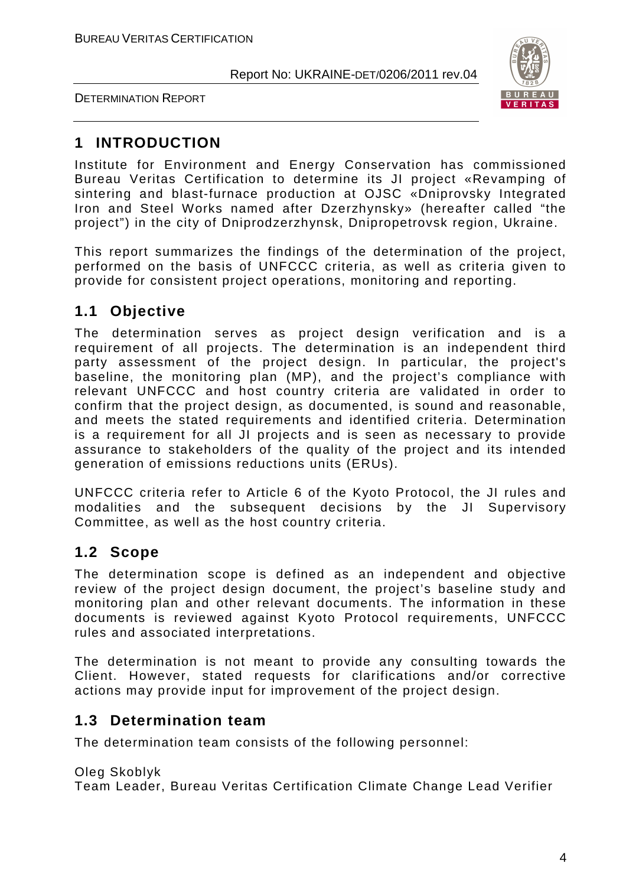# 1 INTRODUCTION

Institute for Environment and Energy Conservation has commissioned Bureau Veritas Certification to determine its JI project «Revamping of sintering and blast-furnace production at OJSC «Dniprovsky Integrated Iron and Steel Works named after Dzerzhynsky» (hereafter called "the project") in the city of Dniprodzerzhynsk, Dnipropetrovsk region, Ukraine.

This report summarizes the findings of the determination of the project, performed on the basis of UNFCCC criteria, as well as criteria given to provide for consistent project operations, monitoring and reporting.

## 1.1 Objective

The determination serves as project design verification and is a requirement of all projects. The determination is an independent third party assessment of the project design. In particular, the project's baseline, the monitoring plan (MP), and the project's compliance with relevant UNFCCC and host country criteria are validated in order to confirm that the project design, as documented, is sound and reasonable, and meets the stated requirements and identified criteria. Determination is a requirement for all JI projects and is seen as necessary to provide assurance to stakeholders of the quality of the project and its intended generation of emissions reductions units (ERUs).

UNFCCC criteria refer to Article 6 of the Kyoto Protocol, the JI rules and modalities and the subsequent decisions by the JI Supervisory Committee, as well as the host country criteria.

## 1.2 Scope

The determination scope is defined as an independent and objective review of the project design document, the project's baseline study and monitoring plan and other relevant documents. The information in these documents is reviewed against Kyoto Protocol requirements, UNFCCC rules and associated interpretations.

The determination is not meant to provide any consulting towards the Client. However, stated requests for clarifications and/or corrective actions may provide input for improvement of the project design.

## 1.3 Determination team

The determination team consists of the following personnel:

Oleg Skoblyk
Team Leader, Bureau Veritas Certification Climate Change Lead Verifier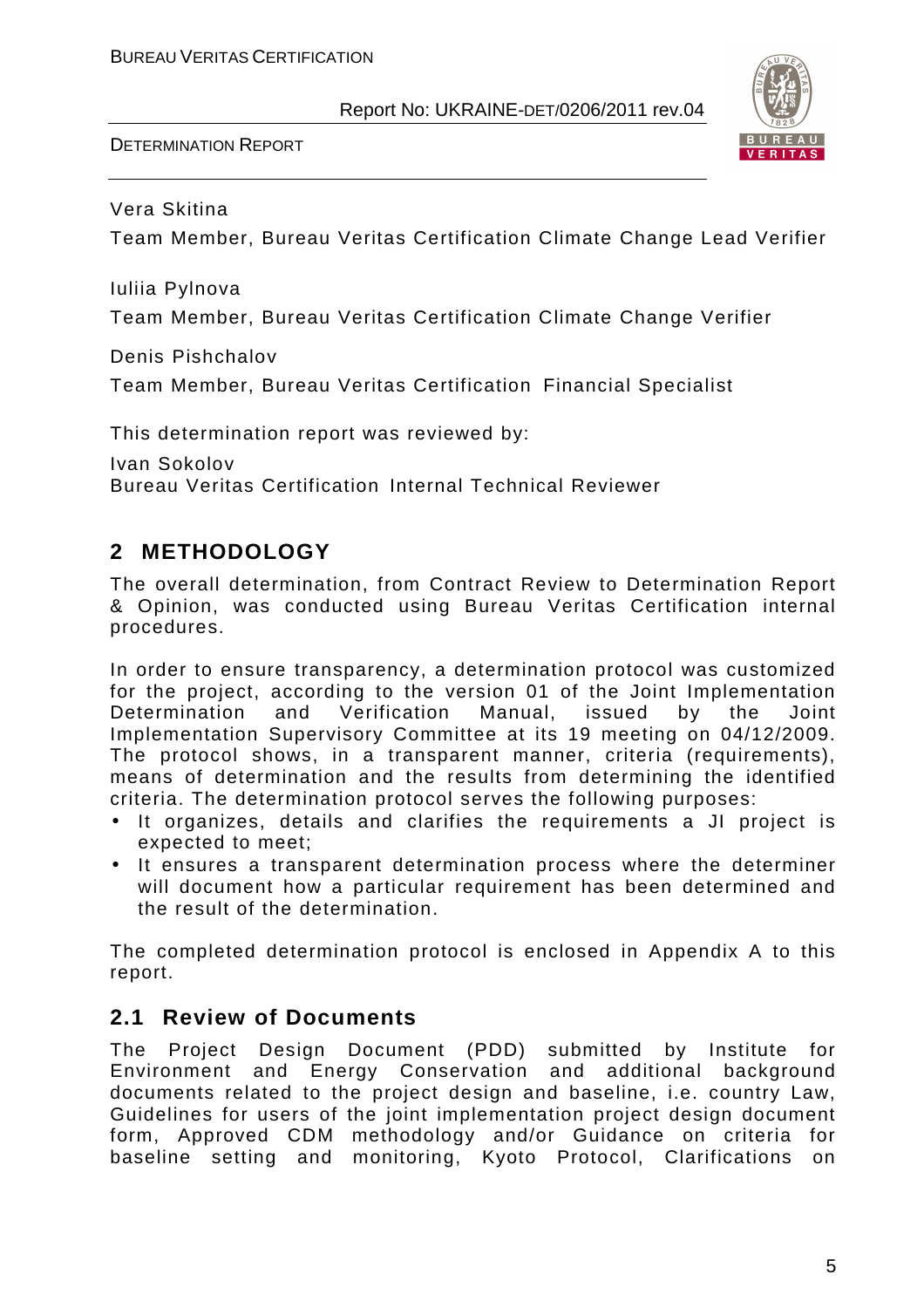Vera Skitina

Team Member, Bureau Veritas Certification Climate Change Lead Verifier

Iuliia Pylnova

Team Member, Bureau Veritas Certification Climate Change Verifier

Denis Pishchalov

Team Member, Bureau Veritas Certification Financial Specialist

This determination report was reviewed by:

Ivan Sokolov
Bureau Veritas Certification Internal Technical Reviewer

## 2 METHODOLOGY

The overall determination, from Contract Review to Determination Report & Opinion, was conducted using Bureau Veritas Certification internal procedures.

In order to ensure transparency, a determination protocol was customized for the project, according to the version 01 of the Joint Implementation Determination and Verification Manual, issued by the Joint Implementation Supervisory Committee at its 19 meeting on 04/12/2009. The protocol shows, in a transparent manner, criteria (requirements), means of determination and the results from determining the identified criteria. The determination protocol serves the following purposes:

- It organizes, details and clarifies the requirements a JI project is expected to meet;
- It ensures a transparent determination process where the determiner will document how a particular requirement has been determined and the result of the determination.

The completed determination protocol is enclosed in Appendix A to this report.

### 2.1 Review of Documents

The Project Design Document (PDD) submitted by Institute for Environment and Energy Conservation and additional background documents related to the project design and baseline, i.e. country Law, Guidelines for users of the joint implementation project design document form, Approved CDM methodology and/or Guidance on criteria for baseline setting and monitoring, Kyoto Protocol, Clarifications on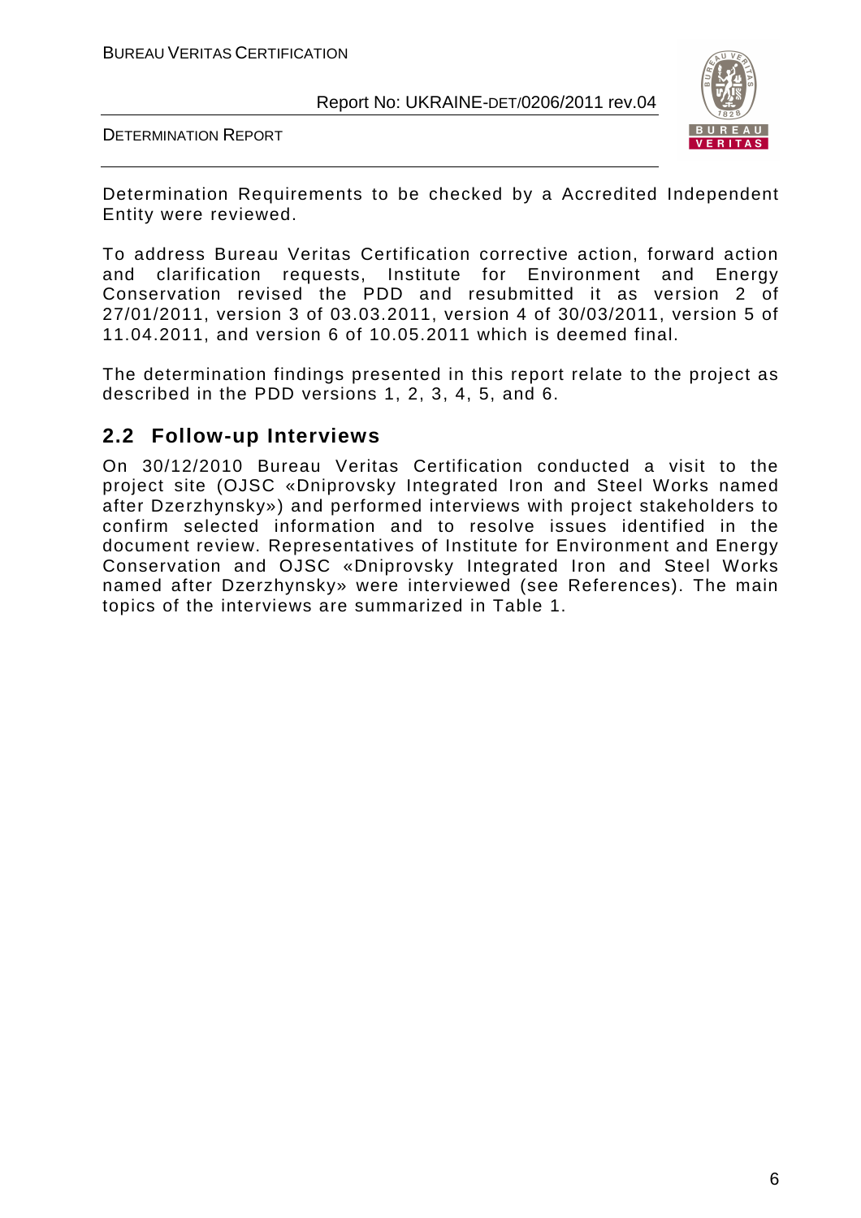Determination Requirements to be checked by a Accredited Independent Entity were reviewed.

To address Bureau Veritas Certification corrective action, forward action and clarification requests, Institute for Environment and Energy Conservation revised the PDD and resubmitted it as version 2 of 27/01/2011, version 3 of 03.03.2011, version 4 of 30/03/2011, version 5 of 11.04.2011, and version 6 of 10.05.2011 which is deemed final.

The determination findings presented in this report relate to the project as described in the PDD versions 1, 2, 3, 4, 5, and 6.

## 2.2 Follow-up Interviews

On 30/12/2010 Bureau Veritas Certification conducted a visit to the project site (OJSC «Dniprovsky Integrated Iron and Steel Works named after Dzerzhynsky») and performed interviews with project stakeholders to confirm selected information and to resolve issues identified in the document review. Representatives of Institute for Environment and Energy Conservation and OJSC «Dniprovsky Integrated Iron and Steel Works named after Dzerzhynsky» were interviewed (see References). The main topics of the interviews are summarized in Table 1.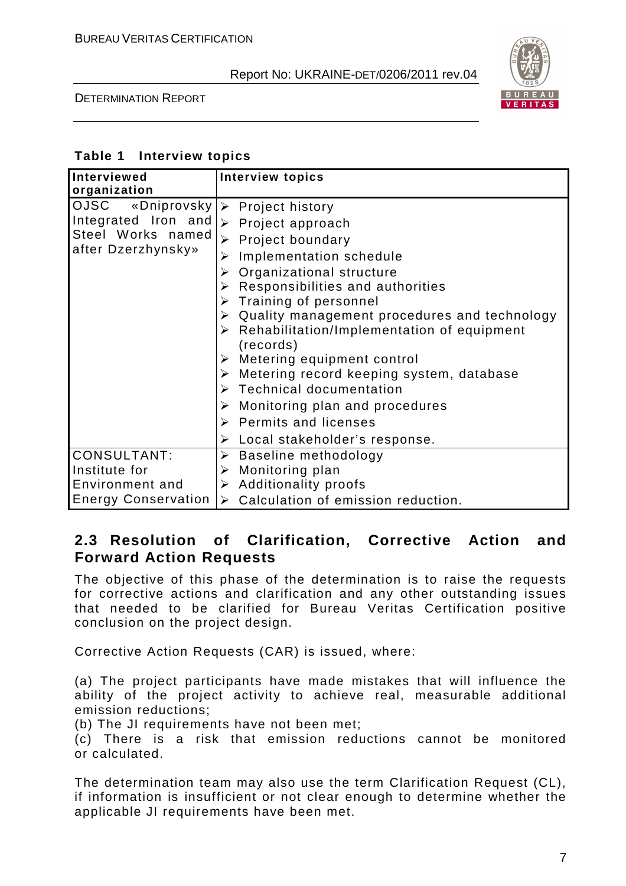**Table 1 Interview topics**

| Interviewed organization | Interview topics |
|---|---|
| OJSC «Dniprovsky Integrated Iron and Steel Works named after Dzerzhynsky» | ➢ Project history<br>➢ Project approach<br>➢ Project boundary<br>➢ Implementation schedule<br>➢ Organizational structure<br>➢ Responsibilities and authorities<br>➢ Training of personnel<br>➢ Quality management procedures and technology<br>➢ Rehabilitation/Implementation of equipment (records)<br>➢ Metering equipment control<br>➢ Metering record keeping system, database<br>➢ Technical documentation<br>➢ Monitoring plan and procedures<br>➢ Permits and licenses<br>➢ Local stakeholder's response. |
| CONSULTANT: Institute for Environment and Energy Conservation | ➢ Baseline methodology<br>➢ Monitoring plan<br>➢ Additionality proofs<br>➢ Calculation of emission reduction. |

## 2.3 Resolution of Clarification, Corrective Action and Forward Action Requests

The objective of this phase of the determination is to raise the requests for corrective actions and clarification and any other outstanding issues that needed to be clarified for Bureau Veritas Certification positive conclusion on the project design.

Corrective Action Requests (CAR) is issued, where:

(a) The project participants have made mistakes that will influence the ability of the project activity to achieve real, measurable additional emission reductions;
(b) The JI requirements have not been met;
(c) There is a risk that emission reductions cannot be monitored or calculated.

The determination team may also use the term Clarification Request (CL), if information is insufficient or not clear enough to determine whether the applicable JI requirements have been met.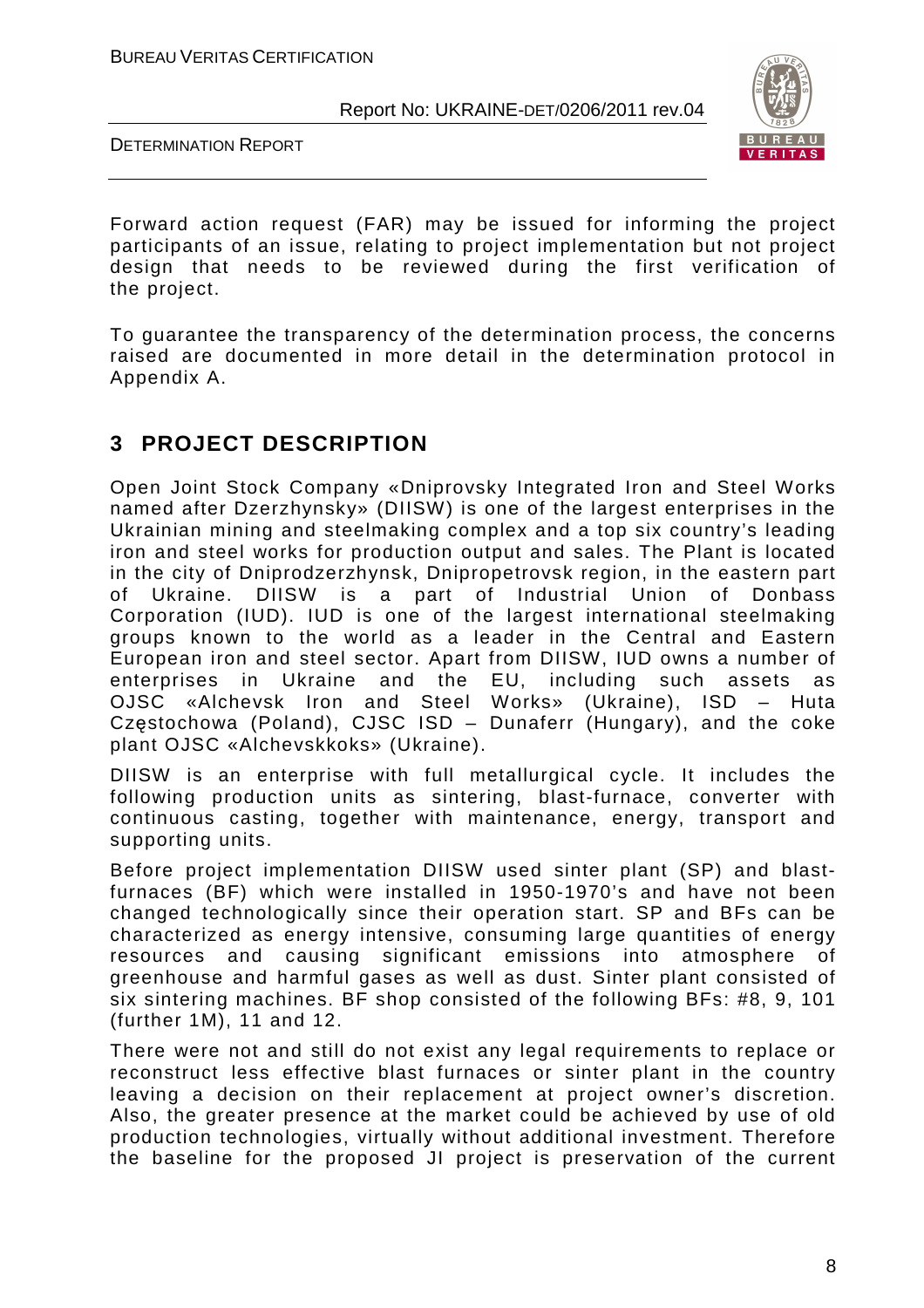Forward action request (FAR) may be issued for informing the project participants of an issue, relating to project implementation but not project design that needs to be reviewed during the first verification of the project.

To guarantee the transparency of the determination process, the concerns raised are documented in more detail in the determination protocol in Appendix A.

## 3 PROJECT DESCRIPTION

Open Joint Stock Company «Dniprovsky Integrated Iron and Steel Works named after Dzerzhynsky» (DIISW) is one of the largest enterprises in the Ukrainian mining and steelmaking complex and a top six country's leading iron and steel works for production output and sales. The Plant is located in the city of Dniprodzerzhynsk, Dnipropetrovsk region, in the eastern part of Ukraine. DIISW is a part of Industrial Union of Donbass Corporation (IUD). IUD is one of the largest international steelmaking groups known to the world as a leader in the Central and Eastern European iron and steel sector. Apart from DIISW, IUD owns a number of enterprises in Ukraine and the EU, including such assets as OJSC «Alchevsk Iron and Steel Works» (Ukraine), ISD – Huta Częstochowa (Poland), CJSC ISD – Dunaferr (Hungary), and the coke plant OJSC «Alchevskkoks» (Ukraine).

DIISW is an enterprise with full metallurgical cycle. It includes the following production units as sintering, blast-furnace, converter with continuous casting, together with maintenance, energy, transport and supporting units.

Before project implementation DIISW used sinter plant (SP) and blast-furnaces (BF) which were installed in 1950-1970's and have not been changed technologically since their operation start. SP and BFs can be characterized as energy intensive, consuming large quantities of energy resources and causing significant emissions into atmosphere of greenhouse and harmful gases as well as dust. Sinter plant consisted of six sintering machines. BF shop consisted of the following BFs: #8, 9, 101 (further 1M), 11 and 12.

There were not and still do not exist any legal requirements to replace or reconstruct less effective blast furnaces or sinter plant in the country leaving a decision on their replacement at project owner's discretion. Also, the greater presence at the market could be achieved by use of old production technologies, virtually without additional investment. Therefore the baseline for the proposed JI project is preservation of the current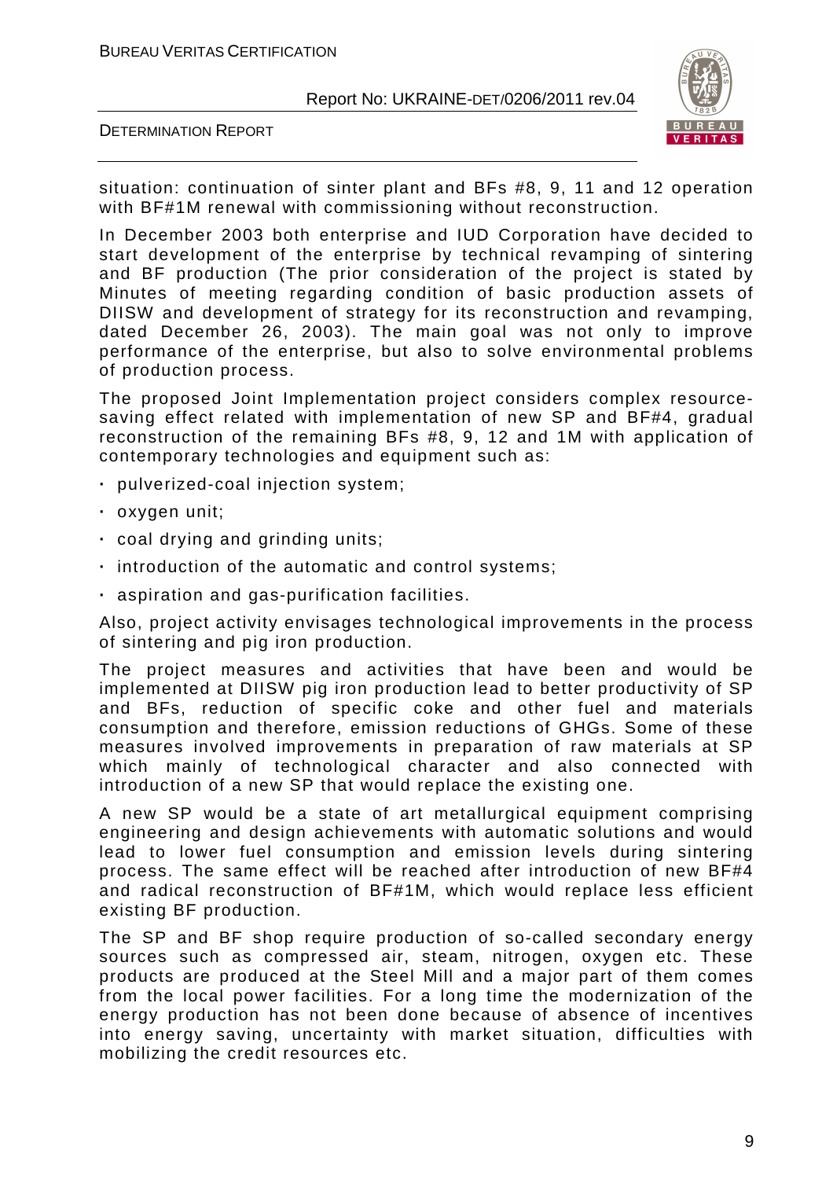situation: continuation of sinter plant and BFs #8, 9, 11 and 12 operation with BF#1M renewal with commissioning without reconstruction.

In December 2003 both enterprise and IUD Corporation have decided to start development of the enterprise by technical revamping of sintering and BF production (The prior consideration of the project is stated by Minutes of meeting regarding condition of basic production assets of DIISW and development of strategy for its reconstruction and revamping, dated December 26, 2003). The main goal was not only to improve performance of the enterprise, but also to solve environmental problems of production process.

The proposed Joint Implementation project considers complex resource-saving effect related with implementation of new SP and BF#4, gradual reconstruction of the remaining BFs #8, 9, 12 and 1M with application of contemporary technologies and equipment such as:

- pulverized-coal injection system;
- oxygen unit;
- coal drying and grinding units;
- introduction of the automatic and control systems;
- aspiration and gas-purification facilities.

Also, project activity envisages technological improvements in the process of sintering and pig iron production.

The project measures and activities that have been and would be implemented at DIISW pig iron production lead to better productivity of SP and BFs, reduction of specific coke and other fuel and materials consumption and therefore, emission reductions of GHGs. Some of these measures involved improvements in preparation of raw materials at SP which mainly of technological character and also connected with introduction of a new SP that would replace the existing one.

A new SP would be a state of art metallurgical equipment comprising engineering and design achievements with automatic solutions and would lead to lower fuel consumption and emission levels during sintering process. The same effect will be reached after introduction of new BF#4 and radical reconstruction of BF#1M, which would replace less efficient existing BF production.

The SP and BF shop require production of so-called secondary energy sources such as compressed air, steam, nitrogen, oxygen etc. These products are produced at the Steel Mill and a major part of them comes from the local power facilities. For a long time the modernization of the energy production has not been done because of absence of incentives into energy saving, uncertainty with market situation, difficulties with mobilizing the credit resources etc.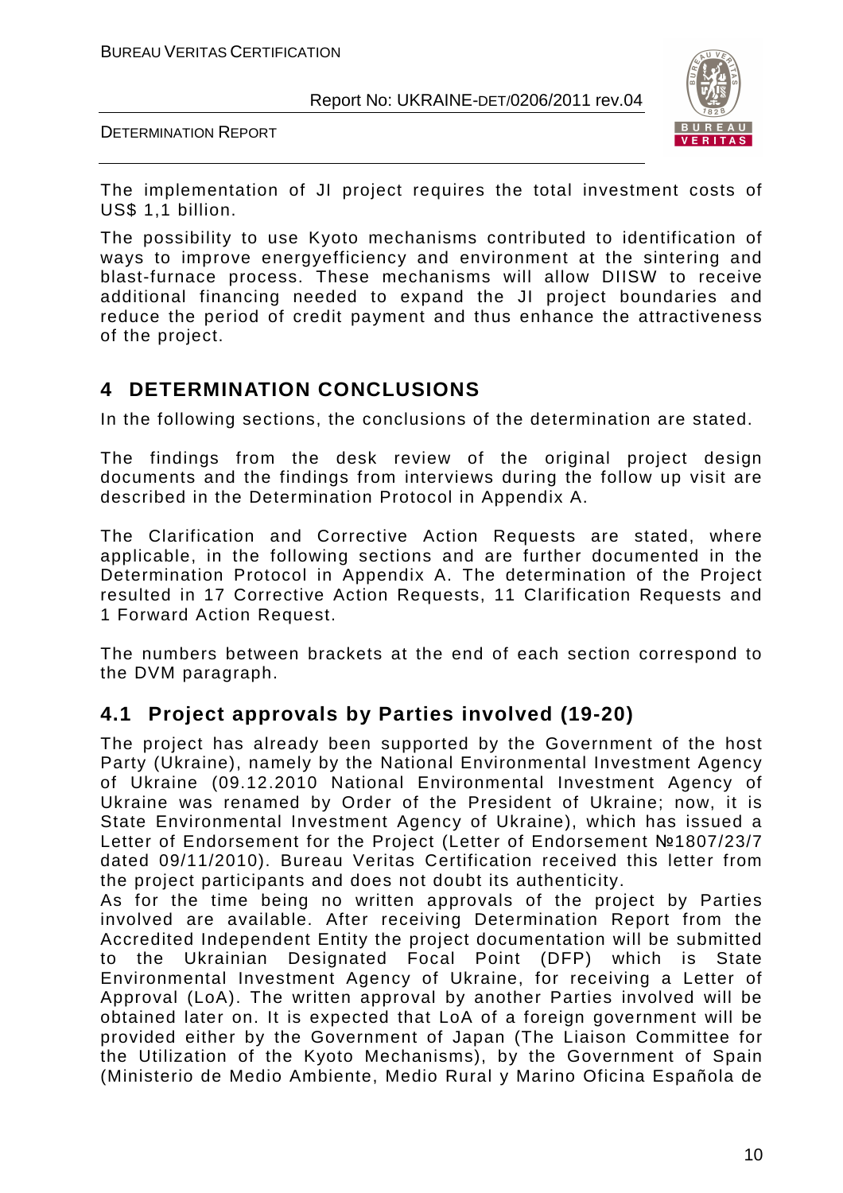The implementation of JI project requires the total investment costs of US$ 1,1 billion.

The possibility to use Kyoto mechanisms contributed to identification of ways to improve energyefficiency and environment at the sintering and blast-furnace process. These mechanisms will allow DIISW to receive additional financing needed to expand the JI project boundaries and reduce the period of credit payment and thus enhance the attractiveness of the project.

## 4 DETERMINATION CONCLUSIONS

In the following sections, the conclusions of the determination are stated.

The findings from the desk review of the original project design documents and the findings from interviews during the follow up visit are described in the Determination Protocol in Appendix A.

The Clarification and Corrective Action Requests are stated, where applicable, in the following sections and are further documented in the Determination Protocol in Appendix A. The determination of the Project resulted in 17 Corrective Action Requests, 11 Clarification Requests and 1 Forward Action Request.

The numbers between brackets at the end of each section correspond to the DVM paragraph.

### 4.1 Project approvals by Parties involved (19-20)

The project has already been supported by the Government of the host Party (Ukraine), namely by the National Environmental Investment Agency of Ukraine (09.12.2010 National Environmental Investment Agency of Ukraine was renamed by Order of the President of Ukraine; now, it is State Environmental Investment Agency of Ukraine), which has issued a Letter of Endorsement for the Project (Letter of Endorsement №1807/23/7 dated 09/11/2010). Bureau Veritas Certification received this letter from the project participants and does not doubt its authenticity.

As for the time being no written approvals of the project by Parties involved are available. After receiving Determination Report from the Accredited Independent Entity the project documentation will be submitted to the Ukrainian Designated Focal Point (DFP) which is State Environmental Investment Agency of Ukraine, for receiving a Letter of Approval (LoA). The written approval by another Parties involved will be obtained later on. It is expected that LoA of a foreign government will be provided either by the Government of Japan (The Liaison Committee for the Utilization of the Kyoto Mechanisms), by the Government of Spain (Ministerio de Medio Ambiente, Medio Rural y Marino Oficina Española de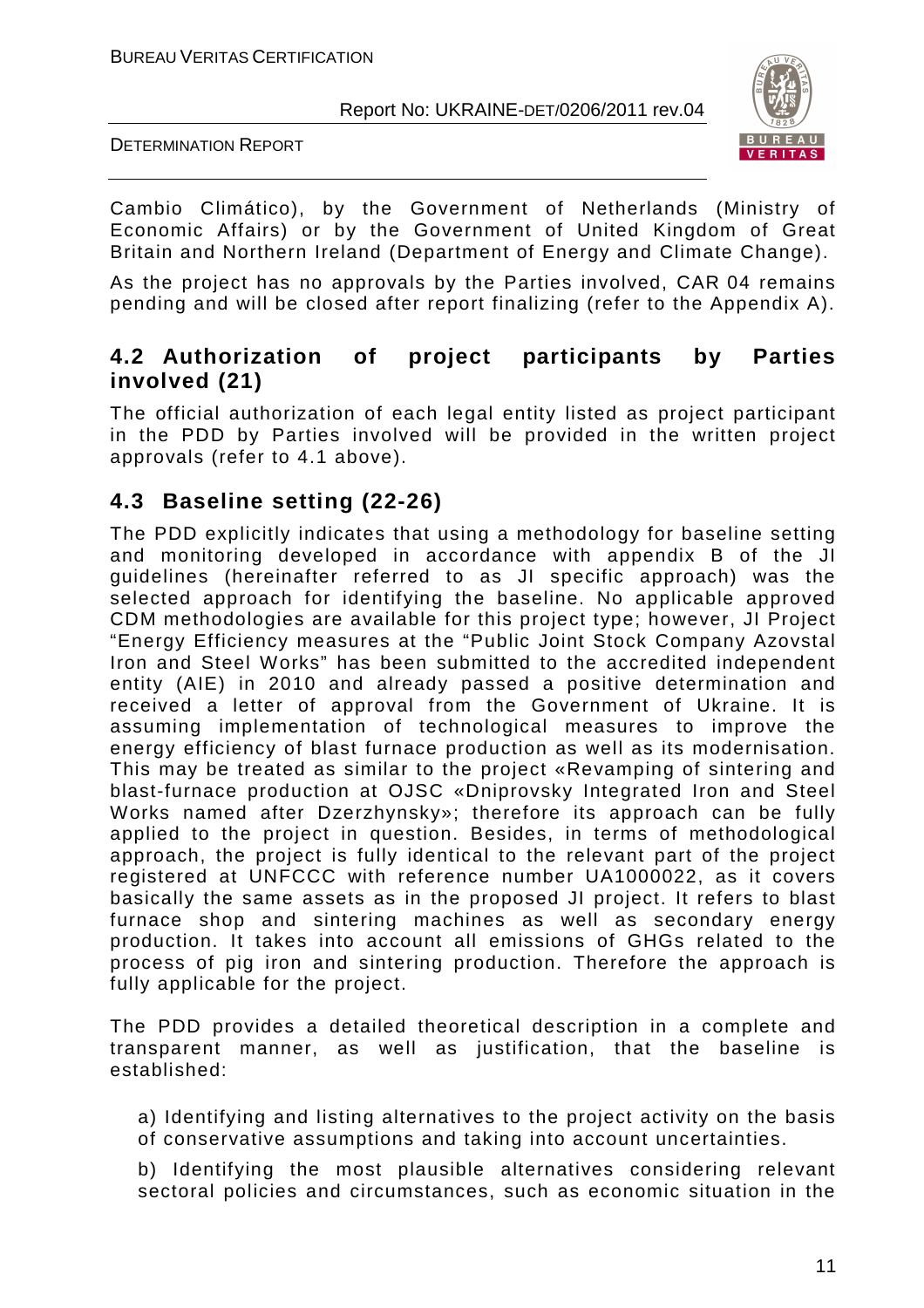Cambio Climático), by the Government of Netherlands (Ministry of Economic Affairs) or by the Government of United Kingdom of Great Britain and Northern Ireland (Department of Energy and Climate Change).

As the project has no approvals by the Parties involved, CAR 04 remains pending and will be closed after report finalizing (refer to the Appendix A).

## 4.2 Authorization of project participants by Parties involved (21)

The official authorization of each legal entity listed as project participant in the PDD by Parties involved will be provided in the written project approvals (refer to 4.1 above).

## 4.3 Baseline setting (22-26)

The PDD explicitly indicates that using a methodology for baseline setting and monitoring developed in accordance with appendix B of the JI guidelines (hereinafter referred to as JI specific approach) was the selected approach for identifying the baseline. No applicable approved CDM methodologies are available for this project type; however, JI Project "Energy Efficiency measures at the "Public Joint Stock Company Azovstal Iron and Steel Works" has been submitted to the accredited independent entity (AIE) in 2010 and already passed a positive determination and received a letter of approval from the Government of Ukraine. It is assuming implementation of technological measures to improve the energy efficiency of blast furnace production as well as its modernisation. This may be treated as similar to the project «Revamping of sintering and blast-furnace production at OJSC «Dniprovsky Integrated Iron and Steel Works named after Dzerzhynsky»; therefore its approach can be fully applied to the project in question. Besides, in terms of methodological approach, the project is fully identical to the relevant part of the project registered at UNFCCC with reference number UA1000022, as it covers basically the same assets as in the proposed JI project. It refers to blast furnace shop and sintering machines as well as secondary energy production. It takes into account all emissions of GHGs related to the process of pig iron and sintering production. Therefore the approach is fully applicable for the project.

The PDD provides a detailed theoretical description in a complete and transparent manner, as well as justification, that the baseline is established:

a) Identifying and listing alternatives to the project activity on the basis of conservative assumptions and taking into account uncertainties.

b) Identifying the most plausible alternatives considering relevant sectoral policies and circumstances, such as economic situation in the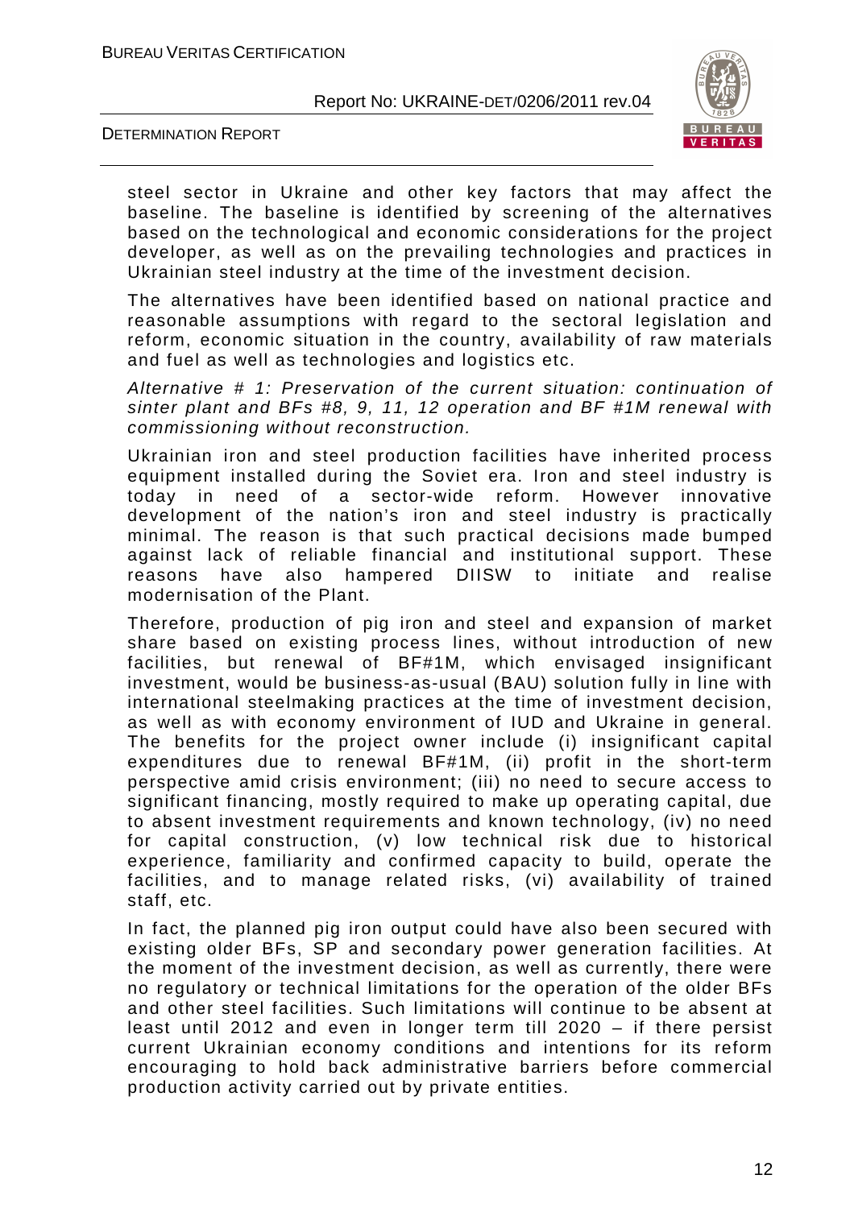steel sector in Ukraine and other key factors that may affect the baseline. The baseline is identified by screening of the alternatives based on the technological and economic considerations for the project developer, as well as on the prevailing technologies and practices in Ukrainian steel industry at the time of the investment decision.

The alternatives have been identified based on national practice and reasonable assumptions with regard to the sectoral legislation and reform, economic situation in the country, availability of raw materials and fuel as well as technologies and logistics etc.

*Alternative # 1: Preservation of the current situation: continuation of sinter plant and BFs #8, 9, 11, 12 operation and BF #1M renewal with commissioning without reconstruction.*

Ukrainian iron and steel production facilities have inherited process equipment installed during the Soviet era. Iron and steel industry is today in need of a sector-wide reform. However innovative development of the nation's iron and steel industry is practically minimal. The reason is that such practical decisions made bumped against lack of reliable financial and institutional support. These reasons have also hampered DIISW to initiate and realise modernisation of the Plant.

Therefore, production of pig iron and steel and expansion of market share based on existing process lines, without introduction of new facilities, but renewal of BF#1M, which envisaged insignificant investment, would be business-as-usual (BAU) solution fully in line with international steelmaking practices at the time of investment decision, as well as with economy environment of IUD and Ukraine in general. The benefits for the project owner include (i) insignificant capital expenditures due to renewal BF#1M, (ii) profit in the short-term perspective amid crisis environment; (iii) no need to secure access to significant financing, mostly required to make up operating capital, due to absent investment requirements and known technology, (iv) no need for capital construction, (v) low technical risk due to historical experience, familiarity and confirmed capacity to build, operate the facilities, and to manage related risks, (vi) availability of trained staff, etc.

In fact, the planned pig iron output could have also been secured with existing older BFs, SP and secondary power generation facilities. At the moment of the investment decision, as well as currently, there were no regulatory or technical limitations for the operation of the older BFs and other steel facilities. Such limitations will continue to be absent at least until 2012 and even in longer term till 2020 – if there persist current Ukrainian economy conditions and intentions for its reform encouraging to hold back administrative barriers before commercial production activity carried out by private entities.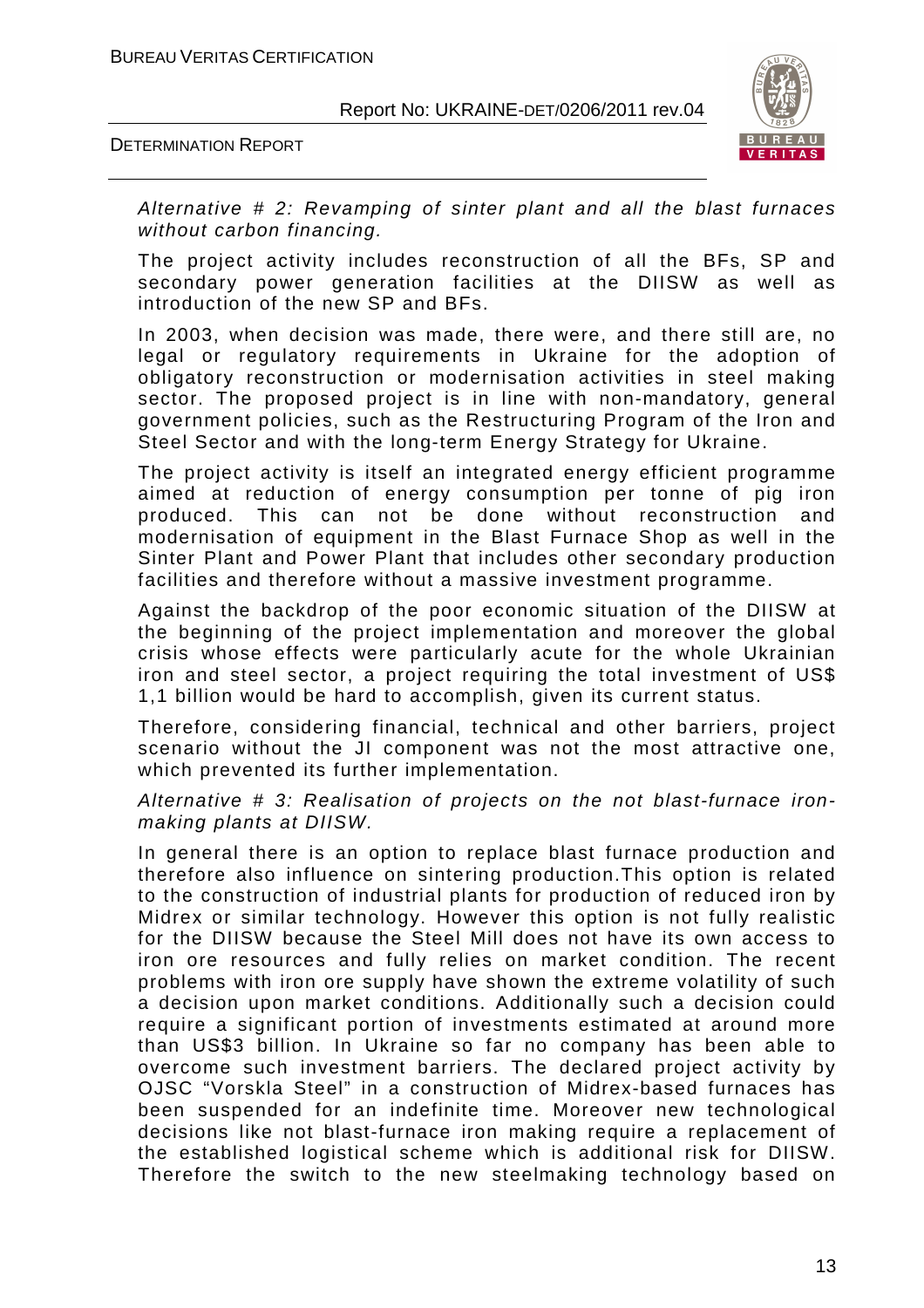*Alternative # 2: Revamping of sinter plant and all the blast furnaces without carbon financing.*

The project activity includes reconstruction of all the BFs, SP and secondary power generation facilities at the DIISW as well as introduction of the new SP and BFs.

In 2003, when decision was made, there were, and there still are, no legal or regulatory requirements in Ukraine for the adoption of obligatory reconstruction or modernisation activities in steel making sector. The proposed project is in line with non-mandatory, general government policies, such as the Restructuring Program of the Iron and Steel Sector and with the long-term Energy Strategy for Ukraine.

The project activity is itself an integrated energy efficient programme aimed at reduction of energy consumption per tonne of pig iron produced. This can not be done without reconstruction and modernisation of equipment in the Blast Furnace Shop as well in the Sinter Plant and Power Plant that includes other secondary production facilities and therefore without a massive investment programme.

Against the backdrop of the poor economic situation of the DIISW at the beginning of the project implementation and moreover the global crisis whose effects were particularly acute for the whole Ukrainian iron and steel sector, a project requiring the total investment of US$ 1,1 billion would be hard to accomplish, given its current status.

Therefore, considering financial, technical and other barriers, project scenario without the JI component was not the most attractive one, which prevented its further implementation.

*Alternative # 3: Realisation of projects on the not blast-furnace iron-making plants at DIISW.*

In general there is an option to replace blast furnace production and therefore also influence on sintering production.This option is related to the construction of industrial plants for production of reduced iron by Midrex or similar technology. However this option is not fully realistic for the DIISW because the Steel Mill does not have its own access to iron ore resources and fully relies on market condition. The recent problems with iron ore supply have shown the extreme volatility of such a decision upon market conditions. Additionally such a decision could require a significant portion of investments estimated at around more than US$3 billion. In Ukraine so far no company has been able to overcome such investment barriers. The declared project activity by OJSC "Vorskla Steel" in a construction of Midrex-based furnaces has been suspended for an indefinite time. Moreover new technological decisions like not blast-furnace iron making require a replacement of the established logistical scheme which is additional risk for DIISW. Therefore the switch to the new steelmaking technology based on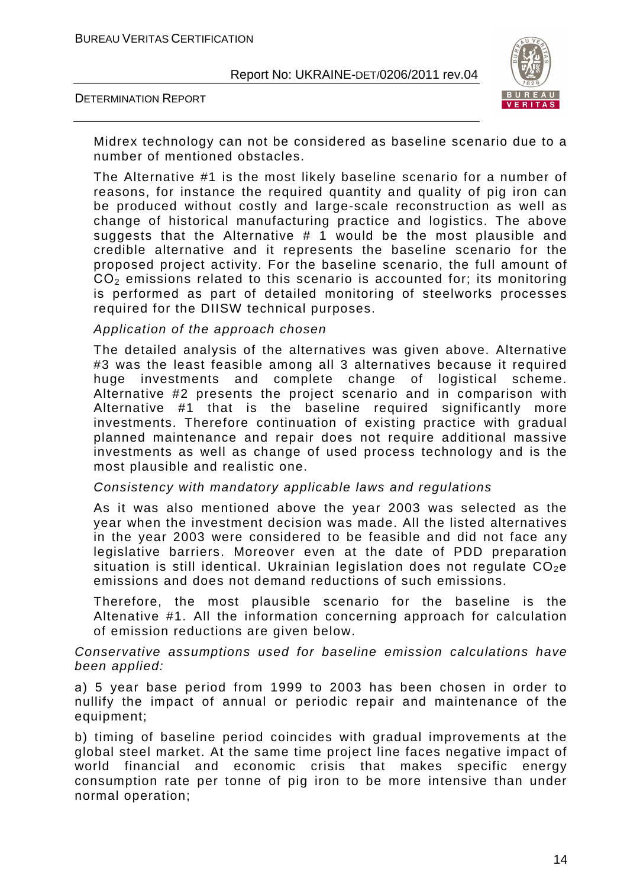Midrex technology can not be considered as baseline scenario due to a number of mentioned obstacles.

The Alternative #1 is the most likely baseline scenario for a number of reasons, for instance the required quantity and quality of pig iron can be produced without costly and large-scale reconstruction as well as change of historical manufacturing practice and logistics. The above suggests that the Alternative # 1 would be the most plausible and credible alternative and it represents the baseline scenario for the proposed project activity. For the baseline scenario, the full amount of $CO_2$ emissions related to this scenario is accounted for; its monitoring is performed as part of detailed monitoring of steelworks processes required for the DIISW technical purposes.

*Application of the approach chosen*

The detailed analysis of the alternatives was given above. Alternative #3 was the least feasible among all 3 alternatives because it required huge investments and complete change of logistical scheme. Alternative #2 presents the project scenario and in comparison with Alternative #1 that is the baseline required significantly more investments. Therefore continuation of existing practice with gradual planned maintenance and repair does not require additional massive investments as well as change of used process technology and is the most plausible and realistic one.

*Consistency with mandatory applicable laws and regulations*

As it was also mentioned above the year 2003 was selected as the year when the investment decision was made. All the listed alternatives in the year 2003 were considered to be feasible and did not face any legislative barriers. Moreover even at the date of PDD preparation situation is still identical. Ukrainian legislation does not regulate $CO_2e$ emissions and does not demand reductions of such emissions.

Therefore, the most plausible scenario for the baseline is the Altenative #1. All the information concerning approach for calculation of emission reductions are given below.

*Conservative assumptions used for baseline emission calculations have been applied:*

a) 5 year base period from 1999 to 2003 has been chosen in order to nullify the impact of annual or periodic repair and maintenance of the equipment;

b) timing of baseline period coincides with gradual improvements at the global steel market. At the same time project line faces negative impact of world financial and economic crisis that makes specific energy consumption rate per tonne of pig iron to be more intensive than under normal operation;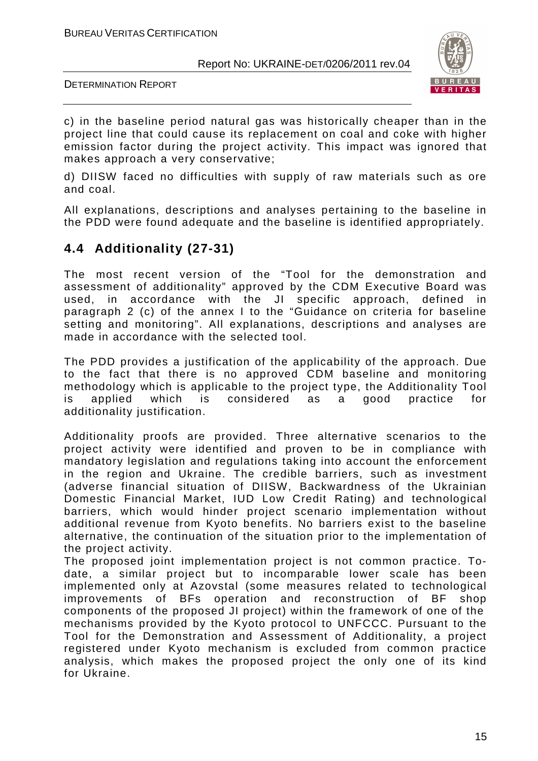c) in the baseline period natural gas was historically cheaper than in the project line that could cause its replacement on coal and coke with higher emission factor during the project activity. This impact was ignored that makes approach a very conservative;

d) DIISW faced no difficulties with supply of raw materials such as ore and coal.

All explanations, descriptions and analyses pertaining to the baseline in the PDD were found adequate and the baseline is identified appropriately.

## 4.4 Additionality (27-31)

The most recent version of the "Tool for the demonstration and assessment of additionality" approved by the CDM Executive Board was used, in accordance with the JI specific approach, defined in paragraph 2 (c) of the annex I to the "Guidance on criteria for baseline setting and monitoring". All explanations, descriptions and analyses are made in accordance with the selected tool.

The PDD provides a justification of the applicability of the approach. Due to the fact that there is no approved CDM baseline and monitoring methodology which is applicable to the project type, the Additionality Tool is applied which is considered as a good practice for additionality justification.

Additionality proofs are provided. Three alternative scenarios to the project activity were identified and proven to be in compliance with mandatory legislation and regulations taking into account the enforcement in the region and Ukraine. The credible barriers, such as investment (adverse financial situation of DIISW, Backwardness of the Ukrainian Domestic Financial Market, IUD Low Credit Rating) and technological barriers, which would hinder project scenario implementation without additional revenue from Kyoto benefits. No barriers exist to the baseline alternative, the continuation of the situation prior to the implementation of the project activity.

The proposed joint implementation project is not common practice. To-date, a similar project but to incomparable lower scale has been implemented only at Azovstal (some measures related to technological improvements of BFs operation and reconstruction of BF shop components of the proposed JI project) within the framework of one of the mechanisms provided by the Kyoto protocol to UNFCCC. Pursuant to the Tool for the Demonstration and Assessment of Additionality, a project registered under Kyoto mechanism is excluded from common practice analysis, which makes the proposed project the only one of its kind for Ukraine.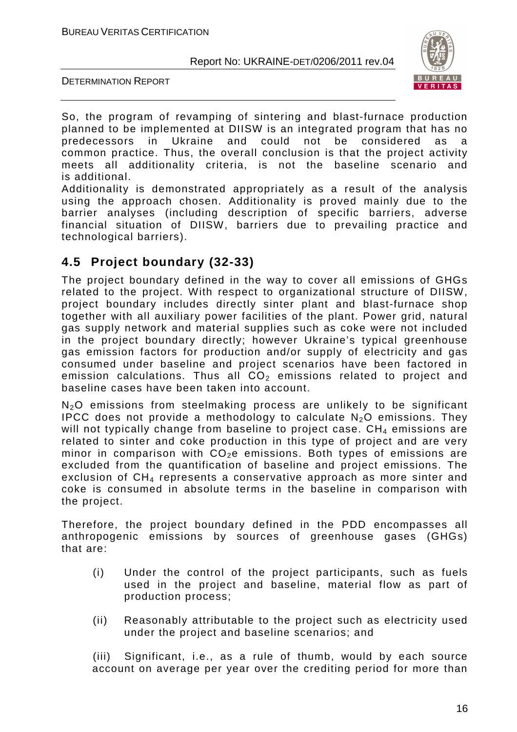So, the program of revamping of sintering and blast-furnace production planned to be implemented at DIISW is an integrated program that has no predecessors in Ukraine and could not be considered as a common practice. Thus, the overall conclusion is that the project activity meets all additionality criteria, is not the baseline scenario and is additional.

Additionality is demonstrated appropriately as a result of the analysis using the approach chosen. Additionality is proved mainly due to the barrier analyses (including description of specific barriers, adverse financial situation of DIISW, barriers due to prevailing practice and technological barriers).

## 4.5 Project boundary (32-33)

The project boundary defined in the way to cover all emissions of GHGs related to the project. With respect to organizational structure of DIISW, project boundary includes directly sinter plant and blast-furnace shop together with all auxiliary power facilities of the plant. Power grid, natural gas supply network and material supplies such as coke were not included in the project boundary directly; however Ukraine's typical greenhouse gas emission factors for production and/or supply of electricity and gas consumed under baseline and project scenarios have been factored in emission calculations. Thus all $CO_2$ emissions related to project and baseline cases have been taken into account.

$N_2O$ emissions from steelmaking process are unlikely to be significant IPCC does not provide a methodology to calculate $N_2O$ emissions. They will not typically change from baseline to project case. $CH_4$ emissions are related to sinter and coke production in this type of project and are very minor in comparison with $CO_2e$ emissions. Both types of emissions are excluded from the quantification of baseline and project emissions. The exclusion of $CH_4$ represents a conservative approach as more sinter and coke is consumed in absolute terms in the baseline in comparison with the project.

Therefore, the project boundary defined in the PDD encompasses all anthropogenic emissions by sources of greenhouse gases (GHGs) that are:

(i) Under the control of the project participants, such as fuels used in the project and baseline, material flow as part of production process;

(ii) Reasonably attributable to the project such as electricity used under the project and baseline scenarios; and

(iii) Significant, i.e., as a rule of thumb, would by each source account on average per year over the crediting period for more than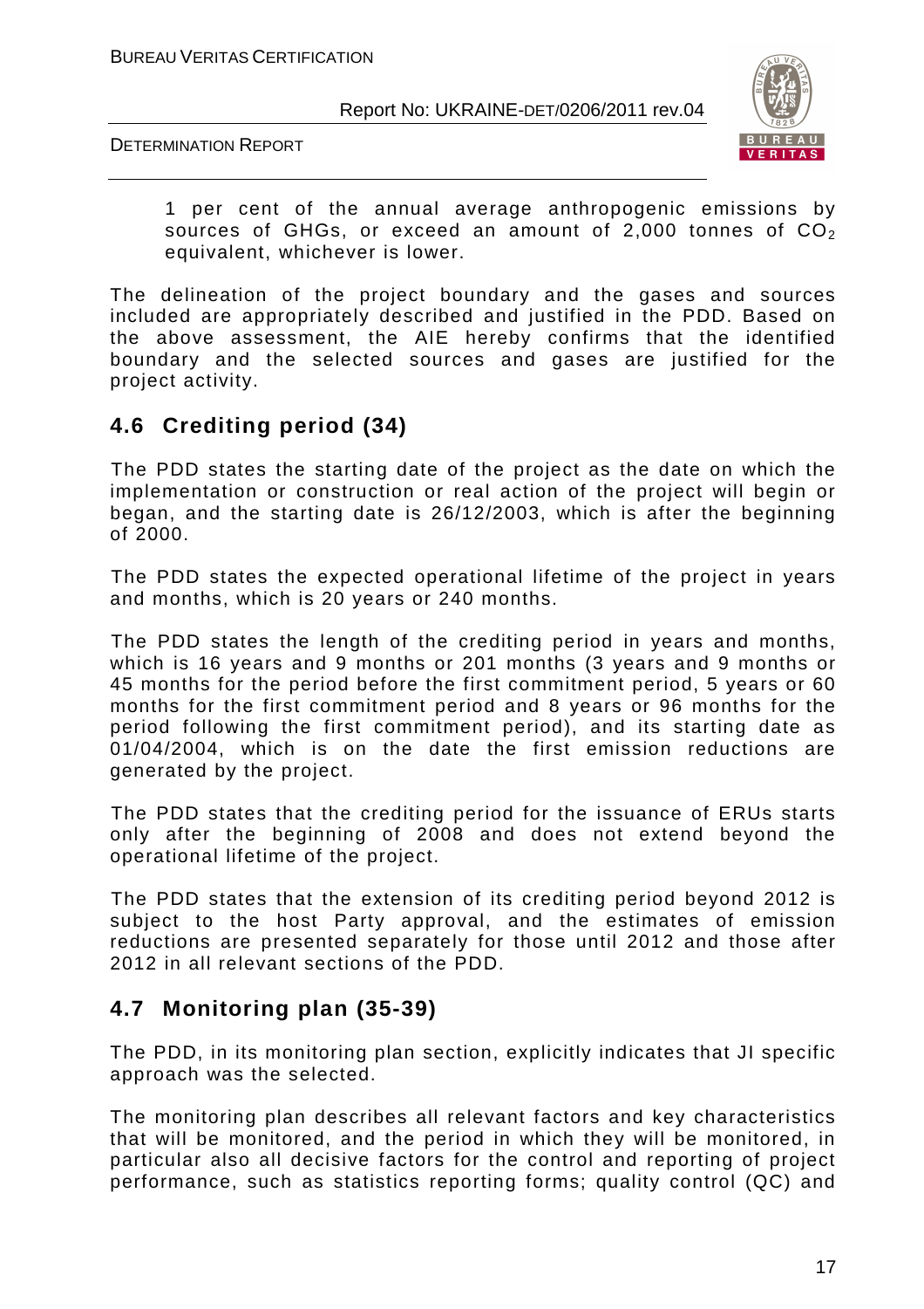1 per cent of the annual average anthropogenic emissions by sources of GHGs, or exceed an amount of 2,000 tonnes of $CO_2$ equivalent, whichever is lower.

The delineation of the project boundary and the gases and sources included are appropriately described and justified in the PDD. Based on the above assessment, the AIE hereby confirms that the identified boundary and the selected sources and gases are justified for the project activity.

## 4.6 Crediting period (34)

The PDD states the starting date of the project as the date on which the implementation or construction or real action of the project will begin or began, and the starting date is 26/12/2003, which is after the beginning of 2000.

The PDD states the expected operational lifetime of the project in years and months, which is 20 years or 240 months.

The PDD states the length of the crediting period in years and months, which is 16 years and 9 months or 201 months (3 years and 9 months or 45 months for the period before the first commitment period, 5 years or 60 months for the first commitment period and 8 years or 96 months for the period following the first commitment period), and its starting date as 01/04/2004, which is on the date the first emission reductions are generated by the project.

The PDD states that the crediting period for the issuance of ERUs starts only after the beginning of 2008 and does not extend beyond the operational lifetime of the project.

The PDD states that the extension of its crediting period beyond 2012 is subject to the host Party approval, and the estimates of emission reductions are presented separately for those until 2012 and those after 2012 in all relevant sections of the PDD.

## 4.7 Monitoring plan (35-39)

The PDD, in its monitoring plan section, explicitly indicates that JI specific approach was the selected.

The monitoring plan describes all relevant factors and key characteristics that will be monitored, and the period in which they will be monitored, in particular also all decisive factors for the control and reporting of project performance, such as statistics reporting forms; quality control (QC) and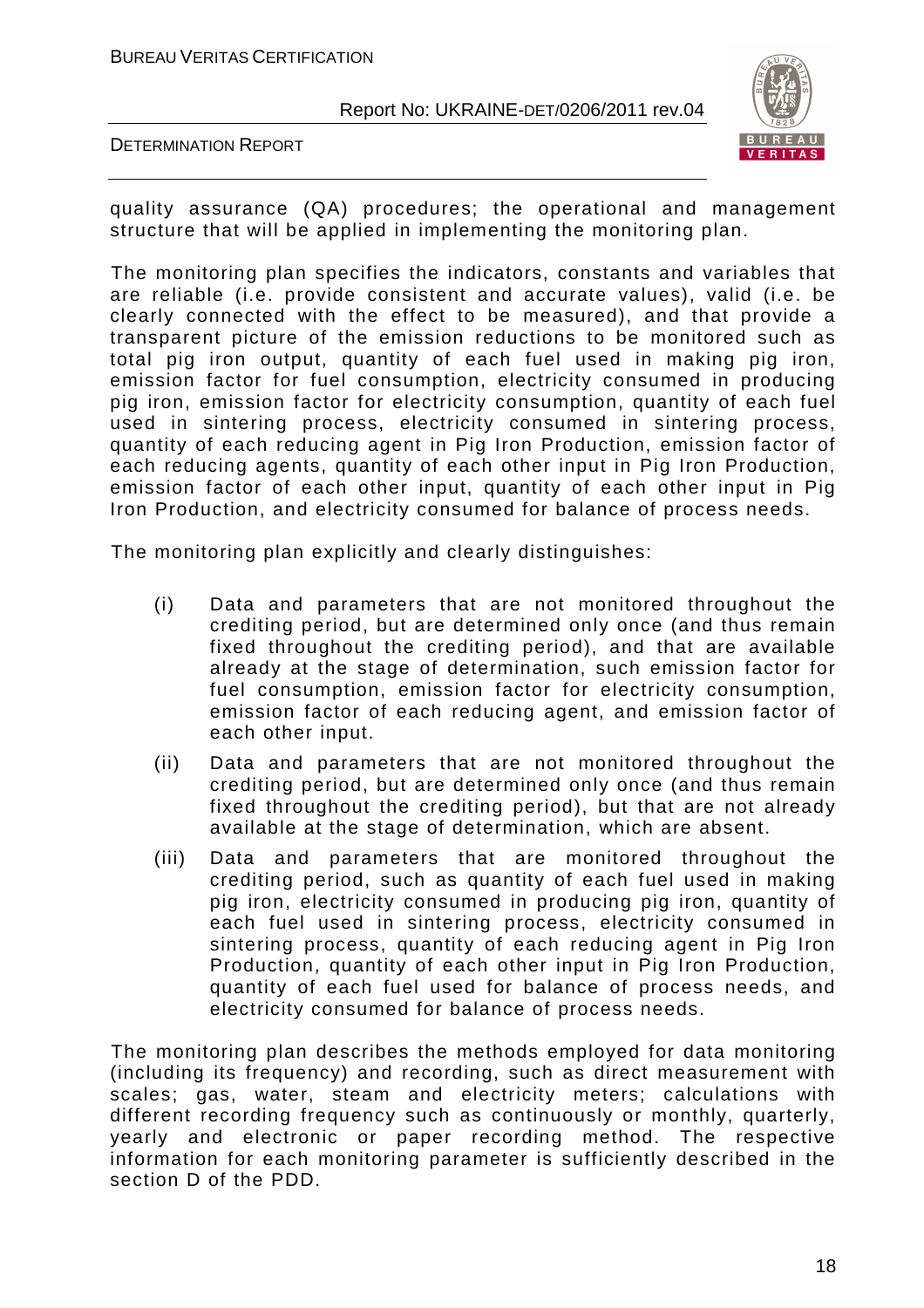quality assurance (QA) procedures; the operational and management structure that will be applied in implementing the monitoring plan.

The monitoring plan specifies the indicators, constants and variables that are reliable (i.e. provide consistent and accurate values), valid (i.e. be clearly connected with the effect to be measured), and that provide a transparent picture of the emission reductions to be monitored such as total pig iron output, quantity of each fuel used in making pig iron, emission factor for fuel consumption, electricity consumed in producing pig iron, emission factor for electricity consumption, quantity of each fuel used in sintering process, electricity consumed in sintering process, quantity of each reducing agent in Pig Iron Production, emission factor of each reducing agents, quantity of each other input in Pig Iron Production, emission factor of each other input, quantity of each other input in Pig Iron Production, and electricity consumed for balance of process needs.

The monitoring plan explicitly and clearly distinguishes:

(i) Data and parameters that are not monitored throughout the crediting period, but are determined only once (and thus remain fixed throughout the crediting period), and that are available already at the stage of determination, such emission factor for fuel consumption, emission factor for electricity consumption, emission factor of each reducing agent, and emission factor of each other input.

(ii) Data and parameters that are not monitored throughout the crediting period, but are determined only once (and thus remain fixed throughout the crediting period), but that are not already available at the stage of determination, which are absent.

(iii) Data and parameters that are monitored throughout the crediting period, such as quantity of each fuel used in making pig iron, electricity consumed in producing pig iron, quantity of each fuel used in sintering process, electricity consumed in sintering process, quantity of each reducing agent in Pig Iron Production, quantity of each other input in Pig Iron Production, quantity of each fuel used for balance of process needs, and electricity consumed for balance of process needs.

The monitoring plan describes the methods employed for data monitoring (including its frequency) and recording, such as direct measurement with scales; gas, water, steam and electricity meters; calculations with different recording frequency such as continuously or monthly, quarterly, yearly and electronic or paper recording method. The respective information for each monitoring parameter is sufficiently described in the section D of the PDD.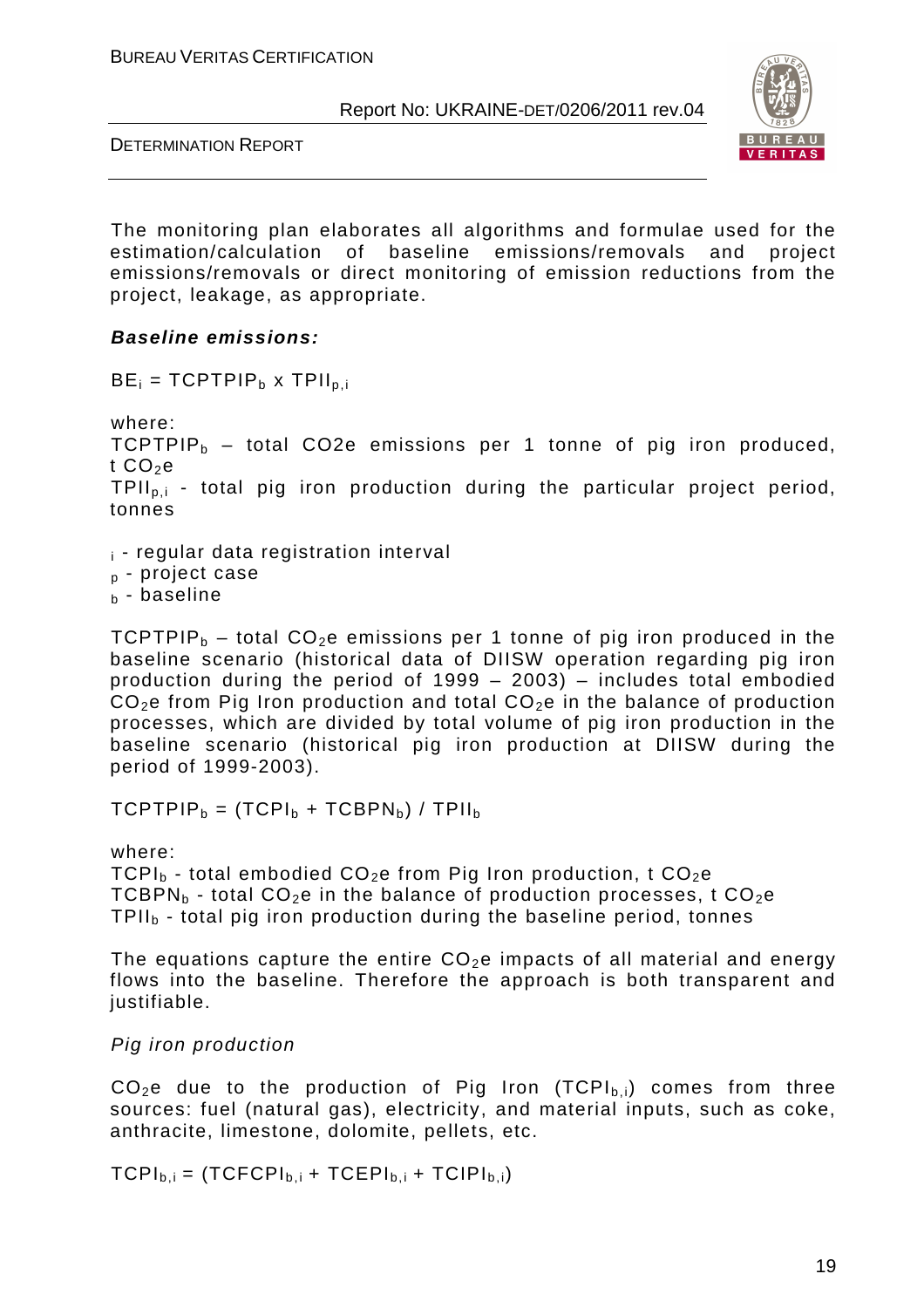The monitoring plan elaborates all algorithms and formulae used for the estimation/calculation of baseline emissions/removals and project emissions/removals or direct monitoring of emission reductions from the project, leakage, as appropriate.

***Baseline emissions:***

$$BE_i = TCPTPIP_b \times TPII_{p,i}$$

where:

$TCPTPIP_b$ – total CO2e emissions per 1 tonne of pig iron produced, t $CO_2e$

$TPII_{p,i}$ - total pig iron production during the particular project period, tonnes

$_i$ - regular data registration interval

$_p$ - project case

$_b$ - baseline

$TCPTPIP_b$ – total $CO_2e$ emissions per 1 tonne of pig iron produced in the baseline scenario (historical data of DIISW operation regarding pig iron production during the period of 1999 – 2003) – includes total embodied $CO_2e$ from Pig Iron production and total $CO_2e$ in the balance of production processes, which are divided by total volume of pig iron production in the baseline scenario (historical pig iron production at DIISW during the period of 1999-2003).

$$TCPTPIP_b = (TCPI_b + TCBPN_b) / TPII_b$$

where:

$TCPI_b$ - total embodied $CO_2e$ from Pig Iron production, t $CO_2e$

$TCBPN_b$ - total $CO_2e$ in the balance of production processes, t $CO_2e$

$TPII_b$ - total pig iron production during the baseline period, tonnes

The equations capture the entire $CO_2e$ impacts of all material and energy flows into the baseline. Therefore the approach is both transparent and justifiable.

*Pig iron production*

$CO_2e$ due to the production of Pig Iron ($TCPI_{b,i}$) comes from three sources: fuel (natural gas), electricity, and material inputs, such as coke, anthracite, limestone, dolomite, pellets, etc.

$$TCPI_{b,i} = (TCFCPI_{b,i} + TCEPI_{b,i} + TCIPI_{b,i})$$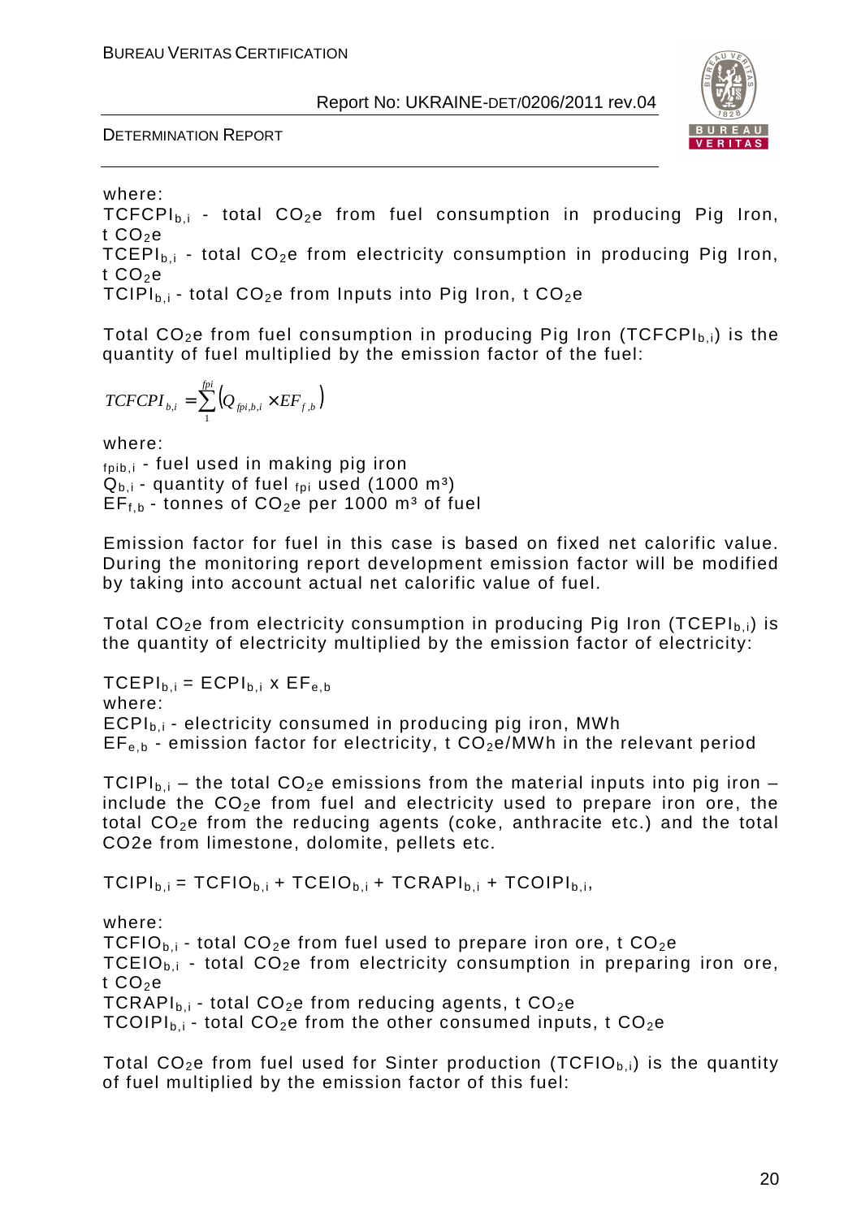where:

$TCFCPI_{b,i}$ - total $CO_2e$ from fuel consumption in producing Pig Iron, t $CO_2e$

$TCEPI_{b,i}$ - total $CO_2e$ from electricity consumption in producing Pig Iron, t $CO_2e$

$TCIPI_{b,i}$ - total $CO_2e$ from Inputs into Pig Iron, t $CO_2e$

Total $CO_2e$ from fuel consumption in producing Pig Iron ($TCFCPI_{b,i}$) is the quantity of fuel multiplied by the emission factor of the fuel:

$$TCFCPI_{b,i} = \sum_{1}^{fpi} \left( Q_{fpi,b,i} \times EF_{f,b} \right)$$

where:

$_{fpib,i}$ - fuel used in making pig iron

$Q_{b,i}$ - quantity of fuel $_{fpi}$ used (1000 m³)

$EF_{f,b}$ - tonnes of $CO_2e$ per 1000 m³ of fuel

Emission factor for fuel in this case is based on fixed net calorific value. During the monitoring report development emission factor will be modified by taking into account actual net calorific value of fuel.

Total $CO_2e$ from electricity consumption in producing Pig Iron ($TCEPI_{b,i}$) is the quantity of electricity multiplied by the emission factor of electricity:

$TCEPI_{b,i} = ECPI_{b,i} \times EF_{e,b}$

where:

$ECPI_{b,i}$ - electricity consumed in producing pig iron, MWh

$EF_{e,b}$ - emission factor for electricity, t $CO_2e$/MWh in the relevant period

$TCIPI_{b,i}$ – the total $CO_2e$ emissions from the material inputs into pig iron – include the $CO_2e$ from fuel and electricity used to prepare iron ore, the total $CO_2e$ from the reducing agents (coke, anthracite etc.) and the total CO2e from limestone, dolomite, pellets etc.

$TCIPI_{b,i} = TCFIO_{b,i} + TCEIO_{b,i} + TCRAPI_{b,i} + TCOIPI_{b,i}$,

where:

$TCFIO_{b,i}$ - total $CO_2e$ from fuel used to prepare iron ore, t $CO_2e$

$TCEIO_{b,i}$ - total $CO_2e$ from electricity consumption in preparing iron ore, t $CO_2e$

$TCRAPI_{b,i}$ - total $CO_2e$ from reducing agents, t $CO_2e$

$TCOIPI_{b,i}$ - total $CO_2e$ from the other consumed inputs, t $CO_2e$

Total $CO_2e$ from fuel used for Sinter production ($TCFIO_{b,i}$) is the quantity of fuel multiplied by the emission factor of this fuel: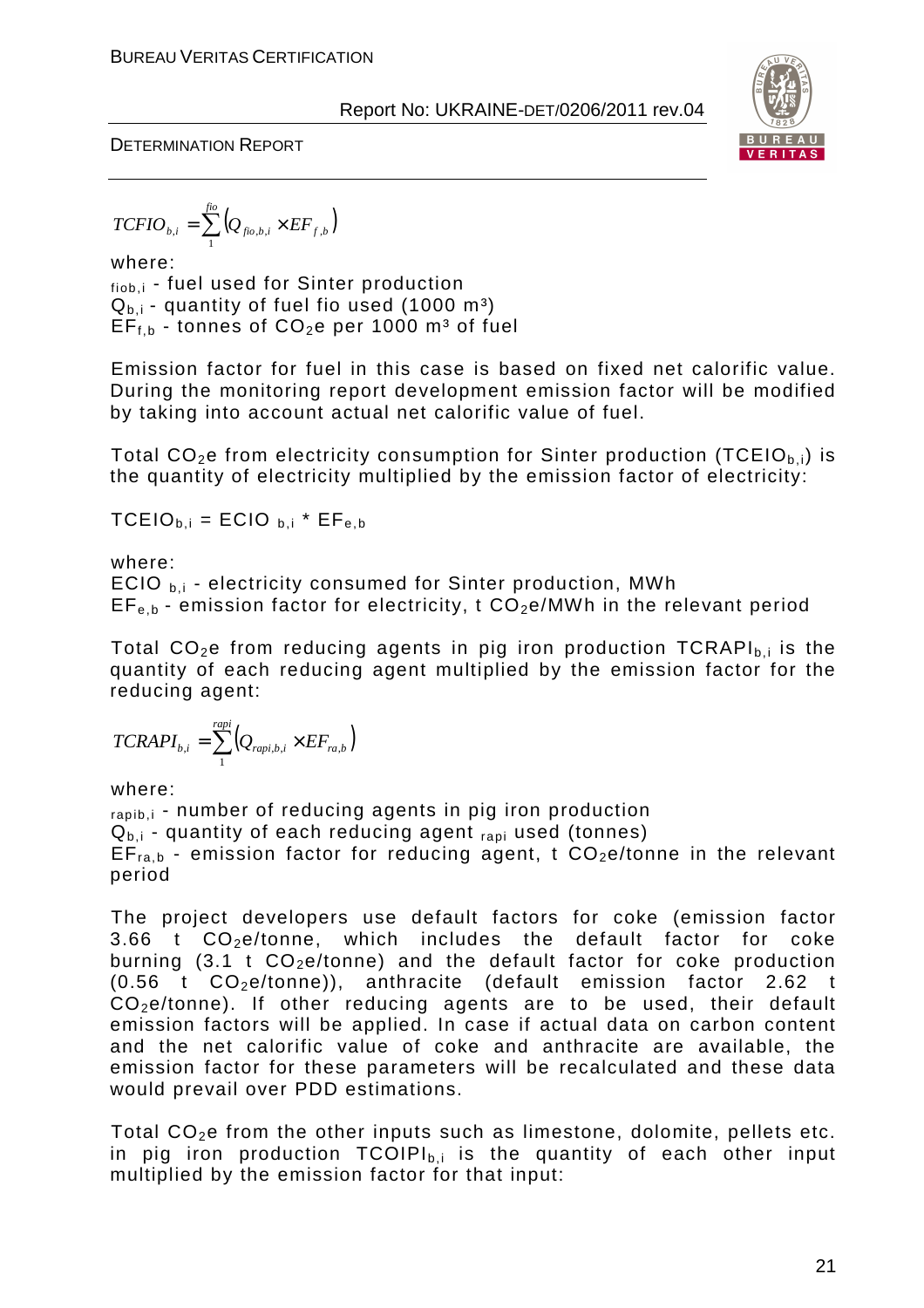$$TCFIO_{b,i} = \sum_{1}^{fio} \left( Q_{fio,b,i} \times EF_{f,b} \right)$$

where:

$_{fiob,i}$ - fuel used for Sinter production

$Q_{b,i}$ - quantity of fuel fio used (1000 $m^3$)

$EF_{f,b}$ - tonnes of $CO_2e$ per 1000 $m^3$ of fuel

Emission factor for fuel in this case is based on fixed net calorific value. During the monitoring report development emission factor will be modified by taking into account actual net calorific value of fuel.

Total $CO_2e$ from electricity consumption for Sinter production ($TCEIO_{b,i}$) is the quantity of electricity multiplied by the emission factor of electricity:

$TCEIO_{b,i} = ECIO_{b,i} * EF_{e,b}$

where:

$ECIO_{b,i}$ - electricity consumed for Sinter production, MWh

$EF_{e,b}$ - emission factor for electricity, t $CO_2e$/MWh in the relevant period

Total $CO_2e$ from reducing agents in pig iron production $TCRAPI_{b,i}$ is the quantity of each reducing agent multiplied by the emission factor for the reducing agent:

$$TCRAPI_{b,i} = \sum_{1}^{rapi} \left( Q_{rapi,b,i} \times EF_{ra,b} \right)$$

where:

$_{rapib,i}$ - number of reducing agents in pig iron production

$Q_{b,i}$ - quantity of each reducing agent $_{rapi}$ used (tonnes)

$EF_{ra,b}$ - emission factor for reducing agent, t $CO_2e$/tonne in the relevant period

The project developers use default factors for coke (emission factor 3.66 t $CO_2e$/tonne, which includes the default factor for coke burning (3.1 t $CO_2e$/tonne) and the default factor for coke production (0.56 t $CO_2e$/tonne)), anthracite (default emission factor 2.62 t $CO_2e$/tonne). If other reducing agents are to be used, their default emission factors will be applied. In case if actual data on carbon content and the net calorific value of coke and anthracite are available, the emission factor for these parameters will be recalculated and these data would prevail over PDD estimations.

Total $CO_2e$ from the other inputs such as limestone, dolomite, pellets etc. in pig iron production $TCOIPI_{b,i}$ is the quantity of each other input multiplied by the emission factor for that input: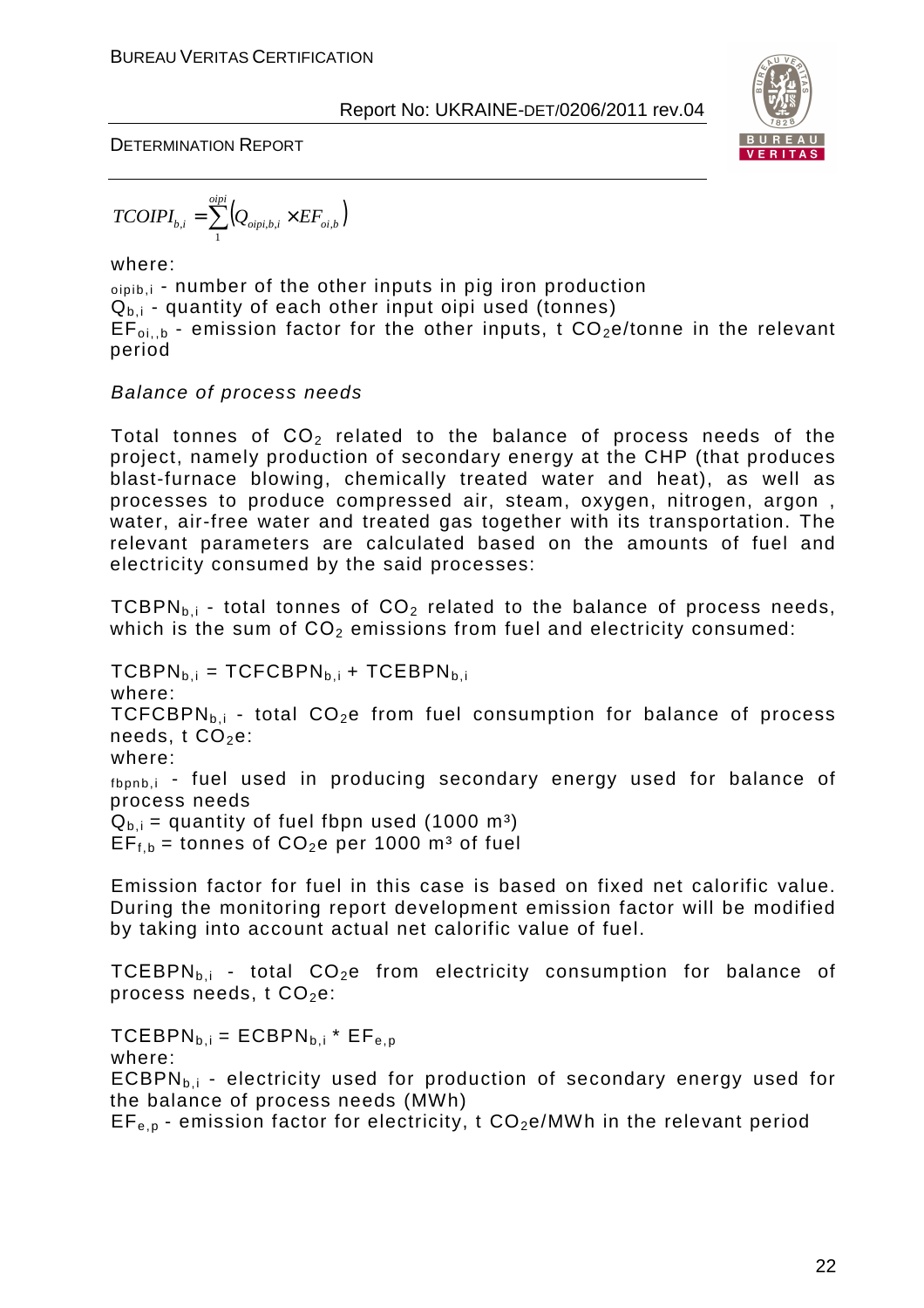$$TCOIPI_{b,i} = \sum_{1}^{oipi} \left( Q_{oipi,b,i} \times EF_{oi,b} \right)$$

where:

$_{oipib,i}$ - number of the other inputs in pig iron production

$Q_{b,i}$ - quantity of each other input oipi used (tonnes)

$EF_{oi,,b}$ - emission factor for the other inputs, t $CO_2$e/tonne in the relevant period

*Balance of process needs*

Total tonnes of $CO_2$ related to the balance of process needs of the project, namely production of secondary energy at the CHP (that produces blast-furnace blowing, chemically treated water and heat), as well as processes to produce compressed air, steam, oxygen, nitrogen, argon , water, air-free water and treated gas together with its transportation. The relevant parameters are calculated based on the amounts of fuel and electricity consumed by the said processes:

$TCBPN_{b,i}$ - total tonnes of $CO_2$ related to the balance of process needs, which is the sum of $CO_2$ emissions from fuel and electricity consumed:

$TCBPN_{b,i} = TCFCBPN_{b,i} + TCEBPN_{b,i}$

where:

$TCFCBPN_{b,i}$ - total $CO_2$e from fuel consumption for balance of process needs, t $CO_2$e:

where:

$_{fbpnb,i}$ - fuel used in producing secondary energy used for balance of process needs

$Q_{b,i}$ = quantity of fuel fbpn used (1000 m³)

$EF_{f,b}$ = tonnes of $CO_2$e per 1000 m³ of fuel

Emission factor for fuel in this case is based on fixed net calorific value. During the monitoring report development emission factor will be modified by taking into account actual net calorific value of fuel.

$TCEBPN_{b,i}$ - total $CO_2$e from electricity consumption for balance of process needs, t $CO_2$e:

$TCEBPN_{b,i} = ECBPN_{b,i} * EF_{e,p}$

where:

$ECBPN_{b,i}$ - electricity used for production of secondary energy used for the balance of process needs (MWh)

$EF_{e,p}$ - emission factor for electricity, t $CO_2$e/MWh in the relevant period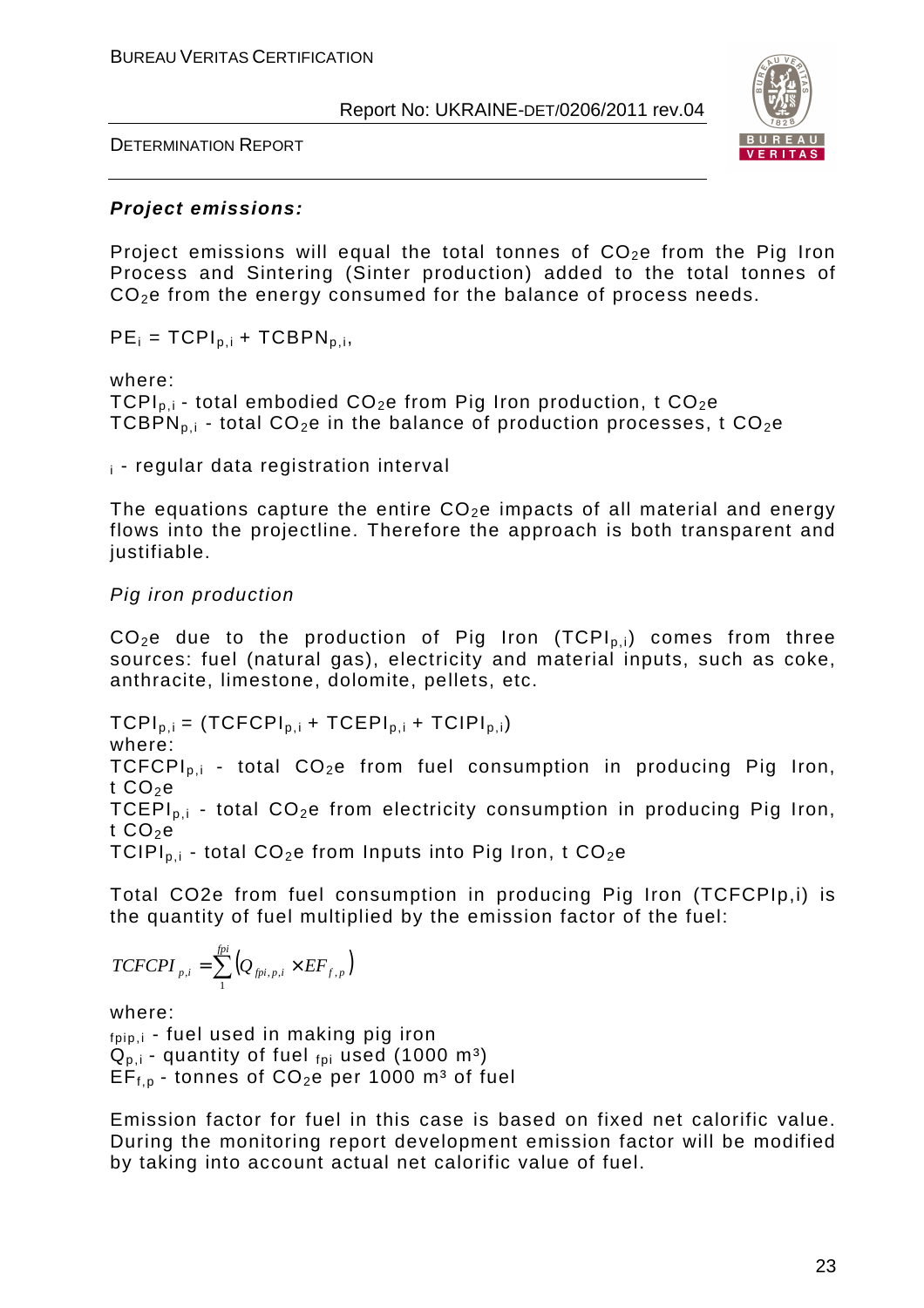***Project emissions:***

Project emissions will equal the total tonnes of $CO_2e$ from the Pig Iron Process and Sintering (Sinter production) added to the total tonnes of $CO_2e$ from the energy consumed for the balance of process needs.

$PE_i = TCPI_{p,i} + TCBPN_{p,i}$,

where:
$TCPI_{p,i}$ - total embodied $CO_2e$ from Pig Iron production, t $CO_2e$
$TCBPN_{p,i}$ - total $CO_2e$ in the balance of production processes, t $CO_2e$

$_i$ - regular data registration interval

The equations capture the entire $CO_2e$ impacts of all material and energy flows into the projectline. Therefore the approach is both transparent and justifiable.

*Pig iron production*

$CO_2e$ due to the production of Pig Iron ($TCPI_{p,i}$) comes from three sources: fuel (natural gas), electricity and material inputs, such as coke, anthracite, limestone, dolomite, pellets, etc.

$TCPI_{p,i} = (TCFCPI_{p,i} + TCEPI_{p,i} + TCIPI_{p,i})$
where:
$TCFCPI_{p,i}$ - total $CO_2e$ from fuel consumption in producing Pig Iron, t $CO_2e$
$TCEPI_{p,i}$ - total $CO_2e$ from electricity consumption in producing Pig Iron, t $CO_2e$
$TCIPI_{p,i}$ - total $CO_2e$ from Inputs into Pig Iron, t $CO_2e$

Total CO2e from fuel consumption in producing Pig Iron (TCFCPIp,i) is the quantity of fuel multiplied by the emission factor of the fuel:

$$TCFCPI_{p,i} = \sum_{1}^{fpi} \left( Q_{fpi,p,i} \times EF_{f,p} \right)$$

where:
$_{fpip,i}$ - fuel used in making pig iron
$Q_{p,i}$ - quantity of fuel $_{fpi}$ used (1000 m³)
$EF_{f,p}$ - tonnes of $CO_2e$ per 1000 m³ of fuel

Emission factor for fuel in this case is based on fixed net calorific value. During the monitoring report development emission factor will be modified by taking into account actual net calorific value of fuel.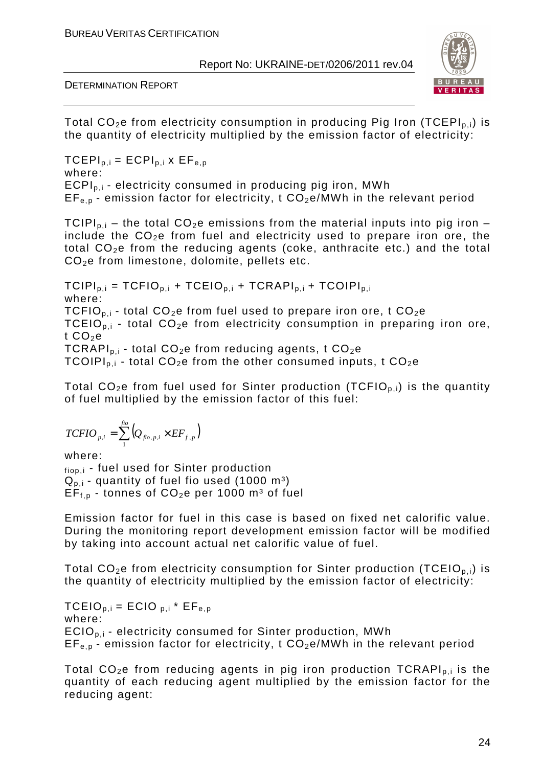Total $CO_2e$ from electricity consumption in producing Pig Iron ($TCEPI_{p,i}$) is the quantity of electricity multiplied by the emission factor of electricity:

$TCEPI_{p,i} = ECPI_{p,i} \times EF_{e,p}$

where:

$ECPI_{p,i}$ - electricity consumed in producing pig iron, MWh

$EF_{e,p}$ - emission factor for electricity, t $CO_2e$/MWh in the relevant period

$TCIPI_{p,i}$ – the total $CO_2e$ emissions from the material inputs into pig iron – include the $CO_2e$ from fuel and electricity used to prepare iron ore, the total $CO_2e$ from the reducing agents (coke, anthracite etc.) and the total $CO_2e$ from limestone, dolomite, pellets etc.

$TCIPI_{p,i} = TCFIO_{p,i} + TCEIO_{p,i} + TCRAPI_{p,i} + TCOIPI_{p,i}$

where:

$TCFIO_{p,i}$ - total $CO_2e$ from fuel used to prepare iron ore, t $CO_2e$

$TCEIO_{p,i}$ - total $CO_2e$ from electricity consumption in preparing iron ore, t $CO_2e$

$TCRAPI_{p,i}$ - total $CO_2e$ from reducing agents, t $CO_2e$

$TCOIPI_{p,i}$ - total $CO_2e$ from the other consumed inputs, t $CO_2e$

Total $CO_2e$ from fuel used for Sinter production ($TCFIO_{p,i}$) is the quantity of fuel multiplied by the emission factor of this fuel:

$$TCFIO_{p,i} = \sum_{1}^{fio} \left( Q_{fio,p,i} \times EF_{f,p} \right)$$

where:

$_{fiop,i}$ - fuel used for Sinter production

$Q_{p,i}$ - quantity of fuel fio used (1000 $m^3$)

$EF_{f,p}$ - tonnes of $CO_2e$ per 1000 $m^3$ of fuel

Emission factor for fuel in this case is based on fixed net calorific value. During the monitoring report development emission factor will be modified by taking into account actual net calorific value of fuel.

Total $CO_2e$ from electricity consumption for Sinter production ($TCEIO_{p,i}$) is the quantity of electricity multiplied by the emission factor of electricity:

$TCEIO_{p,i} = ECIO_{p,i} * EF_{e,p}$

where:

$ECIO_{p,i}$ - electricity consumed for Sinter production, MWh

$EF_{e,p}$ - emission factor for electricity, t $CO_2e$/MWh in the relevant period

Total $CO_2e$ from reducing agents in pig iron production $TCRAPI_{p,i}$ is the quantity of each reducing agent multiplied by the emission factor for the reducing agent: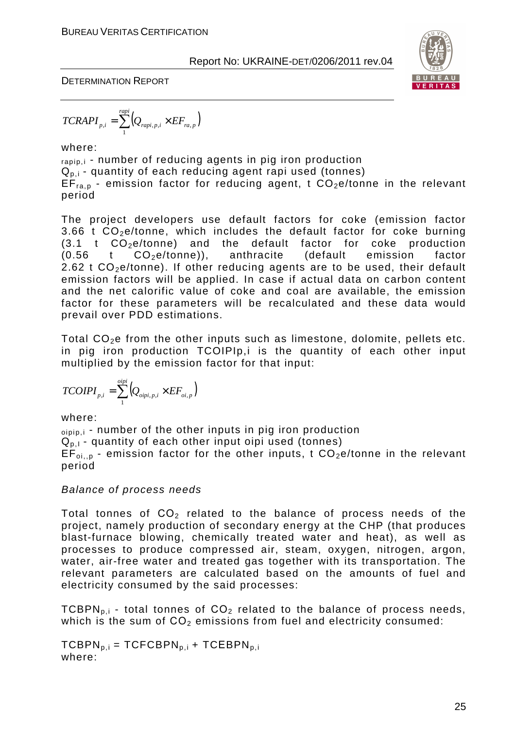$$TCRAPI_{p,i} = \sum_{1}^{rapi} \left( Q_{rapi,p,i} \times EF_{ra,p} \right)$$

where:

$_{rapip,i}$ - number of reducing agents in pig iron production

$Q_{p,i}$ - quantity of each reducing agent rapi used (tonnes)

$EF_{ra,p}$ - emission factor for reducing agent, t $CO_2$e/tonne in the relevant period

The project developers use default factors for coke (emission factor 3.66 t $CO_2$e/tonne, which includes the default factor for coke burning (3.1 t $CO_2$e/tonne) and the default factor for coke production (0.56 t $CO_2$e/tonne)), anthracite (default emission factor 2.62 t $CO_2$e/tonne). If other reducing agents are to be used, their default emission factors will be applied. In case if actual data on carbon content and the net calorific value of coke and coal are available, the emission factor for these parameters will be recalculated and these data would prevail over PDD estimations.

Total $CO_2$e from the other inputs such as limestone, dolomite, pellets etc. in pig iron production TCOIPIp,i is the quantity of each other input multiplied by the emission factor for that input:

$$TCOIPI_{p,i} = \sum_{1}^{oipi} \left( Q_{oipi,p,i} \times EF_{oi,p} \right)$$

where:

$_{oipip,i}$ - number of the other inputs in pig iron production

$Q_{p,I}$ - quantity of each other input oipi used (tonnes)

$EF_{oi,,p}$ - emission factor for the other inputs, t $CO_2$e/tonne in the relevant period

*Balance of process needs*

Total tonnes of $CO_2$ related to the balance of process needs of the project, namely production of secondary energy at the CHP (that produces blast-furnace blowing, chemically treated water and heat), as well as processes to produce compressed air, steam, oxygen, nitrogen, argon, water, air-free water and treated gas together with its transportation. The relevant parameters are calculated based on the amounts of fuel and electricity consumed by the said processes:

$TCBPN_{p,i}$ - total tonnes of $CO_2$ related to the balance of process needs, which is the sum of $CO_2$ emissions from fuel and electricity consumed:

$TCBPN_{p,i} = TCFCBPN_{p,i} + TCEBPN_{p,i}$

where: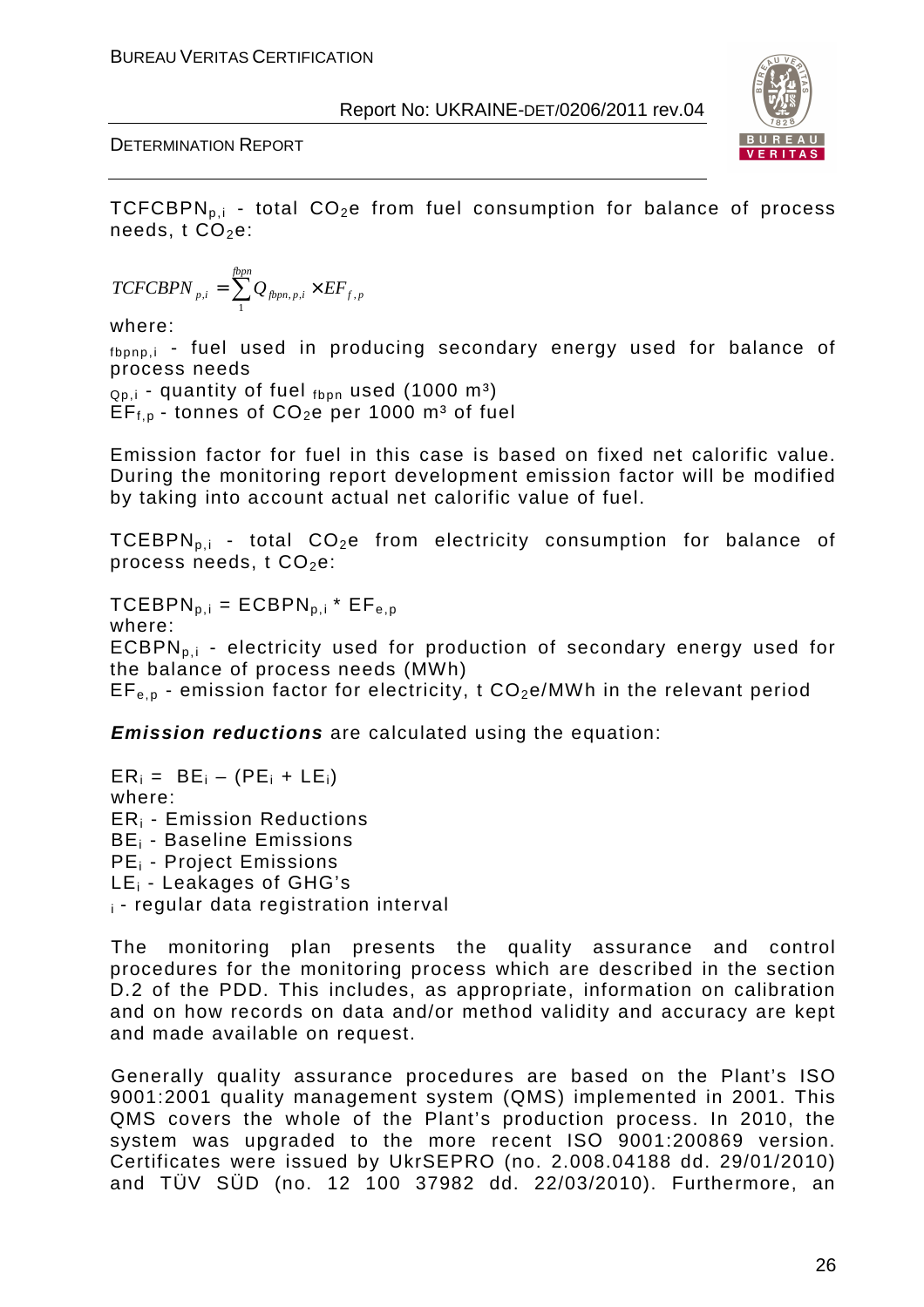$TCFCBPN_{p,i}$ - total $CO_2e$ from fuel consumption for balance of process needs, t $CO_2e$:

$$TCFCBPN_{p,i} = \sum_{1}^{fbpn} Q_{fbpn,p,i} \times EF_{f,p}$$

where:

$_{fbpnp,i}$ - fuel used in producing secondary energy used for balance of process needs

$_{Qp,i}$ - quantity of fuel $_{fbpn}$ used (1000 $m^3$)

$EF_{f,p}$ - tonnes of $CO_2e$ per 1000 $m^3$ of fuel

Emission factor for fuel in this case is based on fixed net calorific value. During the monitoring report development emission factor will be modified by taking into account actual net calorific value of fuel.

$TCEBPN_{p,i}$ - total $CO_2e$ from electricity consumption for balance of process needs, t $CO_2e$:

$TCEBPN_{p,i} = ECBPN_{p,i} * EF_{e,p}$

where:

$ECBPN_{p,i}$ - electricity used for production of secondary energy used for the balance of process needs (MWh)

$EF_{e,p}$ - emission factor for electricity, t $CO_2e$/MWh in the relevant period

***Emission reductions*** are calculated using the equation:

$ER_i = BE_i – (PE_i + LE_i)$

where:

$ER_i$ - Emission Reductions

$BE_i$ - Baseline Emissions

$PE_i$ - Project Emissions

$LE_i$ - Leakages of GHG's

$_i$ - regular data registration interval

The monitoring plan presents the quality assurance and control procedures for the monitoring process which are described in the section D.2 of the PDD. This includes, as appropriate, information on calibration and on how records on data and/or method validity and accuracy are kept and made available on request.

Generally quality assurance procedures are based on the Plant's ISO 9001:2001 quality management system (QMS) implemented in 2001. This QMS covers the whole of the Plant's production process. In 2010, the system was upgraded to the more recent ISO 9001:200869 version. Certificates were issued by UkrSEPRO (no. 2.008.04188 dd. 29/01/2010) and TÜV SÜD (no. 12 100 37982 dd. 22/03/2010). Furthermore, an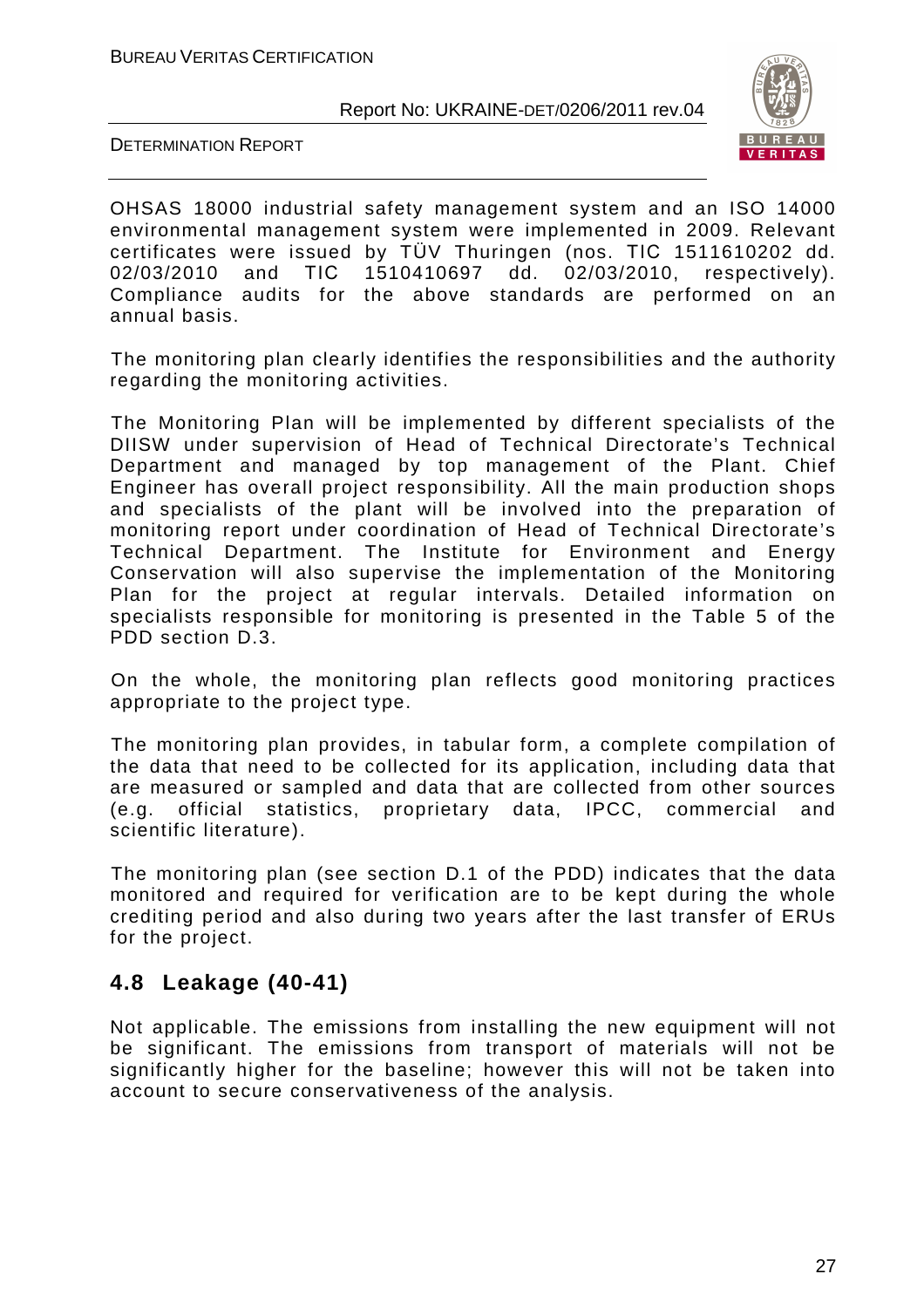OHSAS 18000 industrial safety management system and an ISO 14000 environmental management system were implemented in 2009. Relevant certificates were issued by TÜV Thuringen (nos. TIC 1511610202 dd. 02/03/2010 and TIC 1510410697 dd. 02/03/2010, respectively). Compliance audits for the above standards are performed on an annual basis.

The monitoring plan clearly identifies the responsibilities and the authority regarding the monitoring activities.

The Monitoring Plan will be implemented by different specialists of the DIISW under supervision of Head of Technical Directorate's Technical Department and managed by top management of the Plant. Chief Engineer has overall project responsibility. All the main production shops and specialists of the plant will be involved into the preparation of monitoring report under coordination of Head of Technical Directorate's Technical Department. The Institute for Environment and Energy Conservation will also supervise the implementation of the Monitoring Plan for the project at regular intervals. Detailed information on specialists responsible for monitoring is presented in the Table 5 of the PDD section D.3.

On the whole, the monitoring plan reflects good monitoring practices appropriate to the project type.

The monitoring plan provides, in tabular form, a complete compilation of the data that need to be collected for its application, including data that are measured or sampled and data that are collected from other sources (e.g. official statistics, proprietary data, IPCC, commercial and scientific literature).

The monitoring plan (see section D.1 of the PDD) indicates that the data monitored and required for verification are to be kept during the whole crediting period and also during two years after the last transfer of ERUs for the project.

## 4.8 Leakage (40-41)

Not applicable. The emissions from installing the new equipment will not be significant. The emissions from transport of materials will not be significantly higher for the baseline; however this will not be taken into account to secure conservativeness of the analysis.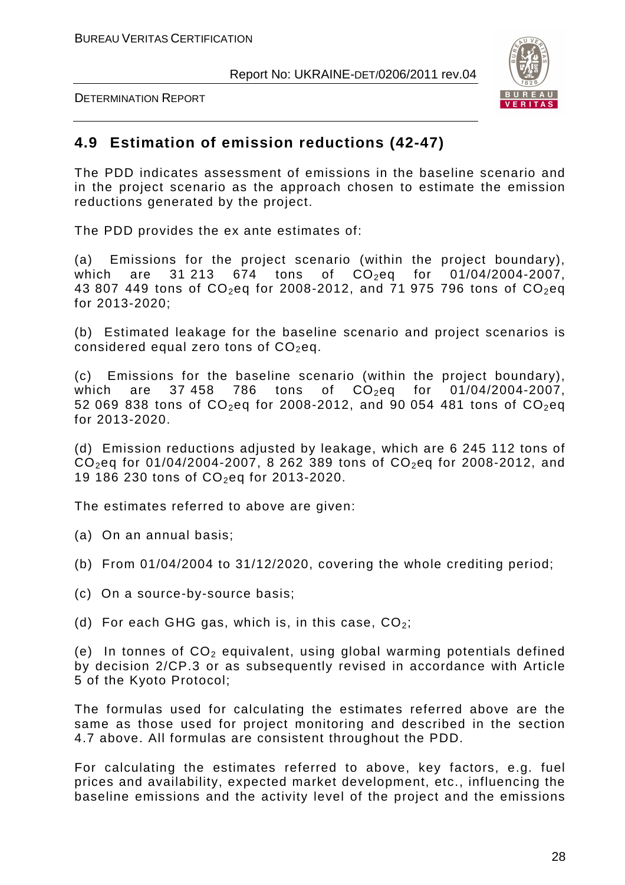## 4.9 Estimation of emission reductions (42-47)

The PDD indicates assessment of emissions in the baseline scenario and in the project scenario as the approach chosen to estimate the emission reductions generated by the project.

The PDD provides the ex ante estimates of:

(a) Emissions for the project scenario (within the project boundary), which are 31 213 674 tons of $CO_2$eq for 01/04/2004-2007, 43 807 449 tons of $CO_2$eq for 2008-2012, and 71 975 796 tons of $CO_2$eq for 2013-2020;

(b) Estimated leakage for the baseline scenario and project scenarios is considered equal zero tons of $CO_2$eq.

(c) Emissions for the baseline scenario (within the project boundary), which are 37 458 786 tons of $CO_2$eq for 01/04/2004-2007, 52 069 838 tons of $CO_2$eq for 2008-2012, and 90 054 481 tons of $CO_2$eq for 2013-2020.

(d) Emission reductions adjusted by leakage, which are 6 245 112 tons of $CO_2$eq for 01/04/2004-2007, 8 262 389 tons of $CO_2$eq for 2008-2012, and 19 186 230 tons of $CO_2$eq for 2013-2020.

The estimates referred to above are given:

(a) On an annual basis;

(b) From 01/04/2004 to 31/12/2020, covering the whole crediting period;

(c) On a source-by-source basis;

(d) For each GHG gas, which is, in this case, $CO_2$;

(e) In tonnes of $CO_2$ equivalent, using global warming potentials defined by decision 2/CP.3 or as subsequently revised in accordance with Article 5 of the Kyoto Protocol;

The formulas used for calculating the estimates referred above are the same as those used for project monitoring and described in the section 4.7 above. All formulas are consistent throughout the PDD.

For calculating the estimates referred to above, key factors, e.g. fuel prices and availability, expected market development, etc., influencing the baseline emissions and the activity level of the project and the emissions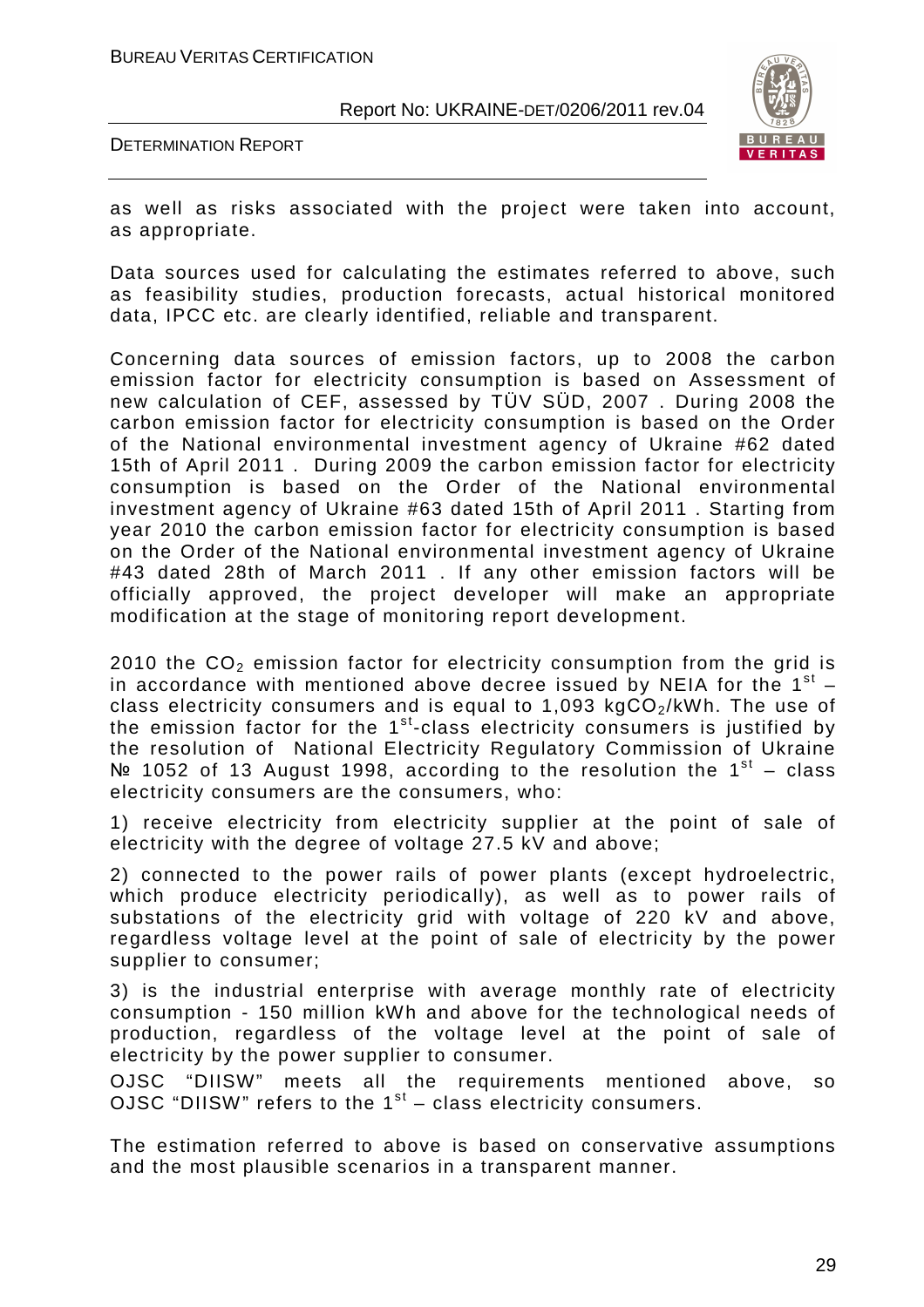as well as risks associated with the project were taken into account, as appropriate.

Data sources used for calculating the estimates referred to above, such as feasibility studies, production forecasts, actual historical monitored data, IPCC etc. are clearly identified, reliable and transparent.

Concerning data sources of emission factors, up to 2008 the carbon emission factor for electricity consumption is based on Assessment of new calculation of CEF, assessed by TÜV SÜD, 2007 . During 2008 the carbon emission factor for electricity consumption is based on the Order of the National environmental investment agency of Ukraine #62 dated 15th of April 2011 . During 2009 the carbon emission factor for electricity consumption is based on the Order of the National environmental investment agency of Ukraine #63 dated 15th of April 2011 . Starting from year 2010 the carbon emission factor for electricity consumption is based on the Order of the National environmental investment agency of Ukraine #43 dated 28th of March 2011 . If any other emission factors will be officially approved, the project developer will make an appropriate modification at the stage of monitoring report development.

2010 the $CO_2$ emission factor for electricity consumption from the grid is in accordance with mentioned above decree issued by NEIA for the 1st – class electricity consumers and is equal to 1,093 $kgCO_2/kWh$. The use of the emission factor for the 1st-class electricity consumers is justified by the resolution of National Electricity Regulatory Commission of Ukraine № 1052 of 13 August 1998, according to the resolution the 1st – class electricity consumers are the consumers, who:

1) receive electricity from electricity supplier at the point of sale of electricity with the degree of voltage 27.5 kV and above;

2) connected to the power rails of power plants (except hydroelectric, which produce electricity periodically), as well as to power rails of substations of the electricity grid with voltage of 220 kV and above, regardless voltage level at the point of sale of electricity by the power supplier to consumer;

3) is the industrial enterprise with average monthly rate of electricity consumption - 150 million kWh and above for the technological needs of production, regardless of the voltage level at the point of sale of electricity by the power supplier to consumer.

OJSC "DIISW" meets all the requirements mentioned above, so OJSC "DIISW" refers to the 1st – class electricity consumers.

The estimation referred to above is based on conservative assumptions and the most plausible scenarios in a transparent manner.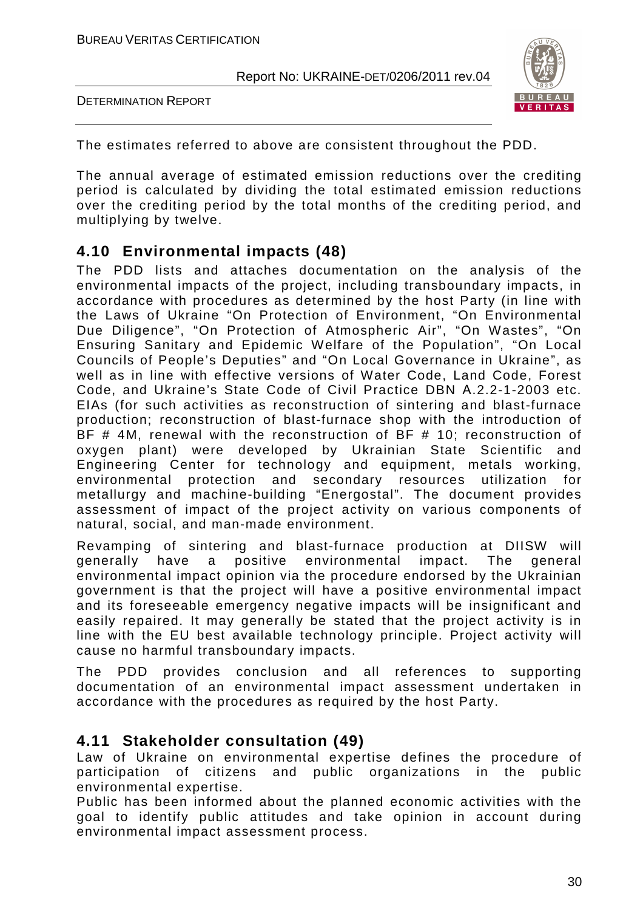The estimates referred to above are consistent throughout the PDD.

The annual average of estimated emission reductions over the crediting period is calculated by dividing the total estimated emission reductions over the crediting period by the total months of the crediting period, and multiplying by twelve.

## 4.10 Environmental impacts (48)

The PDD lists and attaches documentation on the analysis of the environmental impacts of the project, including transboundary impacts, in accordance with procedures as determined by the host Party (in line with the Laws of Ukraine "On Protection of Environment, "On Environmental Due Diligence", "On Protection of Atmospheric Air", "On Wastes", "On Ensuring Sanitary and Epidemic Welfare of the Population", "On Local Councils of People's Deputies" and "On Local Governance in Ukraine", as well as in line with effective versions of Water Code, Land Code, Forest Code, and Ukraine's State Code of Civil Practice DBN A.2.2-1-2003 etc. EIAs (for such activities as reconstruction of sintering and blast-furnace production; reconstruction of blast-furnace shop with the introduction of BF # 4M, renewal with the reconstruction of BF # 10; reconstruction of oxygen plant) were developed by Ukrainian State Scientific and Engineering Center for technology and equipment, metals working, environmental protection and secondary resources utilization for metallurgy and machine-building "Energostal". The document provides assessment of impact of the project activity on various components of natural, social, and man-made environment.

Revamping of sintering and blast-furnace production at DIISW will generally have a positive environmental impact. The general environmental impact opinion via the procedure endorsed by the Ukrainian government is that the project will have a positive environmental impact and its foreseeable emergency negative impacts will be insignificant and easily repaired. It may generally be stated that the project activity is in line with the EU best available technology principle. Project activity will cause no harmful transboundary impacts.

The PDD provides conclusion and all references to supporting documentation of an environmental impact assessment undertaken in accordance with the procedures as required by the host Party.

## 4.11 Stakeholder consultation (49)

Law of Ukraine on environmental expertise defines the procedure of participation of citizens and public organizations in the public environmental expertise.

Public has been informed about the planned economic activities with the goal to identify public attitudes and take opinion in account during environmental impact assessment process.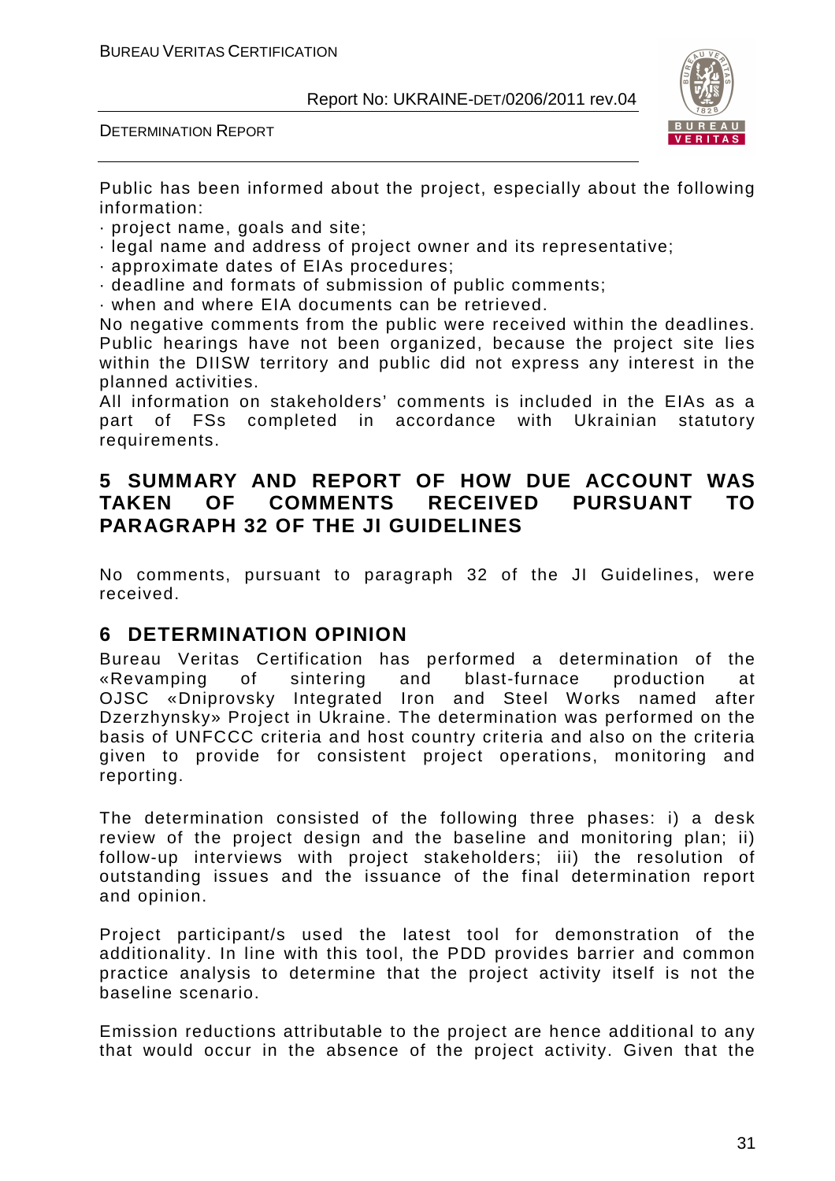Public has been informed about the project, especially about the following information:

- project name, goals and site;
- legal name and address of project owner and its representative;
- approximate dates of EIAs procedures;
- deadline and formats of submission of public comments;
- when and where EIA documents can be retrieved.

No negative comments from the public were received within the deadlines. Public hearings have not been organized, because the project site lies within the DIISW territory and public did not express any interest in the planned activities.

All information on stakeholders' comments is included in the EIAs as a part of FSs completed in accordance with Ukrainian statutory requirements.

# 5 SUMMARY AND REPORT OF HOW DUE ACCOUNT WAS TAKEN OF COMMENTS RECEIVED PURSUANT TO PARAGRAPH 32 OF THE JI GUIDELINES

No comments, pursuant to paragraph 32 of the JI Guidelines, were received.

# 6 DETERMINATION OPINION

Bureau Veritas Certification has performed a determination of the «Revamping of sintering and blast-furnace production at OJSC «Dniprovsky Integrated Iron and Steel Works named after Dzerzhynsky» Project in Ukraine. The determination was performed on the basis of UNFCCC criteria and host country criteria and also on the criteria given to provide for consistent project operations, monitoring and reporting.

The determination consisted of the following three phases: i) a desk review of the project design and the baseline and monitoring plan; ii) follow-up interviews with project stakeholders; iii) the resolution of outstanding issues and the issuance of the final determination report and opinion.

Project participant/s used the latest tool for demonstration of the additionality. In line with this tool, the PDD provides barrier and common practice analysis to determine that the project activity itself is not the baseline scenario.

Emission reductions attributable to the project are hence additional to any that would occur in the absence of the project activity. Given that the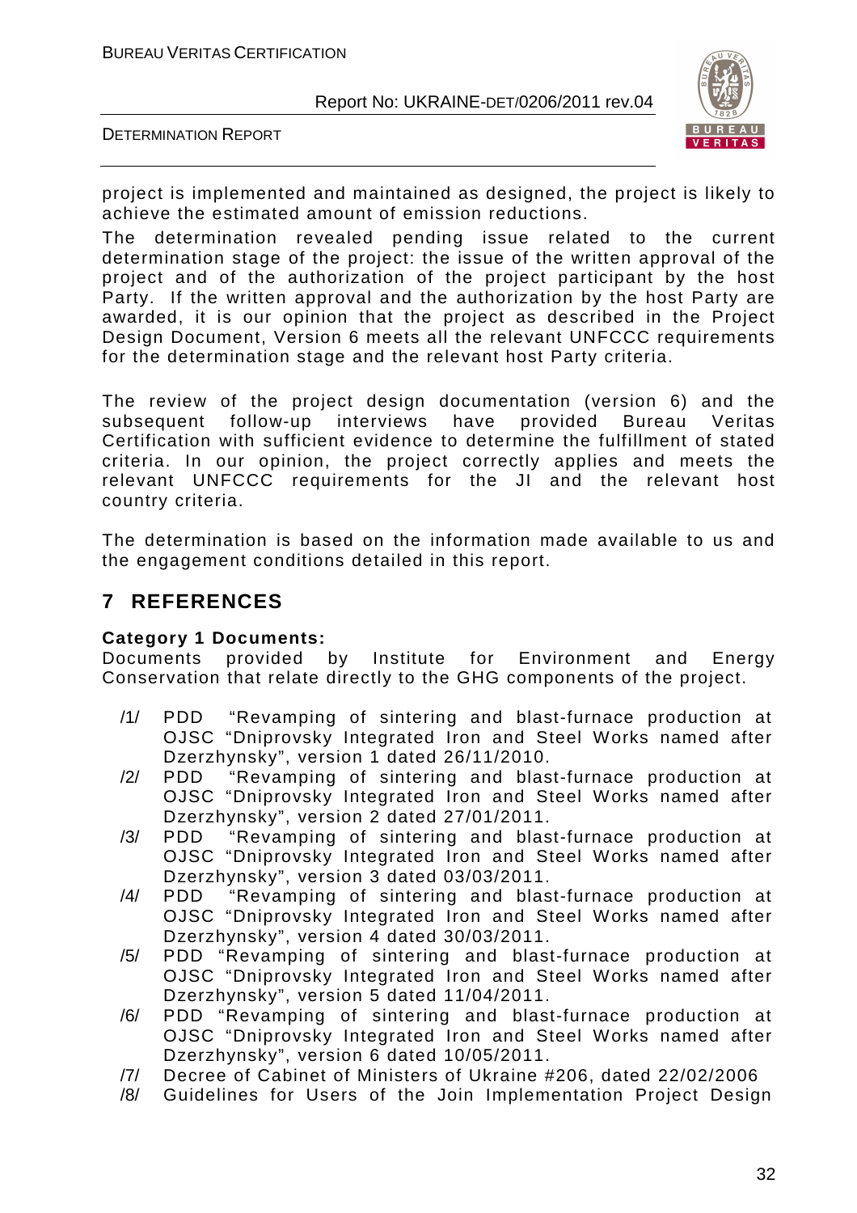project is implemented and maintained as designed, the project is likely to achieve the estimated amount of emission reductions.

The determination revealed pending issue related to the current determination stage of the project: the issue of the written approval of the project and of the authorization of the project participant by the host Party. If the written approval and the authorization by the host Party are awarded, it is our opinion that the project as described in the Project Design Document, Version 6 meets all the relevant UNFCCC requirements for the determination stage and the relevant host Party criteria.

The review of the project design documentation (version 6) and the subsequent follow-up interviews have provided Bureau Veritas Certification with sufficient evidence to determine the fulfillment of stated criteria. In our opinion, the project correctly applies and meets the relevant UNFCCC requirements for the JI and the relevant host country criteria.

The determination is based on the information made available to us and the engagement conditions detailed in this report.

# 7 REFERENCES

**Category 1 Documents:**
Documents provided by Institute for Environment and Energy Conservation that relate directly to the GHG components of the project.

/1/ PDD "Revamping of sintering and blast-furnace production at OJSC "Dniprovsky Integrated Iron and Steel Works named after Dzerzhynsky", version 1 dated 26/11/2010.

/2/ PDD "Revamping of sintering and blast-furnace production at OJSC "Dniprovsky Integrated Iron and Steel Works named after Dzerzhynsky", version 2 dated 27/01/2011.

/3/ PDD "Revamping of sintering and blast-furnace production at OJSC "Dniprovsky Integrated Iron and Steel Works named after Dzerzhynsky", version 3 dated 03/03/2011.

/4/ PDD "Revamping of sintering and blast-furnace production at OJSC "Dniprovsky Integrated Iron and Steel Works named after Dzerzhynsky", version 4 dated 30/03/2011.

/5/ PDD "Revamping of sintering and blast-furnace production at OJSC "Dniprovsky Integrated Iron and Steel Works named after Dzerzhynsky", version 5 dated 11/04/2011.

/6/ PDD "Revamping of sintering and blast-furnace production at OJSC "Dniprovsky Integrated Iron and Steel Works named after Dzerzhynsky", version 6 dated 10/05/2011.

/7/ Decree of Cabinet of Ministers of Ukraine #206, dated 22/02/2006

/8/ Guidelines for Users of the Join Implementation Project Design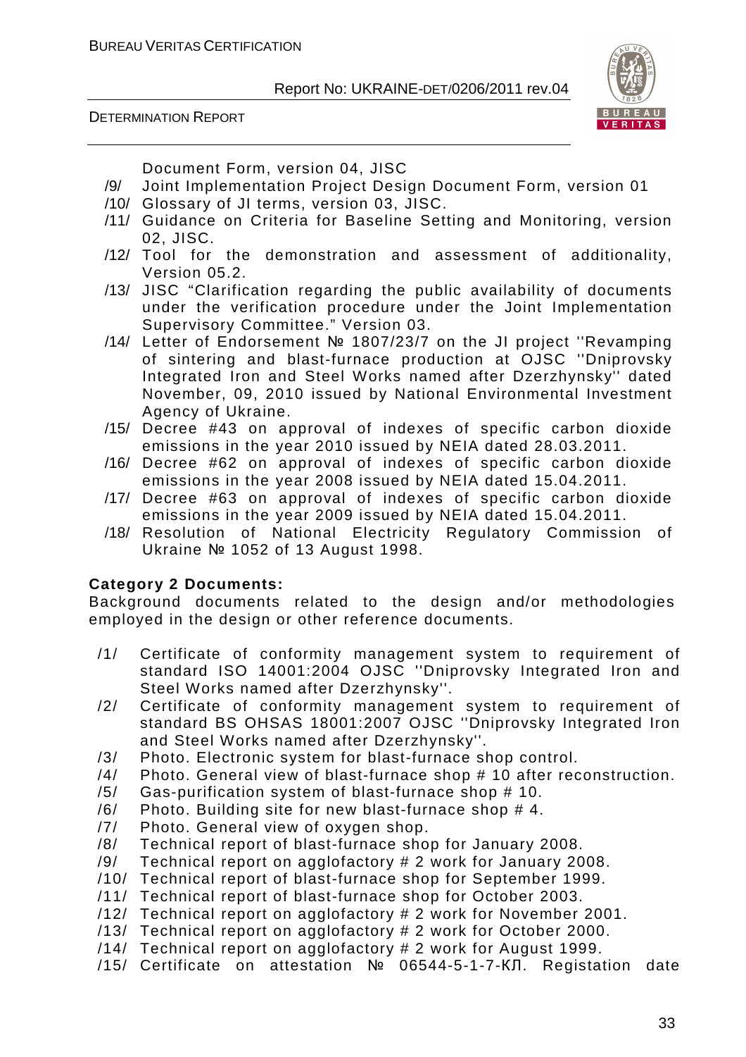Document Form, version 04, JISC

- /9/ Joint Implementation Project Design Document Form, version 01
- /10/ Glossary of JI terms, version 03, JISC.
- /11/ Guidance on Criteria for Baseline Setting and Monitoring, version 02, JISC.
- /12/ Tool for the demonstration and assessment of additionality, Version 05.2.
- /13/ JISC "Clarification regarding the public availability of documents under the verification procedure under the Joint Implementation Supervisory Committee." Version 03.
- /14/ Letter of Endorsement № 1807/23/7 on the JI project ''Revamping of sintering and blast-furnace production at OJSC ''Dniprovsky Integrated Iron and Steel Works named after Dzerzhynsky'' dated November, 09, 2010 issued by National Environmental Investment Agency of Ukraine.
- /15/ Decree #43 on approval of indexes of specific carbon dioxide emissions in the year 2010 issued by NEIA dated 28.03.2011.
- /16/ Decree #62 on approval of indexes of specific carbon dioxide emissions in the year 2008 issued by NEIA dated 15.04.2011.
- /17/ Decree #63 on approval of indexes of specific carbon dioxide emissions in the year 2009 issued by NEIA dated 15.04.2011.
- /18/ Resolution of National Electricity Regulatory Commission of Ukraine № 1052 of 13 August 1998.

**Category 2 Documents:**

Background documents related to the design and/or methodologies employed in the design or other reference documents.

- /1/ Certificate of conformity management system to requirement of standard ISO 14001:2004 OJSC ''Dniprovsky Integrated Iron and Steel Works named after Dzerzhynsky''.
- /2/ Certificate of conformity management system to requirement of standard BS OHSAS 18001:2007 OJSC ''Dniprovsky Integrated Iron and Steel Works named after Dzerzhynsky''.
- /3/ Photo. Electronic system for blast-furnace shop control.
- /4/ Photo. General view of blast-furnace shop # 10 after reconstruction.
- /5/ Gas-purification system of blast-furnace shop # 10.
- /6/ Photo. Building site for new blast-furnace shop # 4.
- /7/ Photo. General view of oxygen shop.
- /8/ Technical report of blast-furnace shop for January 2008.
- /9/ Technical report on agglofactory # 2 work for January 2008.
- /10/ Technical report of blast-furnace shop for September 1999.
- /11/ Technical report of blast-furnace shop for October 2003.
- /12/ Technical report on agglofactory # 2 work for November 2001.
- /13/ Technical report on agglofactory # 2 work for October 2000.
- /14/ Technical report on agglofactory # 2 work for August 1999.
- /15/ Certificate on attestation № 06544-5-1-7-КЛ. Registation date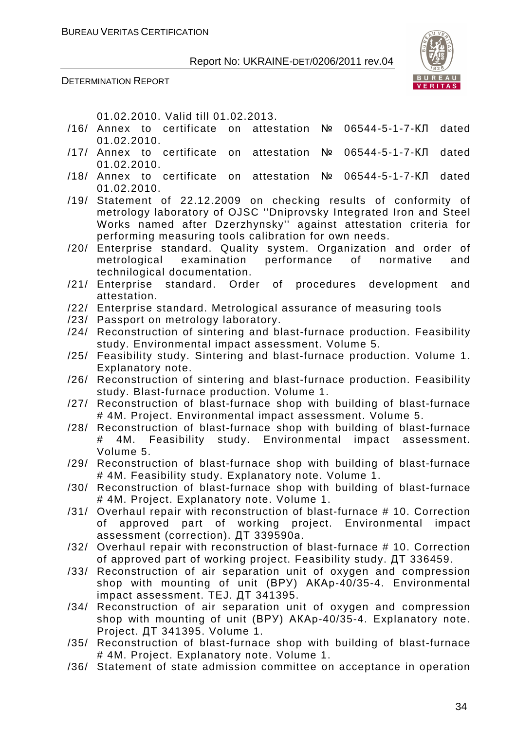01.02.2010. Valid till 01.02.2013.

/16/ Annex to certificate on attestation № 06544-5-1-7-КЛ dated 01.02.2010.

/17/ Annex to certificate on attestation № 06544-5-1-7-КЛ dated 01.02.2010.

/18/ Annex to certificate on attestation № 06544-5-1-7-КЛ dated 01.02.2010.

/19/ Statement of 22.12.2009 on checking results of conformity of metrology laboratory of OJSC ''Dniprovsky Integrated Iron and Steel Works named after Dzerzhynsky'' against attestation criteria for performing measuring tools calibration for own needs.

/20/ Enterprise standard. Quality system. Organization and order of metrological examination performance of normative and technilogical documentation.

/21/ Enterprise standard. Order of procedures development and attestation.

/22/ Enterprise standard. Metrological assurance of measuring tools

/23/ Passport on metrology laboratory.

/24/ Reconstruction of sintering and blast-furnace production. Feasibility study. Environmental impact assessment. Volume 5.

/25/ Feasibility study. Sintering and blast-furnace production. Volume 1. Explanatory note.

/26/ Reconstruction of sintering and blast-furnace production. Feasibility study. Blast-furnace production. Volume 1.

/27/ Reconstruction of blast-furnace shop with building of blast-furnace # 4M. Project. Environmental impact assessment. Volume 5.

/28/ Reconstruction of blast-furnace shop with building of blast-furnace # 4M. Feasibility study. Environmental impact assessment. Volume 5.

/29/ Reconstruction of blast-furnace shop with building of blast-furnace # 4M. Feasibility study. Explanatory note. Volume 1.

/30/ Reconstruction of blast-furnace shop with building of blast-furnace # 4M. Project. Explanatory note. Volume 1.

/31/ Overhaul repair with reconstruction of blast-furnace # 10. Correction of approved part of working project. Environmental impact assessment (correction). ДТ 339590a.

/32/ Overhaul repair with reconstruction of blast-furnace # 10. Correction of approved part of working project. Feasibility study. ДТ 336459.

/33/ Reconstruction of air separation unit of oxygen and compression shop with mounting of unit (ВРУ) АКАр-40/35-4. Environmental impact assessment. TEJ. ДТ 341395.

/34/ Reconstruction of air separation unit of oxygen and compression shop with mounting of unit (ВРУ) АКАр-40/35-4. Explanatory note. Project. ДТ 341395. Volume 1.

/35/ Reconstruction of blast-furnace shop with building of blast-furnace # 4M. Project. Explanatory note. Volume 1.

/36/ Statement of state admission committee on acceptance in operation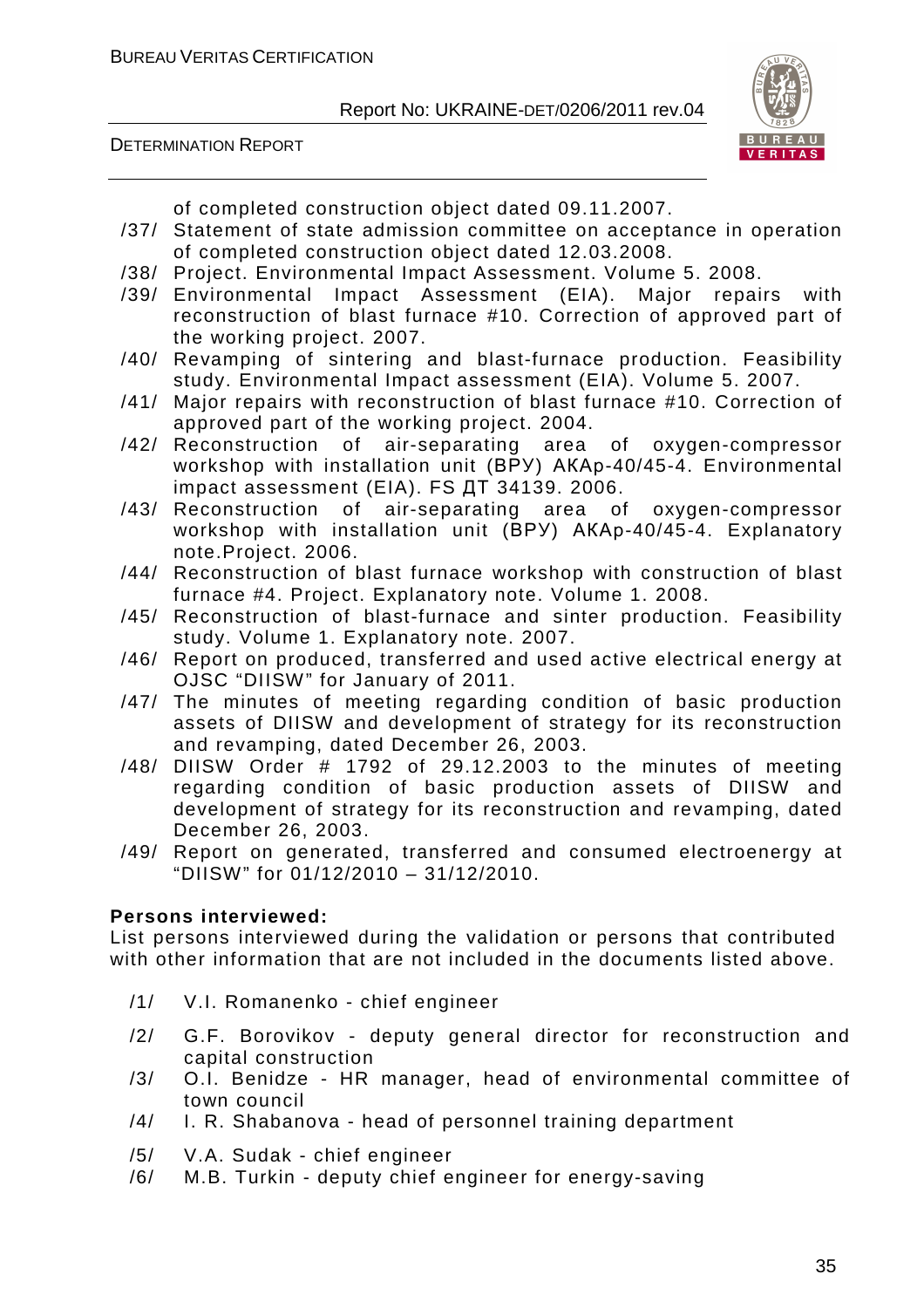of completed construction object dated 09.11.2007.

/37/ Statement of state admission committee on acceptance in operation of completed construction object dated 12.03.2008.

/38/ Project. Environmental Impact Assessment. Volume 5. 2008.

/39/ Environmental Impact Assessment (EIA). Major repairs with reconstruction of blast furnace #10. Correction of approved part of the working project. 2007.

/40/ Revamping of sintering and blast-furnace production. Feasibility study. Environmental Impact assessment (EIA). Volume 5. 2007.

/41/ Major repairs with reconstruction of blast furnace #10. Correction of approved part of the working project. 2004.

/42/ Reconstruction of air-separating area of oxygen-compressor workshop with installation unit (ВРУ) АКАр-40/45-4. Environmental impact assessment (EIA). FS ДТ 34139. 2006.

/43/ Reconstruction of air-separating area of oxygen-compressor workshop with installation unit (ВРУ) АКАр-40/45-4. Explanatory note.Project. 2006.

/44/ Reconstruction of blast furnace workshop with construction of blast furnace #4. Project. Explanatory note. Volume 1. 2008.

/45/ Reconstruction of blast-furnace and sinter production. Feasibility study. Volume 1. Explanatory note. 2007.

/46/ Report on produced, transferred and used active electrical energy at OJSC "DIISW" for January of 2011.

/47/ The minutes of meeting regarding condition of basic production assets of DIISW and development of strategy for its reconstruction and revamping, dated December 26, 2003.

/48/ DIISW Order # 1792 of 29.12.2003 to the minutes of meeting regarding condition of basic production assets of DIISW and development of strategy for its reconstruction and revamping, dated December 26, 2003.

/49/ Report on generated, transferred and consumed electroenergy at "DIISW" for 01/12/2010 – 31/12/2010.

**Persons interviewed:**

List persons interviewed during the validation or persons that contributed with other information that are not included in the documents listed above.

/1/ V.I. Romanenko - chief engineer

/2/ G.F. Borovikov - deputy general director for reconstruction and capital construction

/3/ O.I. Benidze - HR manager, head of environmental committee of town council

/4/ I. R. Shabanova - head of personnel training department

/5/ V.A. Sudak - chief engineer

/6/ M.B. Turkin - deputy chief engineer for energy-saving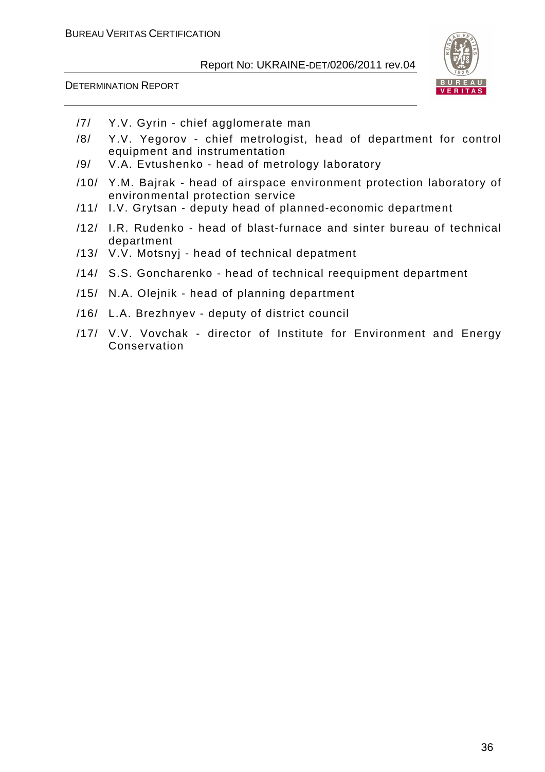/7/ Y.V. Gyrin - chief agglomerate man

/8/ Y.V. Yegorov - chief metrologist, head of department for control equipment and instrumentation

/9/ V.A. Evtushenko - head of metrology laboratory

/10/ Y.M. Bajrak - head of airspace environment protection laboratory of environmental protection service

/11/ I.V. Grytsan - deputy head of planned-economic department

/12/ I.R. Rudenko - head of blast-furnace and sinter bureau of technical department

/13/ V.V. Motsnyj - head of technical depatment

/14/ S.S. Goncharenko - head of technical reequipment department

/15/ N.A. Olejnik - head of planning department

/16/ L.A. Brezhnyev - deputy of district council

/17/ V.V. Vovchak - director of Institute for Environment and Energy Conservation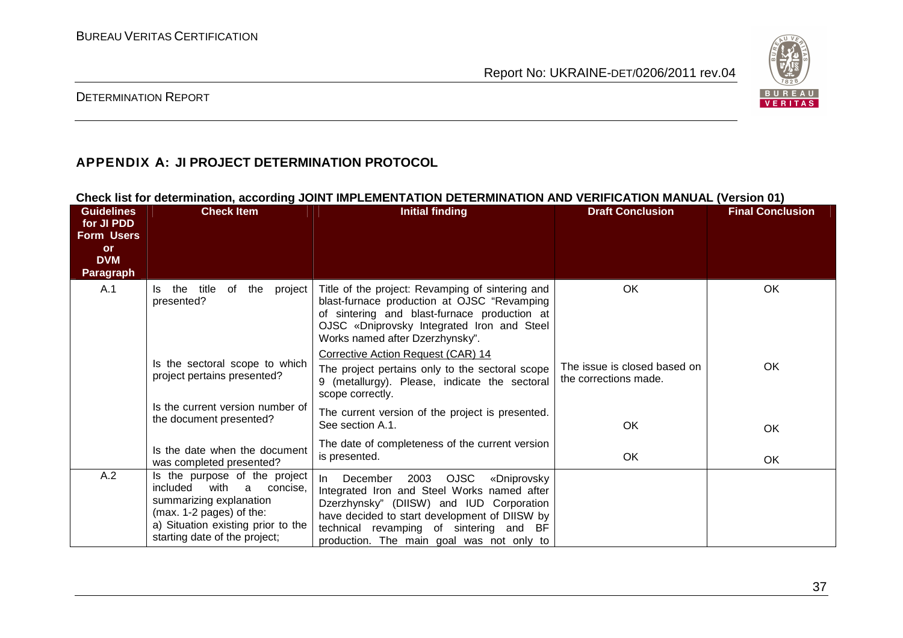## APPENDIX A: JI PROJECT DETERMINATION PROTOCOL

**Check list for determination, according JOINT IMPLEMENTATION DETERMINATION AND VERIFICATION MANUAL (Version 01)**

| Guidelines for JI PDD Form Users or DVM Paragraph | Check Item | Initial finding | Draft Conclusion | Final Conclusion |
|---|---|---|---|---|
| A.1 | Is the title of the project presented? | Title of the project: Revamping of sintering and blast-furnace production at OJSC "Revamping of sintering and blast-furnace production at OJSC «Dniprovsky Integrated Iron and Steel Works named after Dzerzhynsky". | OK | OK |
| | Is the sectoral scope to which project pertains presented? | Corrective Action Request (CAR) 14<br>The project pertains only to the sectoral scope 9 (metallurgy). Please, indicate the sectoral scope correctly. | The issue is closed based on the corrections made. | OK |
| | Is the current version number of the document presented? | The current version of the project is presented. See section A.1. | OK | OK |
| | Is the date when the document was completed presented? | The date of completeness of the current version is presented. | OK | OK |
| A.2 | Is the purpose of the project included with a concise, summarizing explanation (max. 1-2 pages) of the:<br>a) Situation existing prior to the starting date of the project; | In December 2003 OJSC «Dniprovsky Integrated Iron and Steel Works named after Dzerzhynsky" (DIISW) and IUD Corporation have decided to start development of DIISW by technical revamping of sintering and BF production. The main goal was not only to | | |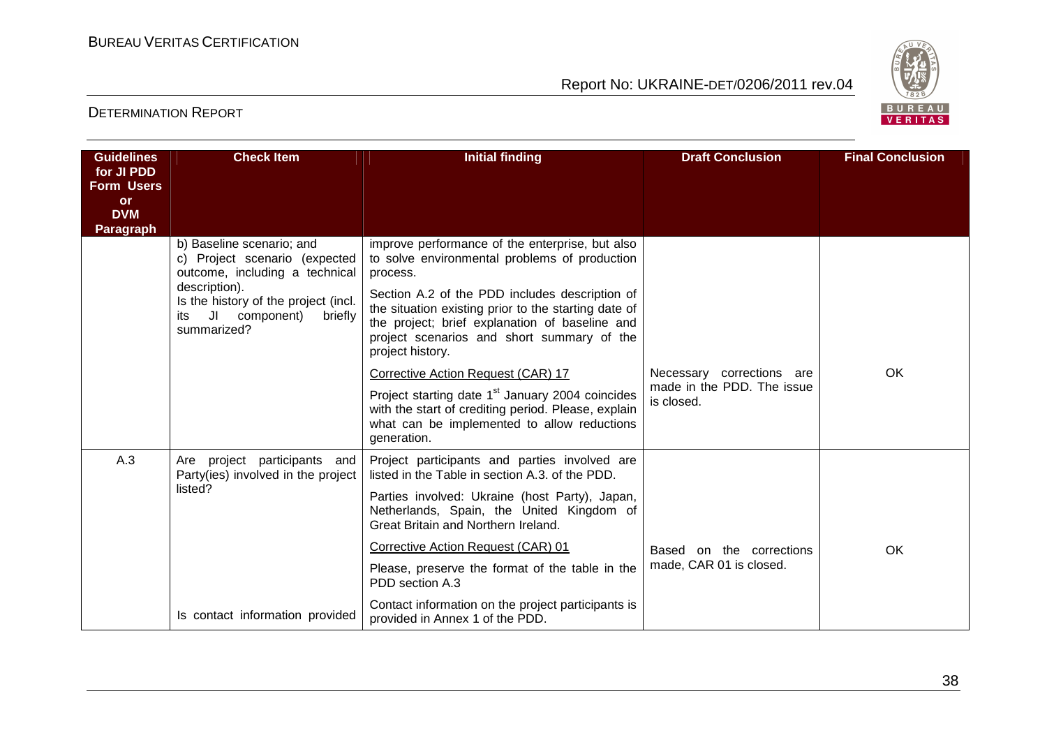| Guidelines for JI PDD Form Users or DVM Paragraph | Check Item | Initial finding | Draft Conclusion | Final Conclusion |
|---|---|---|---|---|
| | b) Baseline scenario; and c) Project scenario (expected outcome, including a technical description). Is the history of the project (incl. its JI component) briefly summarized? | improve performance of the enterprise, but also to solve environmental problems of production process. Section A.2 of the PDD includes description of the situation existing prior to the starting date of the project; brief explanation of baseline and project scenarios and short summary of the project history. | | |
| | | Corrective Action Request (CAR) 17 Project starting date 1st January 2004 coincides with the start of crediting period. Please, explain what can be implemented to allow reductions generation. | Necessary corrections are made in the PDD. The issue is closed. | OK |
| A.3 | Are project participants and Party(ies) involved in the project listed? | Project participants and parties involved are listed in the Table in section A.3. of the PDD. Parties involved: Ukraine (host Party), Japan, Netherlands, Spain, the United Kingdom of Great Britain and Northern Ireland. | | |
| | | Corrective Action Request (CAR) 01 Please, preserve the format of the table in the PDD section A.3 | Based on the corrections made, CAR 01 is closed. | OK |
| | Is contact information provided | Contact information on the project participants is provided in Annex 1 of the PDD. | | |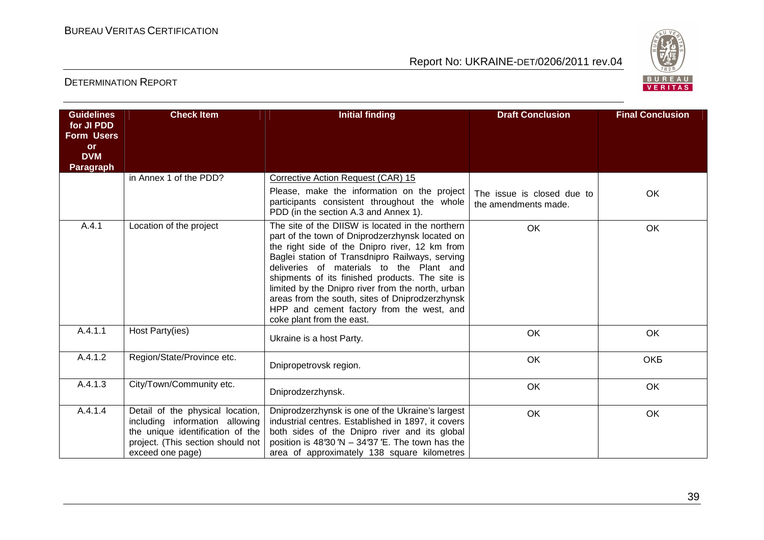| Guidelines for JI PDD Form Users or DVM Paragraph | Check Item | Initial finding | Draft Conclusion | Final Conclusion |
|---|---|---|---|---|
| | in Annex 1 of the PDD? | Corrective Action Request (CAR) 15<br>Please, make the information on the project participants consistent throughout the whole PDD (in the section A.3 and Annex 1). | The issue is closed due to the amendments made. | OK |
| A.4.1 | Location of the project | The site of the DIISW is located in the northern part of the town of Dniprodzerzhynsk located on the right side of the Dnipro river, 12 km from Baglei station of Transdnipro Railways, serving deliveries of materials to the Plant and shipments of its finished products. The site is limited by the Dnipro river from the north, urban areas from the south, sites of Dniprodzerzhynsk HPP and cement factory from the west, and coke plant from the east. | OK | OK |
| A.4.1.1 | Host Party(ies) | Ukraine is a host Party. | OK | OK |
| A.4.1.2 | Region/State/Province etc. | Dnipropetrovsk region. | OK | OKБ |
| A.4.1.3 | City/Town/Community etc. | Dniprodzerzhynsk. | OK | OK |
| A.4.1.4 | Detail of the physical location, including information allowing the unique identification of the project. (This section should not exceed one page) | Dniprodzerzhynsk is one of the Ukraine's largest industrial centres. Established in 1897, it covers both sides of the Dnipro river and its global position is 48°30′N – 34°37′E. The town has the area of approximately 138 square kilometres | OK | OK |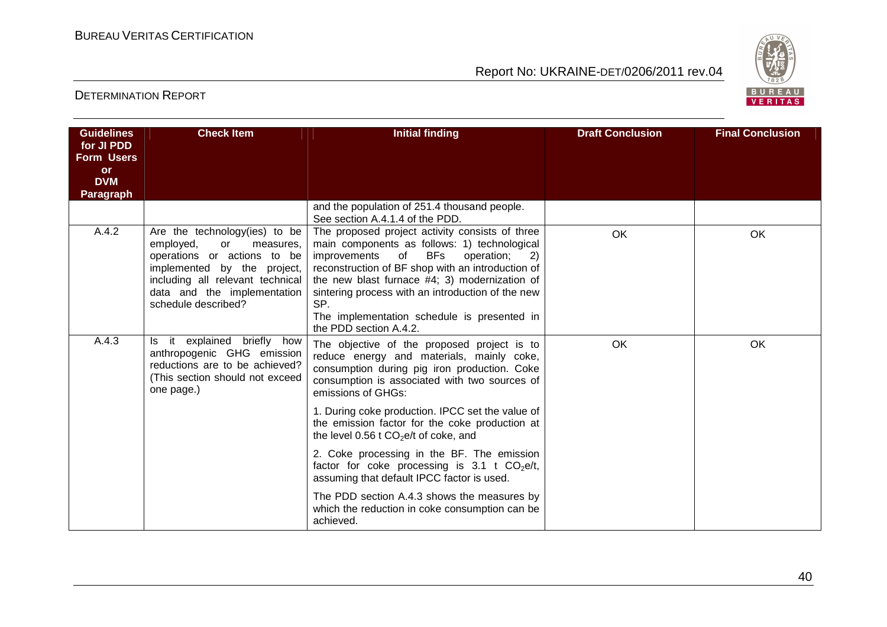| Guidelines for JI PDD Form Users or DVM Paragraph | Check Item | Initial finding | Draft Conclusion | Final Conclusion |
|---|---|---|---|---|
| | | and the population of 251.4 thousand people. See section A.4.1.4 of the PDD. | | |
| A.4.2 | Are the technology(ies) to be employed, or measures, operations or actions to be implemented by the project, including all relevant technical data and the implementation schedule described? | The proposed project activity consists of three main components as follows: 1) technological improvements of BFs operation; 2) reconstruction of BF shop with an introduction of the new blast furnace #4; 3) modernization of sintering process with an introduction of the new SP.<br>The implementation schedule is presented in the PDD section A.4.2. | OK | OK |
| A.4.3 | Is it explained briefly how anthropogenic GHG emission reductions are to be achieved? (This section should not exceed one page.) | The objective of the proposed project is to reduce energy and materials, mainly coke, consumption during pig iron production. Coke consumption is associated with two sources of emissions of GHGs:<br>1. During coke production. IPCC set the value of the emission factor for the coke production at the level 0.56 t $CO_2$e/t of coke, and<br>2. Coke processing in the BF. The emission factor for coke processing is 3.1 t $CO_2$e/t, assuming that default IPCC factor is used.<br>The PDD section A.4.3 shows the measures by which the reduction in coke consumption can be achieved. | OK | OK |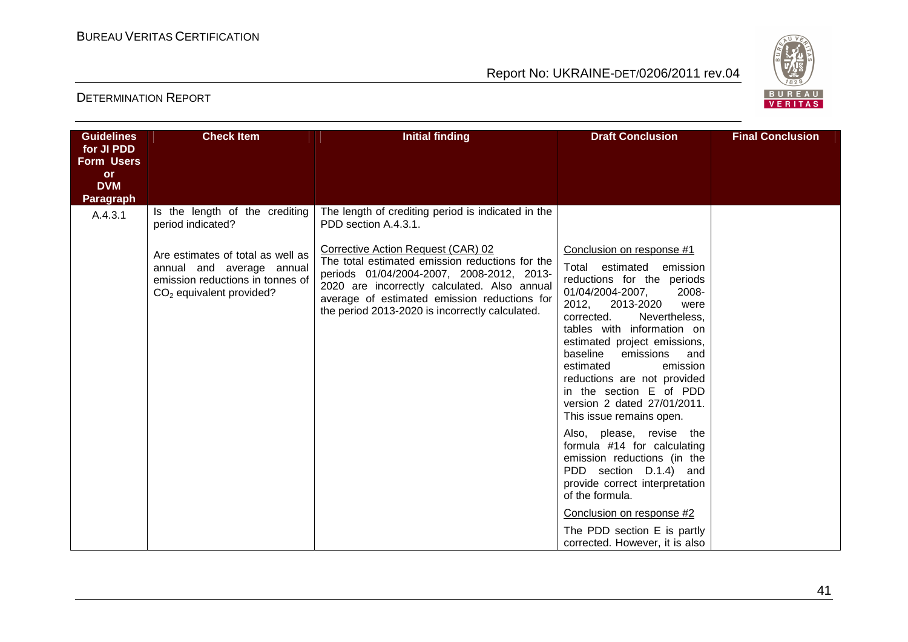| Guidelines for JI PDD Form Users or DVM Paragraph | Check Item | Initial finding | Draft Conclusion | Final Conclusion |
|---|---|---|---|---|
| A.4.3.1 | Is the length of the crediting period indicated? | The length of crediting period is indicated in the PDD section A.4.3.1. | | |
| | Are estimates of total as well as annual and average annual emission reductions in tonnes of $CO_2$ equivalent provided? | Corrective Action Request (CAR) 02<br>The total estimated emission reductions for the periods 01/04/2004-2007, 2008-2012, 2013-2020 are incorrectly calculated. Also annual average of estimated emission reductions for the period 2013-2020 is incorrectly calculated. | Conclusion on response #1<br>Total estimated emission reductions for the periods 01/04/2004-2007, 2008-2012, 2013-2020 were corrected. Nevertheless, tables with information on estimated project emissions, baseline emissions and estimated emission reductions are not provided in the section E of PDD version 2 dated 27/01/2011. This issue remains open.<br>Also, please, revise the formula #14 for calculating emission reductions (in the PDD section D.1.4) and provide correct interpretation of the formula.<br>Conclusion on response #2<br>The PDD section E is partly corrected. However, it is also | |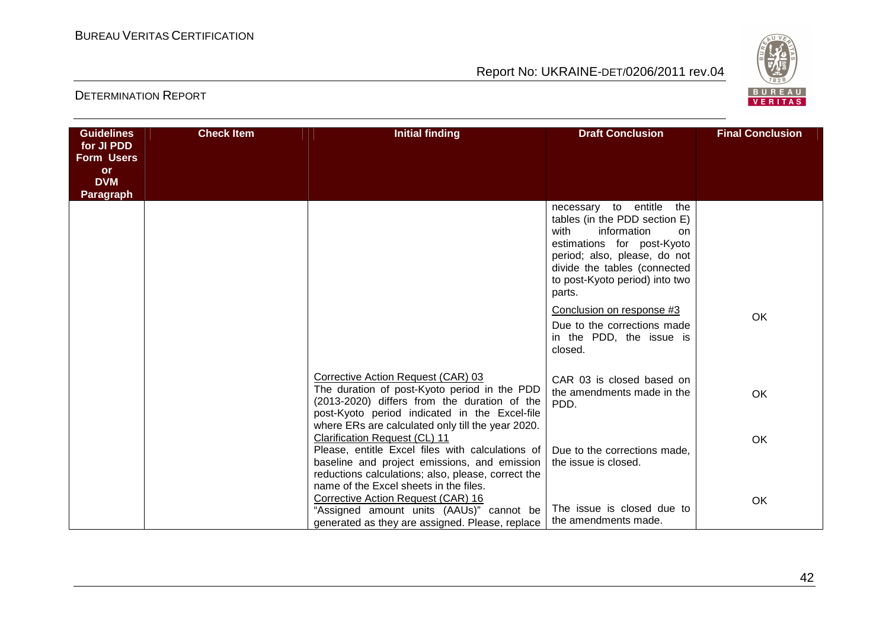| Guidelines for JI PDD Form Users or DVM Paragraph | Check Item | Initial finding | Draft Conclusion | Final Conclusion |
|---|---|---|---|---|
| | | | necessary to entitle the tables (in the PDD section E) with information on estimations for post-Kyoto period; also, please, do not divide the tables (connected to post-Kyoto period) into two parts.<br><br>Conclusion on response #3<br>Due to the corrections made in the PDD, the issue is closed. | OK |
| | | Corrective Action Request (CAR) 03<br>The duration of post-Kyoto period in the PDD (2013-2020) differs from the duration of the post-Kyoto period indicated in the Excel-file where ERs are calculated only till the year 2020. | CAR 03 is closed based on the amendments made in the PDD. | OK |
| | | Clarification Request (CL) 11<br>Please, entitle Excel files with calculations of baseline and project emissions, and emission reductions calculations; also, please, correct the name of the Excel sheets in the files. | Due to the corrections made, the issue is closed. | OK |
| | | Corrective Action Request (CAR) 16<br>"Assigned amount units (AAUs)" cannot be generated as they are assigned. Please, replace | The issue is closed due to the amendments made. | OK |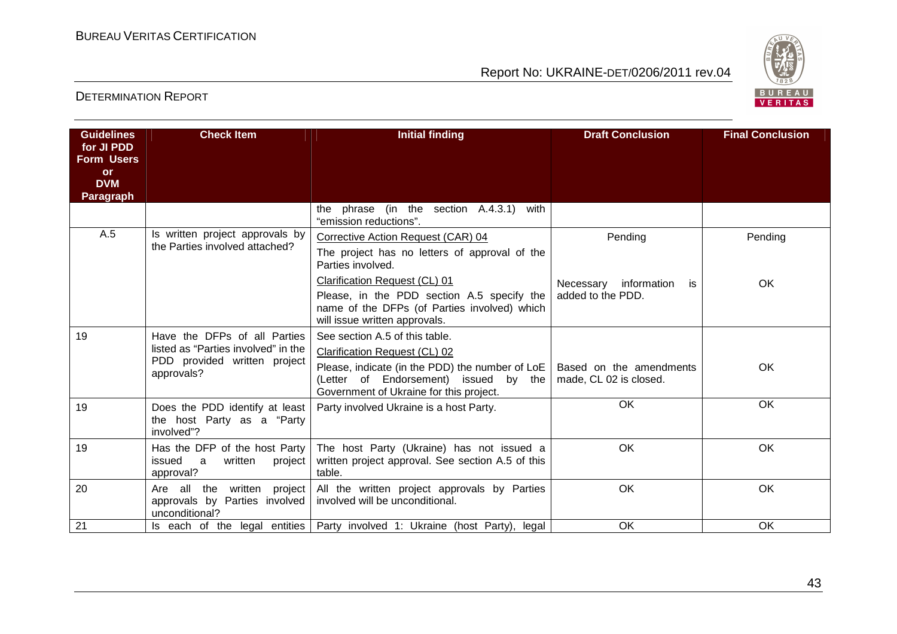| Guidelines for JI PDD Form Users or DVM Paragraph | Check Item | Initial finding | Draft Conclusion | Final Conclusion |
|---|---|---|---|---|
| | | the phrase (in the section A.4.3.1) with "emission reductions". | | |
| A.5 | Is written project approvals by the Parties involved attached? | Corrective Action Request (CAR) 04<br>The project has no letters of approval of the Parties involved. | Pending | Pending |
| | | Clarification Request (CL) 01<br>Please, in the PDD section A.5 specify the name of the DFPs (of Parties involved) which will issue written approvals. | Necessary information is added to the PDD. | OK |
| 19 | Have the DFPs of all Parties listed as "Parties involved" in the PDD provided written project approvals? | See section A.5 of this table.<br>Clarification Request (CL) 02<br>Please, indicate (in the PDD) the number of LoE (Letter of Endorsement) issued by the Government of Ukraine for this project. | Based on the amendments made, CL 02 is closed. | OK |
| 19 | Does the PDD identify at least the host Party as a "Party involved"? | Party involved Ukraine is a host Party. | OK | OK |
| 19 | Has the DFP of the host Party issued a written project approval? | The host Party (Ukraine) has not issued a written project approval. See section A.5 of this table. | OK | OK |
| 20 | Are all the written project approvals by Parties involved unconditional? | All the written project approvals by Parties involved will be unconditional. | OK | OK |
| 21 | Is each of the legal entities | Party involved 1: Ukraine (host Party), legal | OK | OK |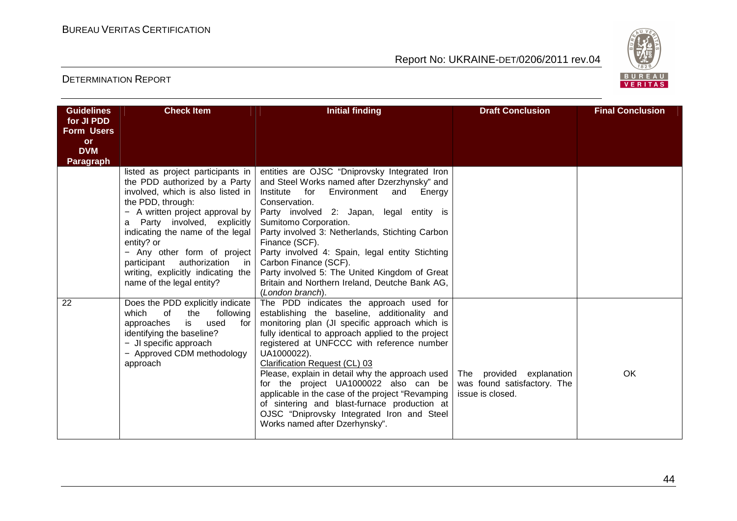| Guidelines for JI PDD Form Users or DVM Paragraph | Check Item | Initial finding | Draft Conclusion | Final Conclusion |
|---|---|---|---|---|
| | listed as project participants in the PDD authorized by a Party involved, which is also listed in the PDD, through:<br>− A written project approval by a Party involved, explicitly indicating the name of the legal entity? or<br>− Any other form of project participant authorization in writing, explicitly indicating the name of the legal entity? | entities are OJSC "Dniprovsky Integrated Iron and Steel Works named after Dzerzhynsky" and Institute for Environment and Energy Conservation.<br>Party involved 2: Japan, legal entity is Sumitomo Corporation.<br>Party involved 3: Netherlands, Stichting Carbon Finance (SCF).<br>Party involved 4: Spain, legal entity Stichting Carbon Finance (SCF).<br>Party involved 5: The United Kingdom of Great Britain and Northern Ireland, Deutche Bank AG, (*London branch*). | | |
| 22 | Does the PDD explicitly indicate which of the following approaches is used for identifying the baseline?<br>− JI specific approach<br>− Approved CDM methodology approach | The PDD indicates the approach used for establishing the baseline, additionality and monitoring plan (JI specific approach which is fully identical to approach applied to the project registered at UNFCCC with reference number UA1000022).<br>Clarification Request (CL) 03<br>Please, explain in detail why the approach used for the project UA1000022 also can be applicable in the case of the project "Revamping of sintering and blast-furnace production at OJSC "Dniprovsky Integrated Iron and Steel Works named after Dzerhynsky". | The provided explanation was found satisfactory. The issue is closed. | OK |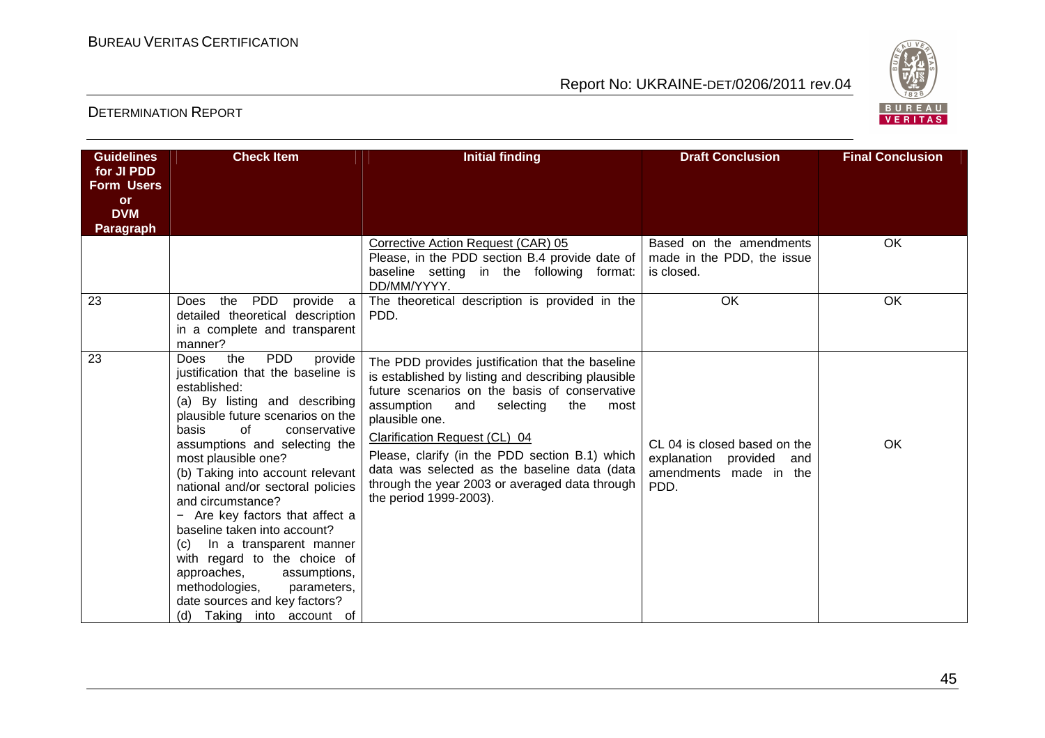| Guidelines for JI PDD Form Users or DVM Paragraph | Check Item | Initial finding | Draft Conclusion | Final Conclusion |
|---|---|---|---|---|
| | | Corrective Action Request (CAR) 05<br>Please, in the PDD section B.4 provide date of baseline setting in the following format: DD/MM/YYYY. | Based on the amendments made in the PDD, the issue is closed. | OK |
| 23 | Does the PDD provide a detailed theoretical description in a complete and transparent manner? | The theoretical description is provided in the PDD. | OK | OK |
| 23 | Does the PDD provide justification that the baseline is established:<br>(a) By listing and describing plausible future scenarios on the basis of conservative assumptions and selecting the most plausible one?<br>(b) Taking into account relevant national and/or sectoral policies and circumstance?<br>− Are key factors that affect a baseline taken into account?<br>(c) In a transparent manner with regard to the choice of approaches, assumptions, methodologies, parameters, date sources and key factors?<br>(d) Taking into account of | The PDD provides justification that the baseline is established by listing and describing plausible future scenarios on the basis of conservative assumption and selecting the most plausible one.<br>Clarification Request (CL) 04<br>Please, clarify (in the PDD section B.1) which data was selected as the baseline data (data through the year 2003 or averaged data through the period 1999-2003). | CL 04 is closed based on the explanation provided and amendments made in the PDD. | OK |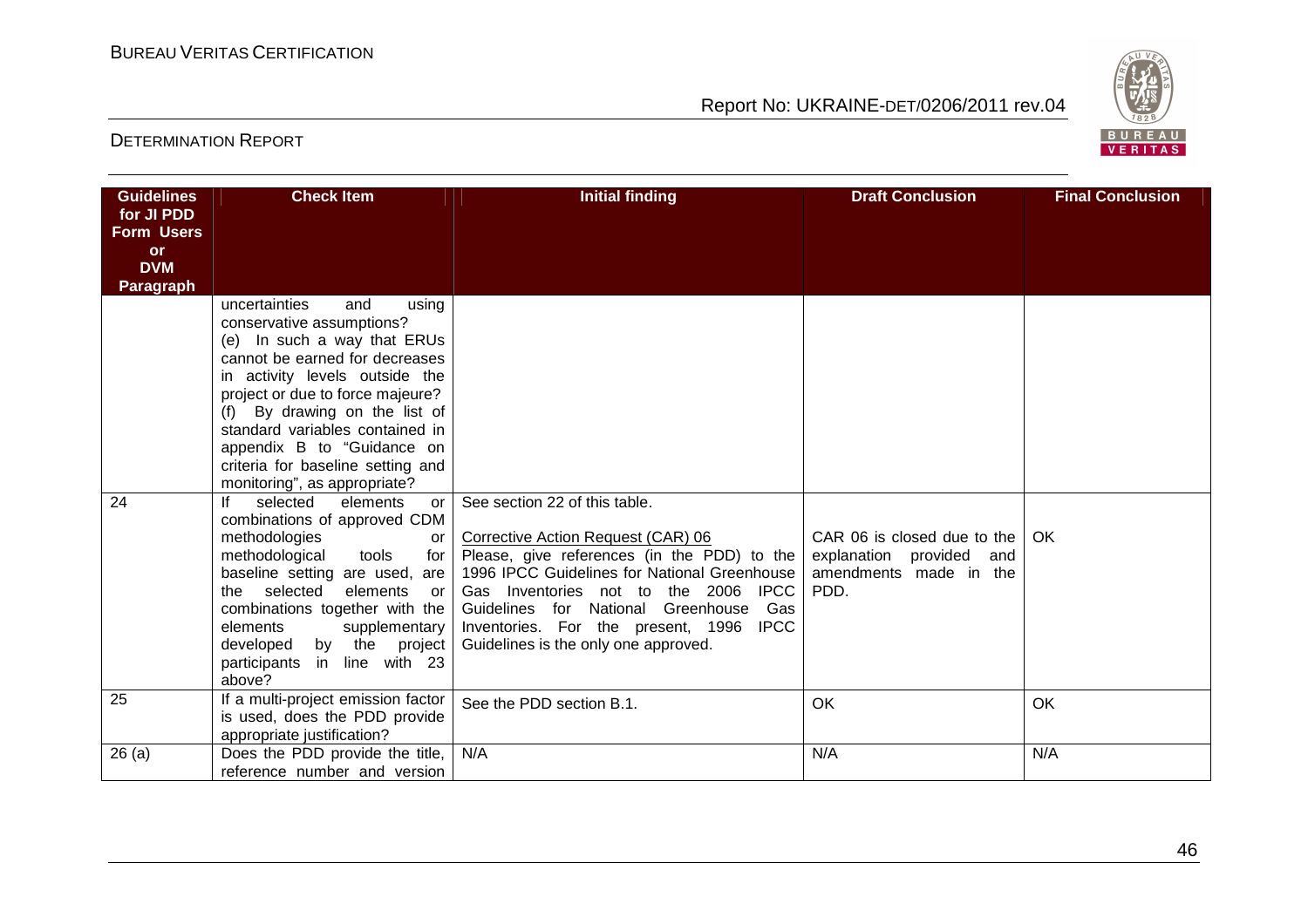| Guidelines for JI PDD Form Users or DVM Paragraph | Check Item | Initial finding | Draft Conclusion | Final Conclusion |
|---|---|---|---|---|
| | uncertainties and using conservative assumptions?<br>(e) In such a way that ERUs cannot be earned for decreases in activity levels outside the project or due to force majeure?<br>(f) By drawing on the list of standard variables contained in appendix B to "Guidance on criteria for baseline setting and monitoring", as appropriate? | | | |
| 24 | If selected elements or combinations of approved CDM methodologies or methodological tools for baseline setting are used, are the selected elements or combinations together with the elements supplementary developed by the project participants in line with 23 above? | See section 22 of this table.<br><br>Corrective Action Request (CAR) 06<br>Please, give references (in the PDD) to the 1996 IPCC Guidelines for National Greenhouse Gas Inventories not to the 2006 IPCC Guidelines for National Greenhouse Gas Inventories. For the present, 1996 IPCC Guidelines is the only one approved. | CAR 06 is closed due to the explanation provided and amendments made in the PDD. | OK |
| 25 | If a multi-project emission factor is used, does the PDD provide appropriate justification? | See the PDD section B.1. | OK | OK |
| 26 (a) | Does the PDD provide the title, reference number and version | N/A | N/A | N/A |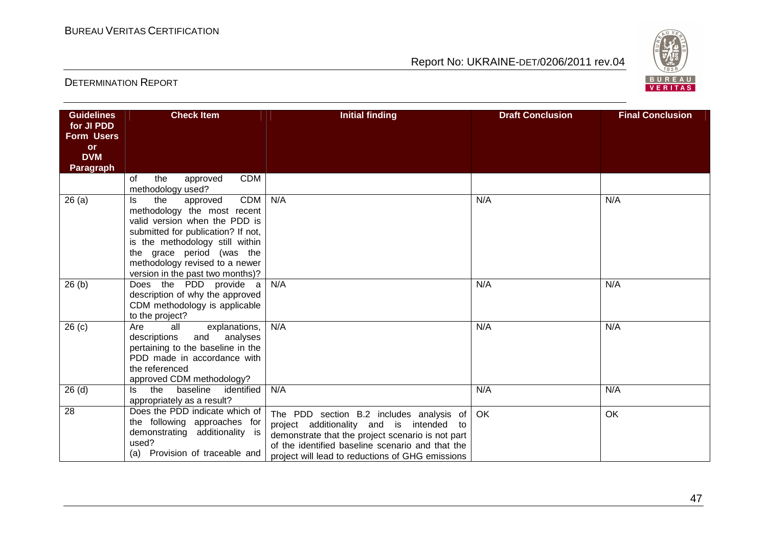| Guidelines for JI PDD Form Users or DVM Paragraph | Check Item | Initial finding | Draft Conclusion | Final Conclusion |
|---|---|---|---|---|
| | of the approved CDM methodology used? | | | |
| 26 (a) | Is the approved CDM methodology the most recent valid version when the PDD is submitted for publication? If not, is the methodology still within the grace period (was the methodology revised to a newer version in the past two months)? | N/A | N/A | N/A |
| 26 (b) | Does the PDD provide a description of why the approved CDM methodology is applicable to the project? | N/A | N/A | N/A |
| 26 (c) | Are all explanations, descriptions and analyses pertaining to the baseline in the PDD made in accordance with the referenced approved CDM methodology? | N/A | N/A | N/A |
| 26 (d) | Is the baseline identified appropriately as a result? | N/A | N/A | N/A |
| 28 | Does the PDD indicate which of the following approaches for demonstrating additionality is used?<br>(a) Provision of traceable and | The PDD section B.2 includes analysis of project additionality and is intended to demonstrate that the project scenario is not part of the identified baseline scenario and that the project will lead to reductions of GHG emissions | OK | OK |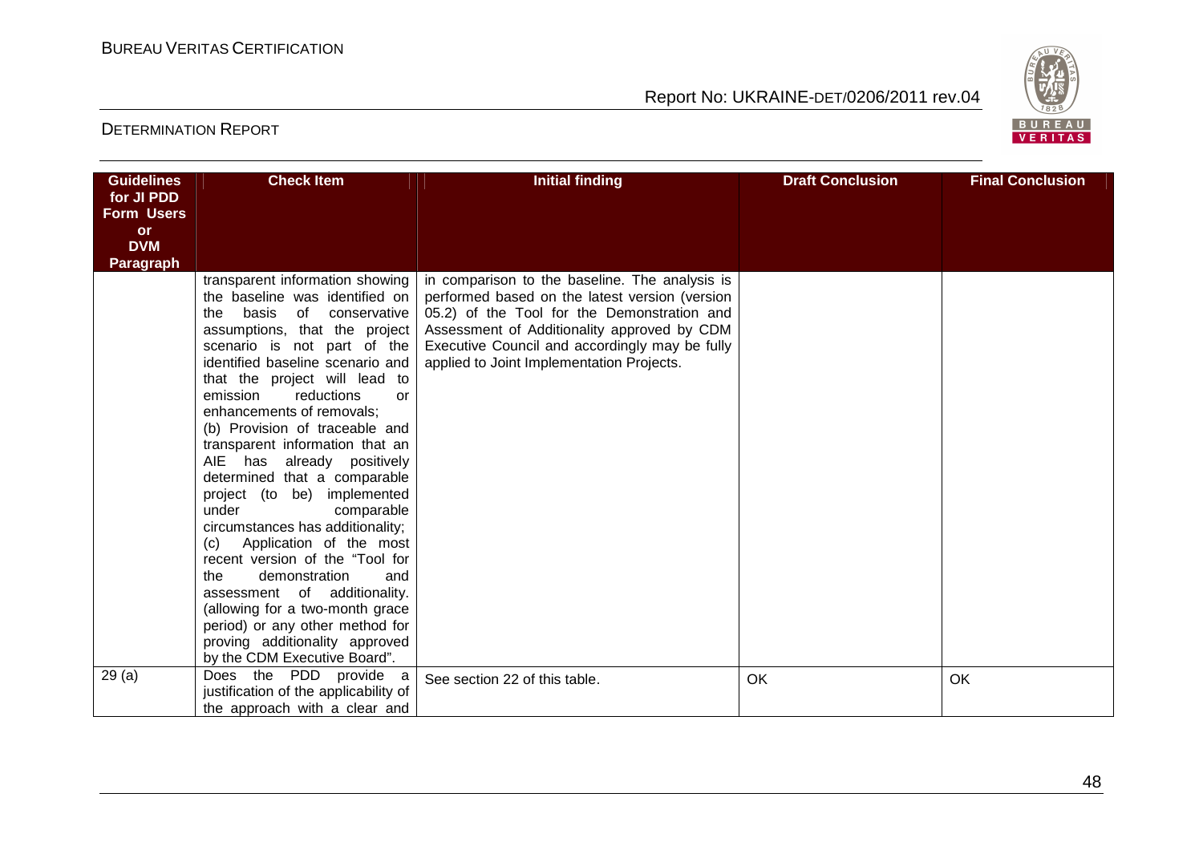| Guidelines for JI PDD Form Users or DVM Paragraph | Check Item | Initial finding | Draft Conclusion | Final Conclusion |
|---|---|---|---|---|
| | transparent information showing the baseline was identified on the basis of conservative assumptions, that the project scenario is not part of the identified baseline scenario and that the project will lead to emission reductions or enhancements of removals;<br>(b) Provision of traceable and transparent information that an AIE has already positively determined that a comparable project (to be) implemented under comparable circumstances has additionality;<br>(c) Application of the most recent version of the "Tool for the demonstration and assessment of additionality. (allowing for a two-month grace period) or any other method for proving additionality approved by the CDM Executive Board". | in comparison to the baseline. The analysis is performed based on the latest version (version 05.2) of the Tool for the Demonstration and Assessment of Additionality approved by CDM Executive Council and accordingly may be fully applied to Joint Implementation Projects. | | |
| 29 (a) | Does the PDD provide a justification of the applicability of the approach with a clear and | See section 22 of this table. | OK | OK |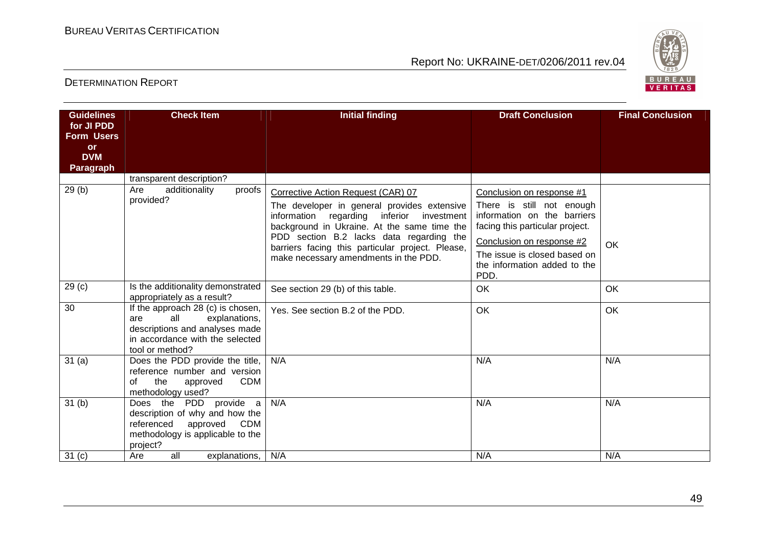| Guidelines for JI PDD Form Users or DVM Paragraph | Check Item | Initial finding | Draft Conclusion | Final Conclusion |
|---|---|---|---|---|
| | transparent description? | | | |
| 29 (b) | Are additionality proofs provided? | Corrective Action Request (CAR) 07<br>The developer in general provides extensive information regarding inferior investment background in Ukraine. At the same time the PDD section B.2 lacks data regarding the barriers facing this particular project. Please, make necessary amendments in the PDD. | Conclusion on response #1<br>There is still not enough information on the barriers facing this particular project.<br>Conclusion on response #2<br>The issue is closed based on the information added to the PDD. | OK |
| 29 (c) | Is the additionality demonstrated appropriately as a result? | See section 29 (b) of this table. | OK | OK |
| 30 | If the approach 28 (c) is chosen, are all explanations, descriptions and analyses made in accordance with the selected tool or method? | Yes. See section B.2 of the PDD. | OK | OK |
| 31 (a) | Does the PDD provide the title, reference number and version of the approved CDM methodology used? | N/A | N/A | N/A |
| 31 (b) | Does the PDD provide a description of why and how the referenced approved CDM methodology is applicable to the project? | N/A | N/A | N/A |
| 31 (c) | Are all explanations, | N/A | N/A | N/A |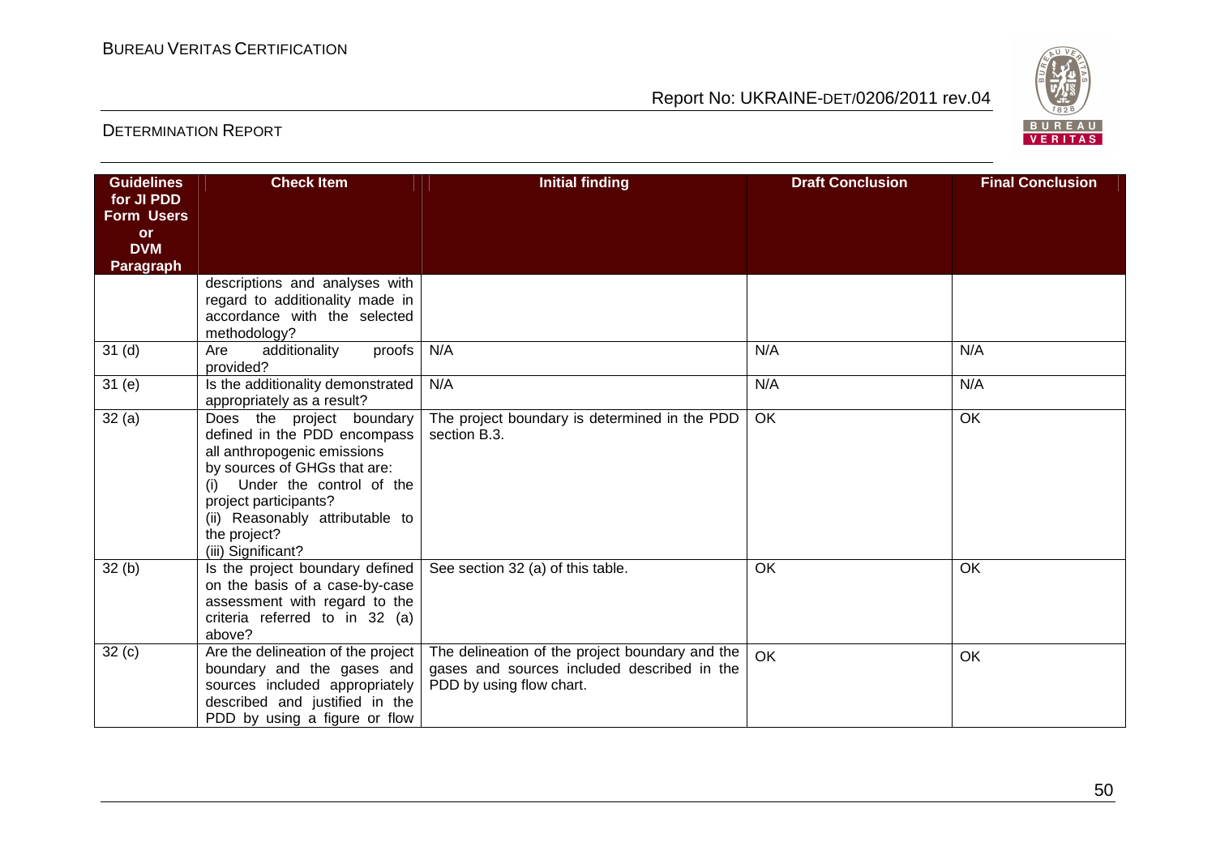| Guidelines for JI PDD Form Users or DVM Paragraph | Check Item | Initial finding | Draft Conclusion | Final Conclusion |
|---|---|---|---|---|
| | descriptions and analyses with regard to additionality made in accordance with the selected methodology? | | | |
| 31 (d) | Are additionality proofs provided? | N/A | N/A | N/A |
| 31 (e) | Is the additionality demonstrated appropriately as a result? | N/A | N/A | N/A |
| 32 (a) | Does the project boundary defined in the PDD encompass all anthropogenic emissions by sources of GHGs that are: (i) Under the control of the project participants? (ii) Reasonably attributable to the project? (iii) Significant? | The project boundary is determined in the PDD section B.3. | OK | OK |
| 32 (b) | Is the project boundary defined on the basis of a case-by-case assessment with regard to the criteria referred to in 32 (a) above? | See section 32 (a) of this table. | OK | OK |
| 32 (c) | Are the delineation of the project boundary and the gases and sources included appropriately described and justified in the PDD by using a figure or flow | The delineation of the project boundary and the gases and sources included described in the PDD by using flow chart. | OK | OK |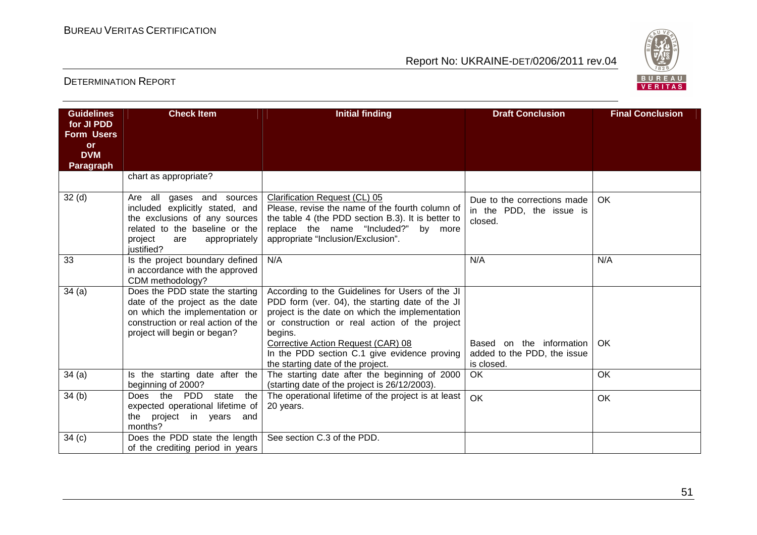| Guidelines for JI PDD Form Users or DVM Paragraph | Check Item | Initial finding | Draft Conclusion | Final Conclusion |
|---|---|---|---|---|
| | chart as appropriate? | | | |
| 32 (d) | Are all gases and sources included explicitly stated, and the exclusions of any sources related to the baseline or the project are appropriately justified? | Clarification Request (CL) 05<br>Please, revise the name of the fourth column of the table 4 (the PDD section B.3). It is better to replace the name "Included?" by more appropriate "Inclusion/Exclusion". | Due to the corrections made in the PDD, the issue is closed. | OK |
| 33 | Is the project boundary defined in accordance with the approved CDM methodology? | N/A | N/A | N/A |
| 34 (a) | Does the PDD state the starting date of the project as the date on which the implementation or construction or real action of the project will begin or began? | According to the Guidelines for Users of the JI PDD form (ver. 04), the starting date of the JI project is the date on which the implementation or construction or real action of the project begins.<br>Corrective Action Request (CAR) 08<br>In the PDD section C.1 give evidence proving the starting date of the project. | Based on the information added to the PDD, the issue is closed. | OK |
| 34 (a) | Is the starting date after the beginning of 2000? | The starting date after the beginning of 2000 (starting date of the project is 26/12/2003). | OK | OK |
| 34 (b) | Does the PDD state the expected operational lifetime of the project in years and months? | The operational lifetime of the project is at least 20 years. | OK | OK |
| 34 (c) | Does the PDD state the length of the crediting period in years | See section C.3 of the PDD. | | |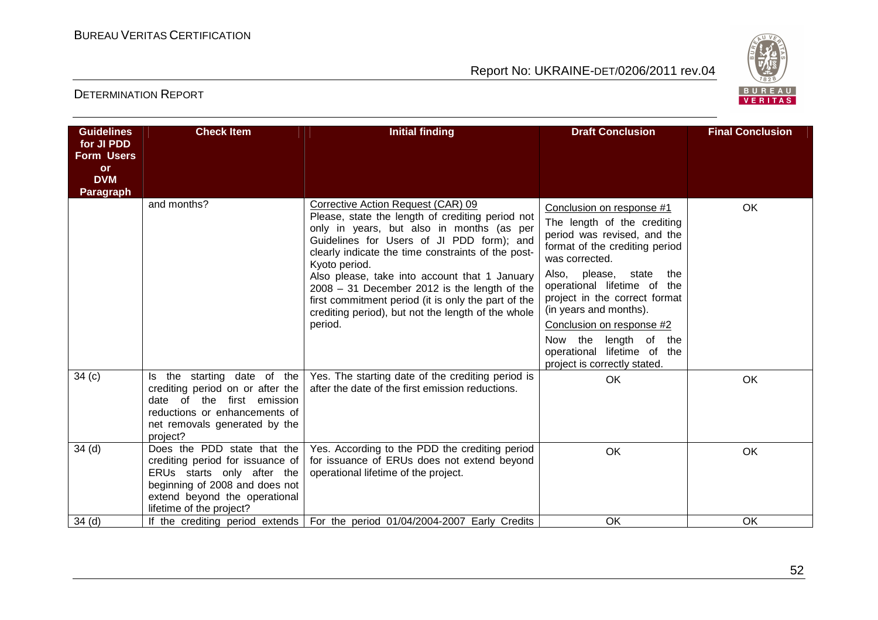| Guidelines for JI PDD Form Users or DVM Paragraph | Check Item | Initial finding | Draft Conclusion | Final Conclusion |
|---|---|---|---|---|
| | and months? | Corrective Action Request (CAR) 09<br>Please, state the length of crediting period not only in years, but also in months (as per Guidelines for Users of JI PDD form); and clearly indicate the time constraints of the post-Kyoto period.<br>Also please, take into account that 1 January 2008 – 31 December 2012 is the length of the first commitment period (it is only the part of the crediting period), but not the length of the whole period. | Conclusion on response #1<br>The length of the crediting period was revised, and the format of the crediting period was corrected.<br>Also, please, state the operational lifetime of the project in the correct format (in years and months).<br>Conclusion on response #2<br>Now the length of the operational lifetime of the project is correctly stated. | OK |
| 34 (c) | Is the starting date of the crediting period on or after the date of the first emission reductions or enhancements of net removals generated by the project? | Yes. The starting date of the crediting period is after the date of the first emission reductions. | OK | OK |
| 34 (d) | Does the PDD state that the crediting period for issuance of ERUs starts only after the beginning of 2008 and does not extend beyond the operational lifetime of the project? | Yes. According to the PDD the crediting period for issuance of ERUs does not extend beyond operational lifetime of the project. | OK | OK |
| 34 (d) | If the crediting period extends | For the period 01/04/2004-2007 Early Credits | OK | OK |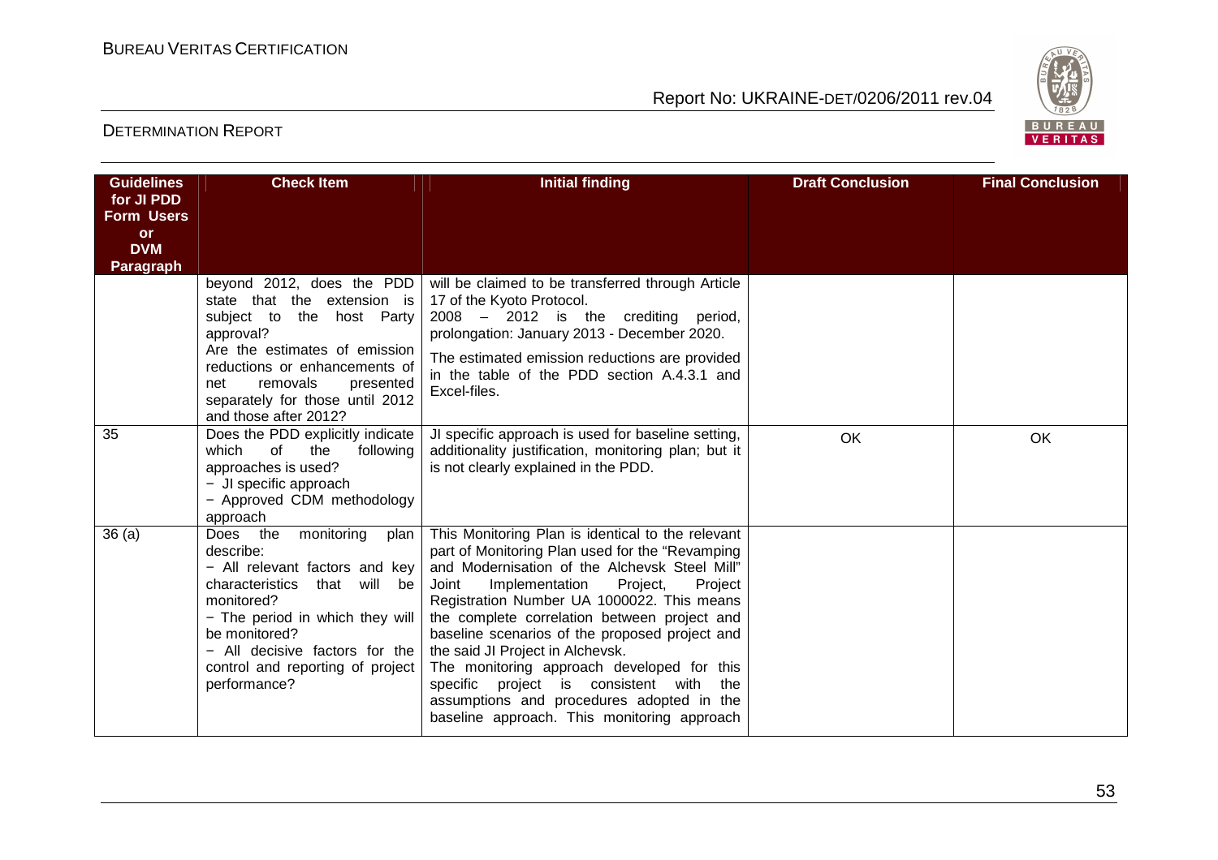| Guidelines for JI PDD Form Users or DVM Paragraph | Check Item | Initial finding | Draft Conclusion | Final Conclusion |
|---|---|---|---|---|
| | beyond 2012, does the PDD state that the extension is subject to the host Party approval?<br>Are the estimates of emission reductions or enhancements of net removals presented separately for those until 2012 and those after 2012? | will be claimed to be transferred through Article 17 of the Kyoto Protocol.<br>2008 – 2012 is the crediting period, prolongation: January 2013 - December 2020.<br>The estimated emission reductions are provided in the table of the PDD section A.4.3.1 and Excel-files. | | |
| 35 | Does the PDD explicitly indicate which of the following approaches is used?<br>− JI specific approach<br>− Approved CDM methodology approach | JI specific approach is used for baseline setting, additionality justification, monitoring plan; but it is not clearly explained in the PDD. | OK | OK |
| 36 (a) | Does the monitoring plan describe:<br>− All relevant factors and key characteristics that will be monitored?<br>− The period in which they will be monitored?<br>− All decisive factors for the control and reporting of project performance? | This Monitoring Plan is identical to the relevant part of Monitoring Plan used for the "Revamping and Modernisation of the Alchevsk Steel Mill" Joint Implementation Project, Project Registration Number UA 1000022. This means the complete correlation between project and baseline scenarios of the proposed project and the said JI Project in Alchevsk.<br>The monitoring approach developed for this specific project is consistent with the assumptions and procedures adopted in the baseline approach. This monitoring approach | | |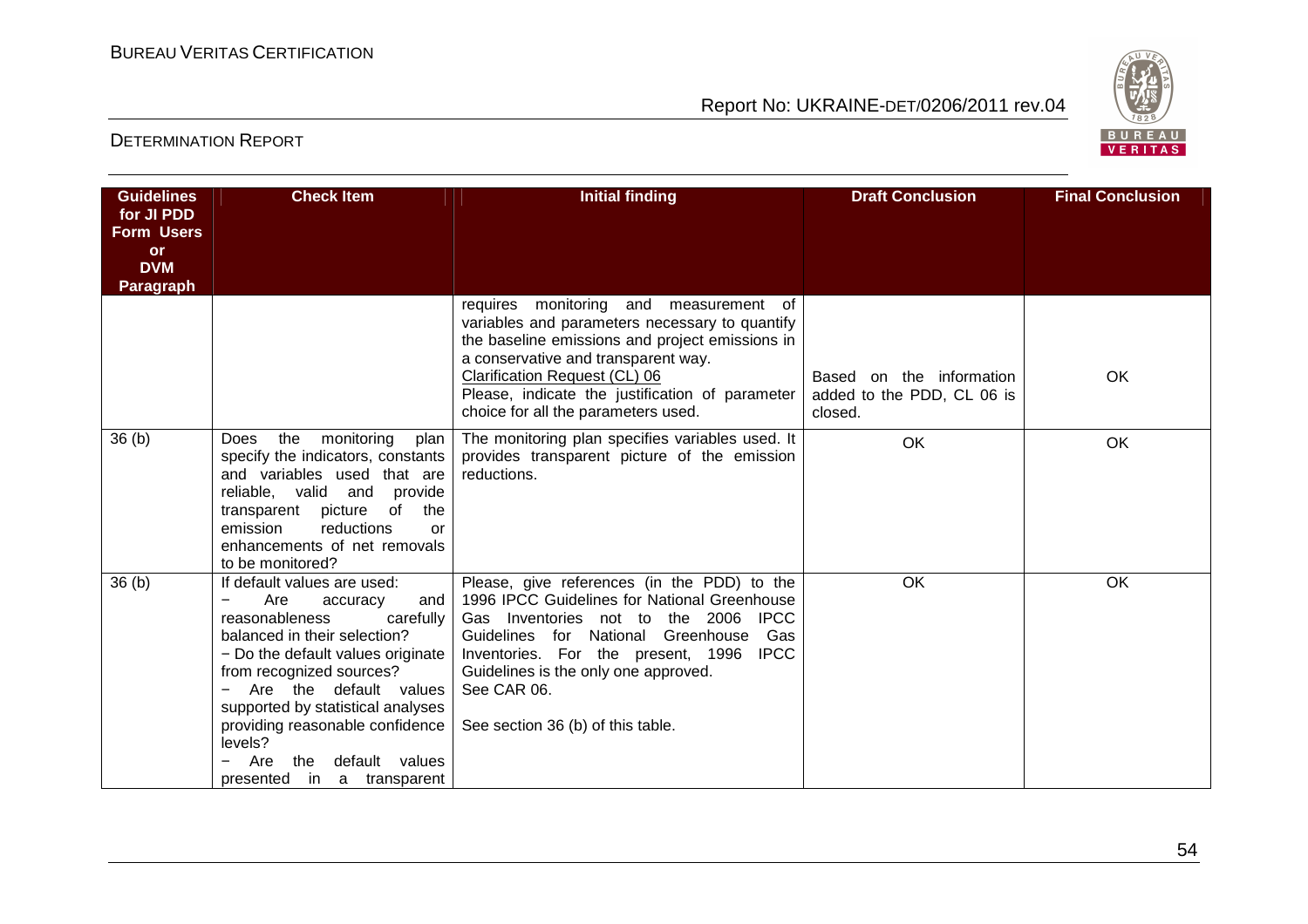| Guidelines for JI PDD Form Users or DVM Paragraph | Check Item | Initial finding | Draft Conclusion | Final Conclusion |
|---|---|---|---|---|
| | | requires monitoring and measurement of variables and parameters necessary to quantify the baseline emissions and project emissions in a conservative and transparent way.<br>Clarification Request (CL) 06<br>Please, indicate the justification of parameter choice for all the parameters used. | Based on the information added to the PDD, CL 06 is closed. | OK |
| 36 (b) | Does the monitoring plan specify the indicators, constants and variables used that are reliable, valid and provide transparent picture of the emission reductions or enhancements of net removals to be monitored? | The monitoring plan specifies variables used. It provides transparent picture of the emission reductions. | OK | OK |
| 36 (b) | If default values are used:<br>− Are accuracy and reasonableness carefully balanced in their selection?<br>− Do the default values originate from recognized sources?<br>− Are the default values supported by statistical analyses providing reasonable confidence levels?<br>− Are the default values presented in a transparent | Please, give references (in the PDD) to the 1996 IPCC Guidelines for National Greenhouse Gas Inventories not to the 2006 IPCC Guidelines for National Greenhouse Gas Inventories. For the present, 1996 IPCC Guidelines is the only one approved.<br>See CAR 06.<br><br>See section 36 (b) of this table. | OK | OK |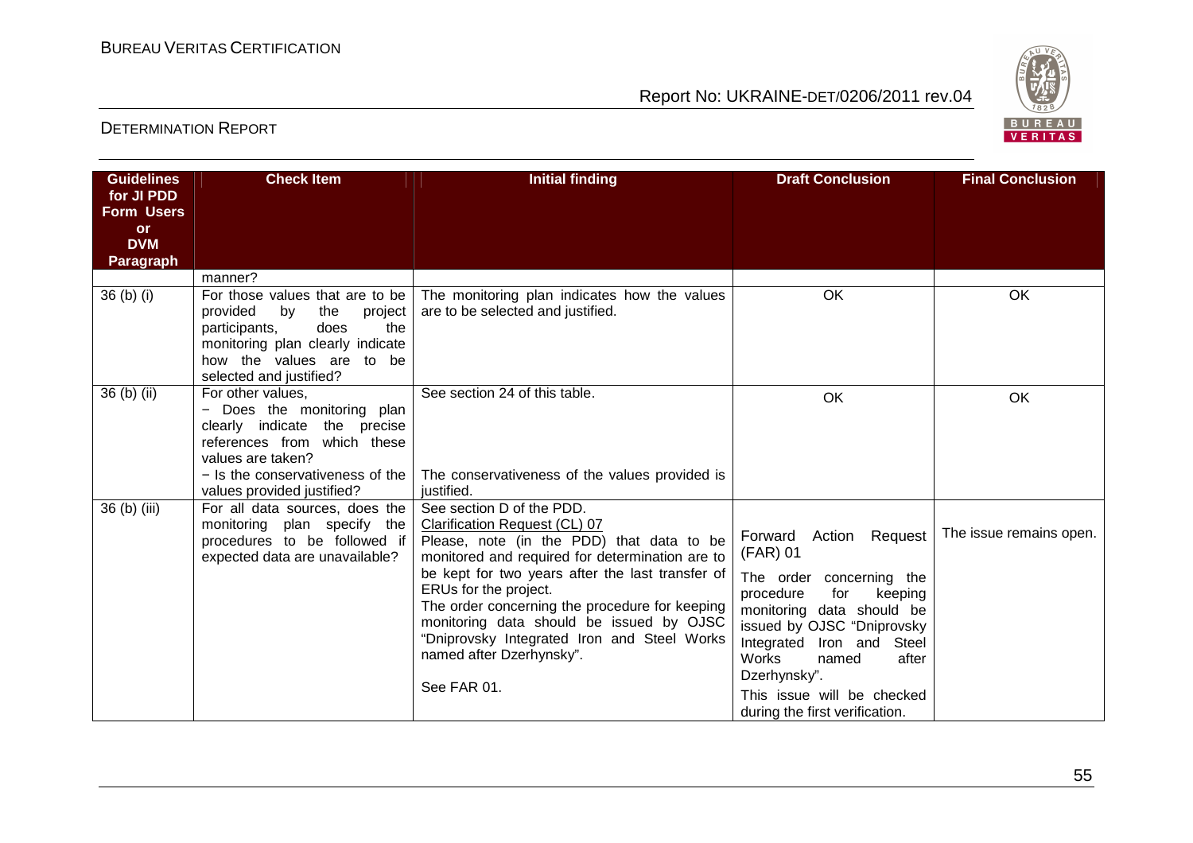| Guidelines for JI PDD Form Users or DVM Paragraph | Check Item | Initial finding | Draft Conclusion | Final Conclusion |
|---|---|---|---|---|
| | manner? | | | |
| 36 (b) (i) | For those values that are to be provided by the project participants, does the monitoring plan clearly indicate how the values are to be selected and justified? | The monitoring plan indicates how the values are to be selected and justified. | OK | OK |
| 36 (b) (ii) | For other values,<br>− Does the monitoring plan clearly indicate the precise references from which these values are taken?<br>− Is the conservativeness of the values provided justified? | See section 24 of this table.<br><br>The conservativeness of the values provided is justified. | OK | OK |
| 36 (b) (iii) | For all data sources, does the monitoring plan specify the procedures to be followed if expected data are unavailable? | See section D of the PDD.<br>Clarification Request (CL) 07<br>Please, note (in the PDD) that data to be monitored and required for determination are to be kept for two years after the last transfer of ERUs for the project.<br>The order concerning the procedure for keeping monitoring data should be issued by OJSC "Dniprovsky Integrated Iron and Steel Works named after Dzerhynsky".<br><br>See FAR 01. | Forward Action Request (FAR) 01<br>The order concerning the procedure for keeping monitoring data should be issued by OJSC "Dniprovsky Integrated Iron and Steel Works named after Dzerhynsky".<br>This issue will be checked during the first verification. | The issue remains open. |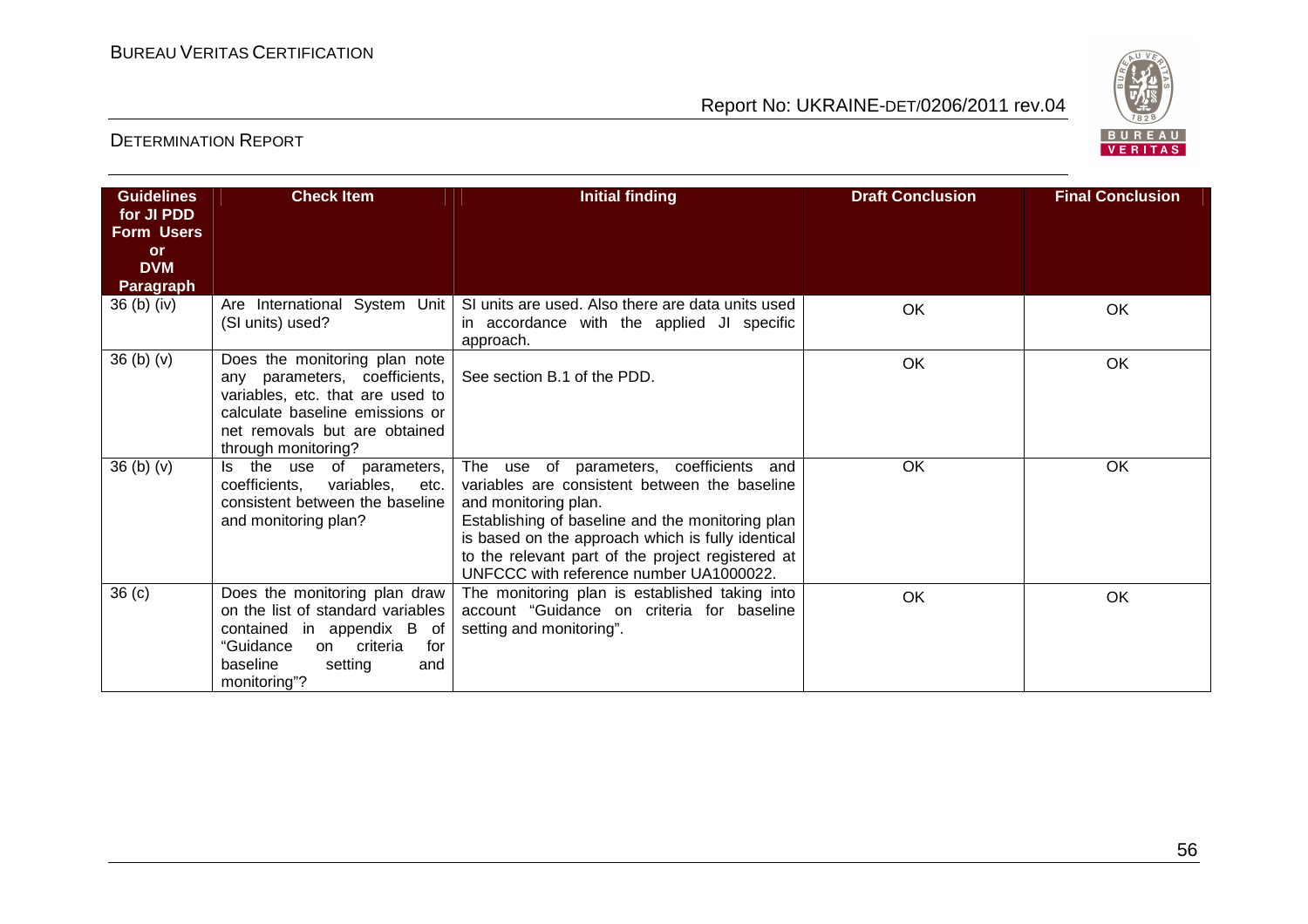| Guidelines for JI PDD Form Users or DVM Paragraph | Check Item | Initial finding | Draft Conclusion | Final Conclusion |
|---|---|---|---|---|
| 36 (b) (iv) | Are International System Unit (SI units) used? | SI units are used. Also there are data units used in accordance with the applied JI specific approach. | OK | OK |
| 36 (b) (v) | Does the monitoring plan note any parameters, coefficients, variables, etc. that are used to calculate baseline emissions or net removals but are obtained through monitoring? | See section B.1 of the PDD. | OK | OK |
| 36 (b) (v) | Is the use of parameters, coefficients, variables, etc. consistent between the baseline and monitoring plan? | The use of parameters, coefficients and variables are consistent between the baseline and monitoring plan.<br>Establishing of baseline and the monitoring plan is based on the approach which is fully identical to the relevant part of the project registered at UNFCCC with reference number UA1000022. | OK | OK |
| 36 (c) | Does the monitoring plan draw on the list of standard variables contained in appendix B of "Guidance on criteria for baseline setting and monitoring"? | The monitoring plan is established taking into account "Guidance on criteria for baseline setting and monitoring". | OK | OK |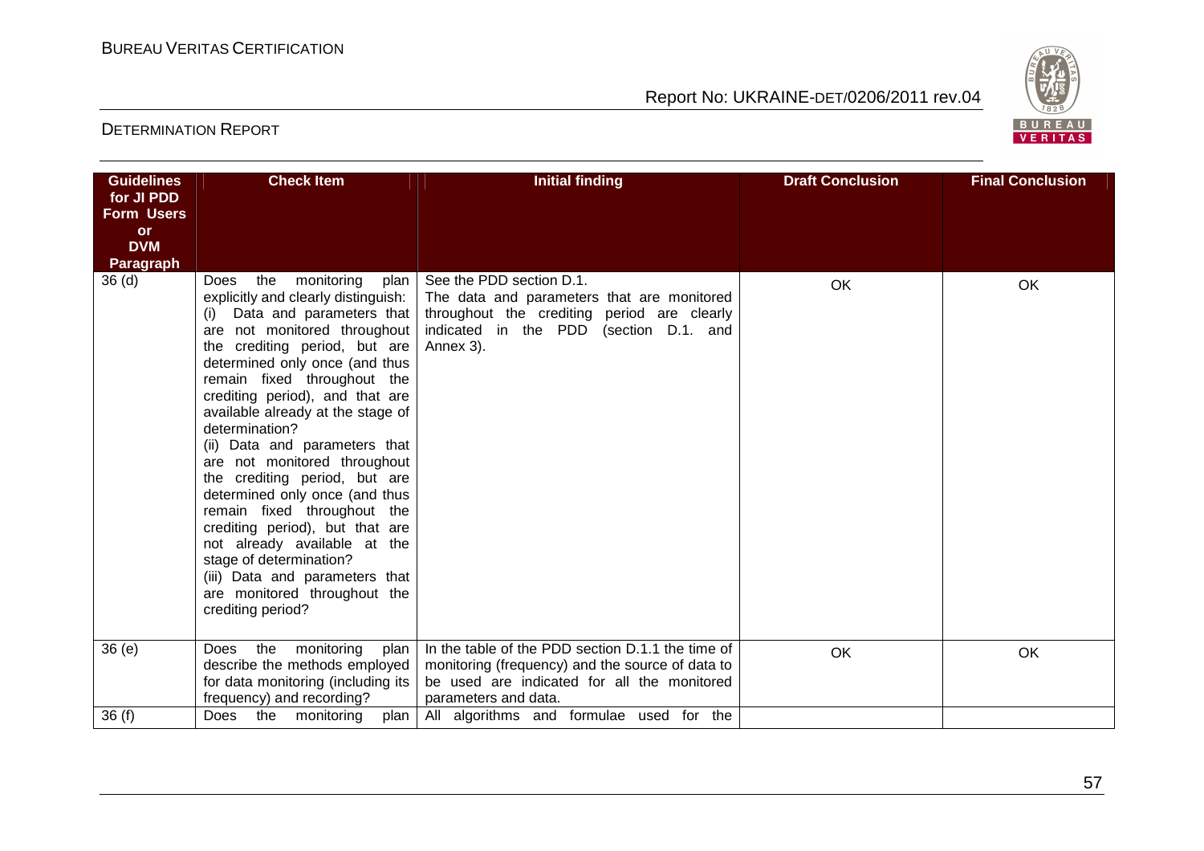| Guidelines for JI PDD Form Users or DVM Paragraph | Check Item | Initial finding | Draft Conclusion | Final Conclusion |
|---|---|---|---|---|
| 36 (d) | Does the monitoring plan explicitly and clearly distinguish:<br>(i) Data and parameters that are not monitored throughout the crediting period, but are determined only once (and thus remain fixed throughout the crediting period), and that are available already at the stage of determination?<br>(ii) Data and parameters that are not monitored throughout the crediting period, but are determined only once (and thus remain fixed throughout the crediting period), but that are not already available at the stage of determination?<br>(iii) Data and parameters that are monitored throughout the crediting period? | See the PDD section D.1.<br>The data and parameters that are monitored throughout the crediting period are clearly indicated in the PDD (section D.1. and Annex 3). | OK | OK |
| 36 (e) | Does the monitoring plan describe the methods employed for data monitoring (including its frequency) and recording? | In the table of the PDD section D.1.1 the time of monitoring (frequency) and the source of data to be used are indicated for all the monitored parameters and data. | OK | OK |
| 36 (f) | Does the monitoring plan | All algorithms and formulae used for the | | |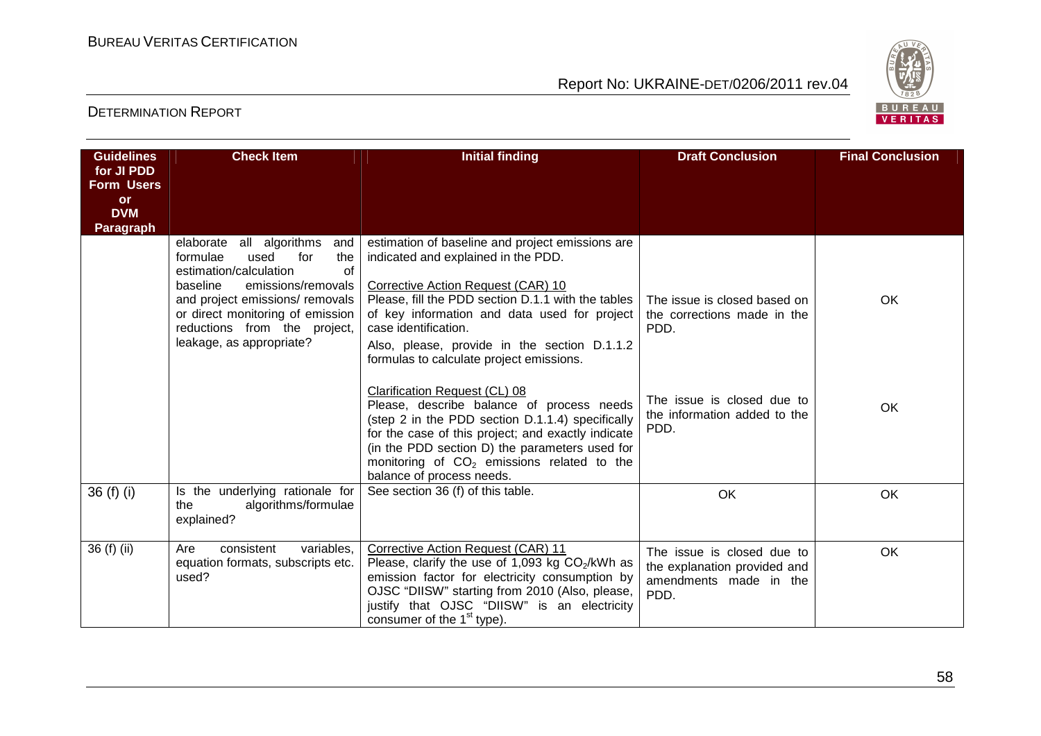| Guidelines for JI PDD Form Users or DVM Paragraph | Check Item | Initial finding | Draft Conclusion | Final Conclusion |
|---|---|---|---|---|
| | elaborate all algorithms and formulae used for the estimation/calculation of baseline emissions/removals and project emissions/ removals or direct monitoring of emission reductions from the project, leakage, as appropriate? | estimation of baseline and project emissions are indicated and explained in the PDD.<br><br>Corrective Action Request (CAR) 10<br>Please, fill the PDD section D.1.1 with the tables of key information and data used for project case identification.<br>Also, please, provide in the section D.1.1.2 formulas to calculate project emissions. | The issue is closed based on the corrections made in the PDD. | OK |
| | | Clarification Request (CL) 08<br>Please, describe balance of process needs (step 2 in the PDD section D.1.1.4) specifically for the case of this project; and exactly indicate (in the PDD section D) the parameters used for monitoring of $CO_2$ emissions related to the balance of process needs. | The issue is closed due to the information added to the PDD. | OK |
| 36 (f) (i) | Is the underlying rationale for the algorithms/formulae explained? | See section 36 (f) of this table. | OK | OK |
| 36 (f) (ii) | Are consistent variables, equation formats, subscripts etc. used? | Corrective Action Request (CAR) 11<br>Please, clarify the use of 1,093 kg $CO_2$/kWh as emission factor for electricity consumption by OJSC "DIISW" starting from 2010 (Also, please, justify that OJSC "DIISW" is an electricity consumer of the 1st type). | The issue is closed due to the explanation provided and amendments made in the PDD. | OK |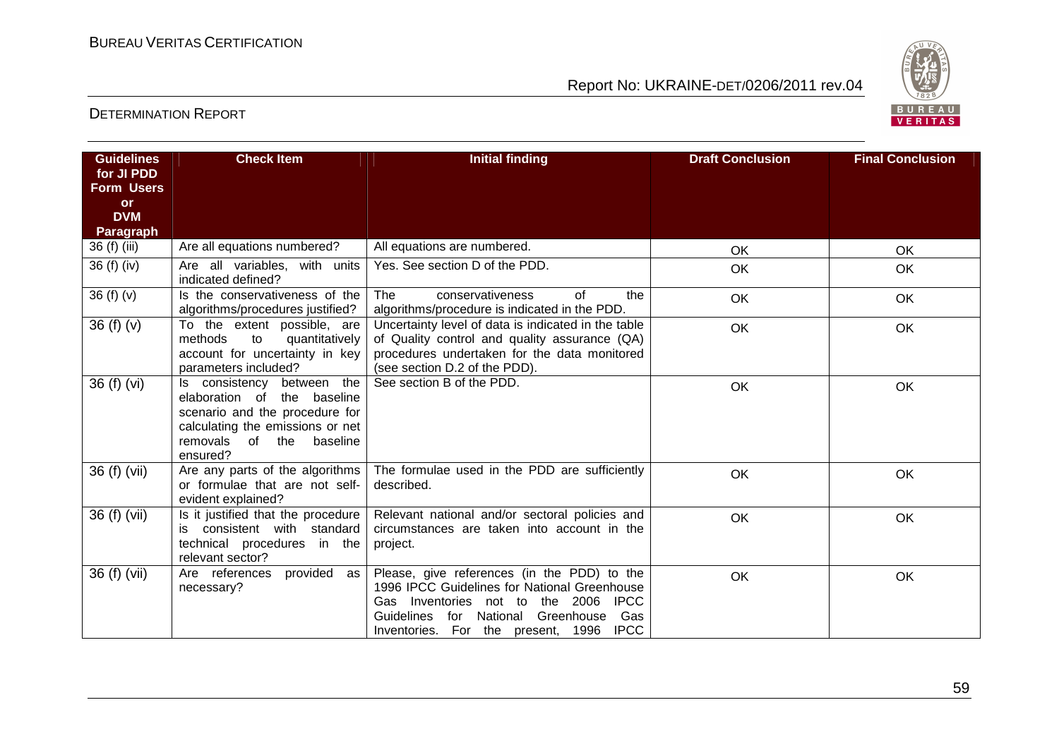| Guidelines for JI PDD Form Users or DVM Paragraph | Check Item | Initial finding | Draft Conclusion | Final Conclusion |
|---|---|---|---|---|
| 36 (f) (iii) | Are all equations numbered? | All equations are numbered. | OK | OK |
| 36 (f) (iv) | Are all variables, with units indicated defined? | Yes. See section D of the PDD. | OK | OK |
| 36 (f) (v) | Is the conservativeness of the algorithms/procedures justified? | The conservativeness of the algorithms/procedure is indicated in the PDD. | OK | OK |
| 36 (f) (v) | To the extent possible, are methods to quantitatively account for uncertainty in key parameters included? | Uncertainty level of data is indicated in the table of Quality control and quality assurance (QA) procedures undertaken for the data monitored (see section D.2 of the PDD). | OK | OK |
| 36 (f) (vi) | Is consistency between the elaboration of the baseline scenario and the procedure for calculating the emissions or net removals of the baseline ensured? | See section B of the PDD. | OK | OK |
| 36 (f) (vii) | Are any parts of the algorithms or formulae that are not self-evident explained? | The formulae used in the PDD are sufficiently described. | OK | OK |
| 36 (f) (vii) | Is it justified that the procedure is consistent with standard technical procedures in the relevant sector? | Relevant national and/or sectoral policies and circumstances are taken into account in the project. | OK | OK |
| 36 (f) (vii) | Are references provided as necessary? | Please, give references (in the PDD) to the 1996 IPCC Guidelines for National Greenhouse Gas Inventories not to the 2006 IPCC Guidelines for National Greenhouse Gas Inventories. For the present, 1996 IPCC | OK | OK |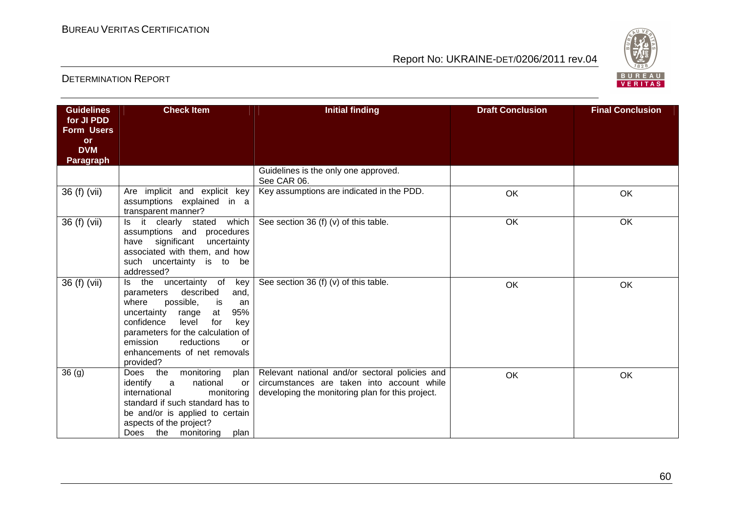| Guidelines for JI PDD Form Users or DVM Paragraph | Check Item | Initial finding | Draft Conclusion | Final Conclusion |
|---|---|---|---|---|
| | | Guidelines is the only one approved. See CAR 06. | | |
| 36 (f) (vii) | Are implicit and explicit key assumptions explained in a transparent manner? | Key assumptions are indicated in the PDD. | OK | OK |
| 36 (f) (vii) | Is it clearly stated which assumptions and procedures have significant uncertainty associated with them, and how such uncertainty is to be addressed? | See section 36 (f) (v) of this table. | OK | OK |
| 36 (f) (vii) | Is the uncertainty of key parameters described and, where possible, is an uncertainty range at 95% confidence level for key parameters for the calculation of emission reductions or enhancements of net removals provided? | See section 36 (f) (v) of this table. | OK | OK |
| 36 (g) | Does the monitoring plan identify a national or international monitoring standard if such standard has to be and/or is applied to certain aspects of the project? Does the monitoring plan | Relevant national and/or sectoral policies and circumstances are taken into account while developing the monitoring plan for this project. | OK | OK |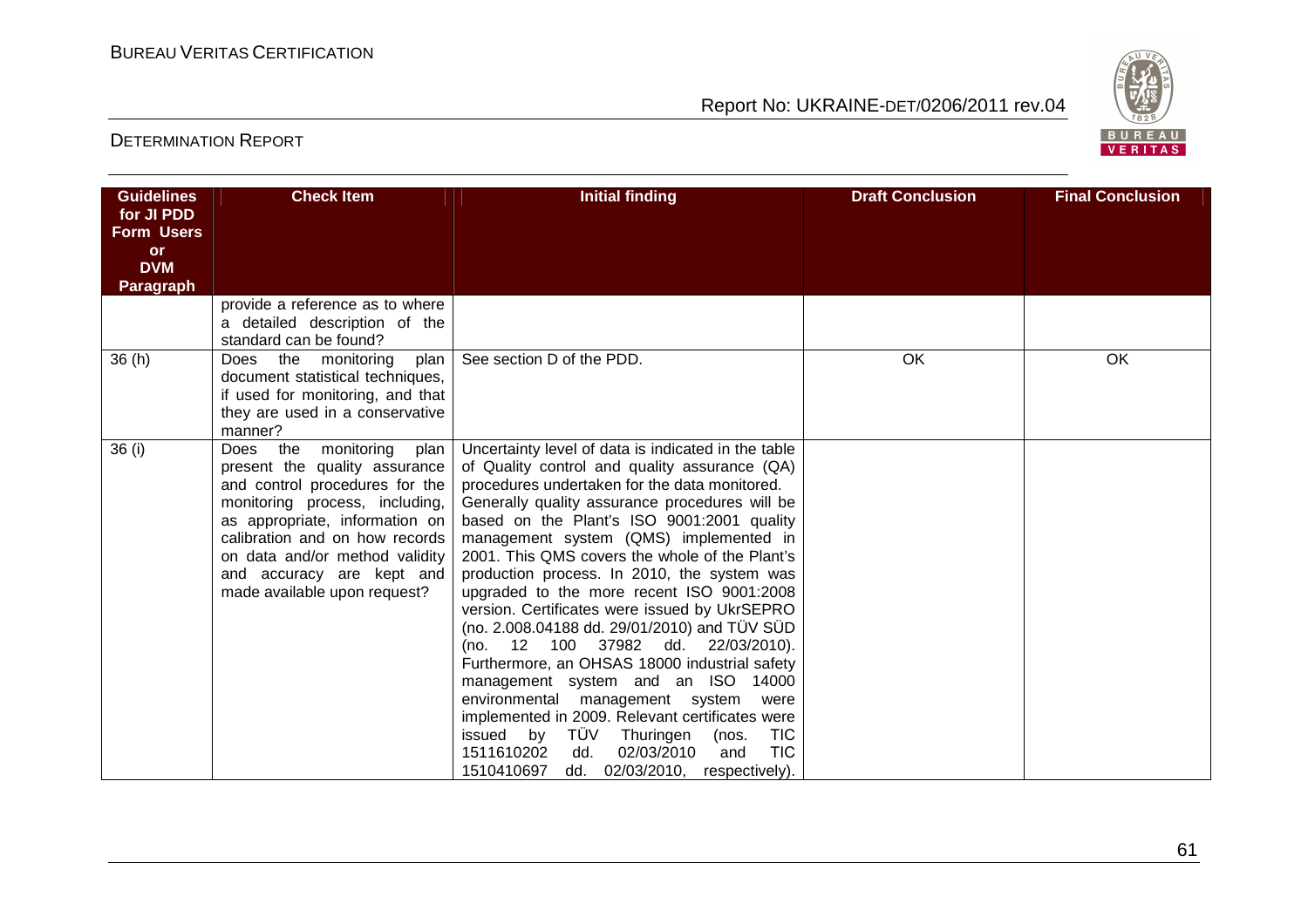| Guidelines for JI PDD Form Users or DVM Paragraph | Check Item | Initial finding | Draft Conclusion | Final Conclusion |
|---|---|---|---|---|
| | provide a reference as to where a detailed description of the standard can be found? | | | |
| 36 (h) | Does the monitoring plan document statistical techniques, if used for monitoring, and that they are used in a conservative manner? | See section D of the PDD. | OK | OK |
| 36 (i) | Does the monitoring plan present the quality assurance and control procedures for the monitoring process, including, as appropriate, information on calibration and on how records on data and/or method validity and accuracy are kept and made available upon request? | Uncertainty level of data is indicated in the table of Quality control and quality assurance (QA) procedures undertaken for the data monitored. Generally quality assurance procedures will be based on the Plant's ISO 9001:2001 quality management system (QMS) implemented in 2001. This QMS covers the whole of the Plant's production process. In 2010, the system was upgraded to the more recent ISO 9001:2008 version. Certificates were issued by UkrSEPRO (no. 2.008.04188 dd. 29/01/2010) and TÜV SÜD (no. 12 100 37982 dd. 22/03/2010). Furthermore, an OHSAS 18000 industrial safety management system and an ISO 14000 environmental management system were implemented in 2009. Relevant certificates were issued by TÜV Thuringen (nos. TIC 1511610202 dd. 02/03/2010 and TIC 1510410697 dd. 02/03/2010, respectively). | | |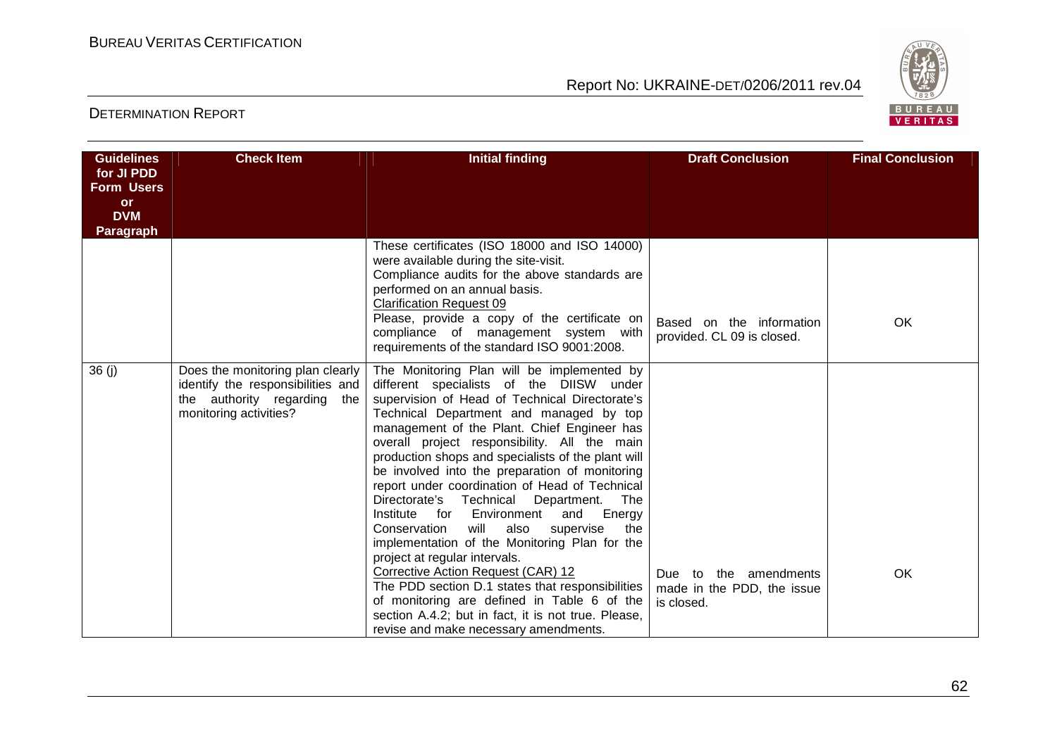| Guidelines for JI PDD Form Users or DVM Paragraph | Check Item | Initial finding | Draft Conclusion | Final Conclusion |
|---|---|---|---|---|
| | | These certificates (ISO 18000 and ISO 14000) were available during the site-visit.<br>Compliance audits for the above standards are performed on an annual basis.<br>Clarification Request 09<br>Please, provide a copy of the certificate on compliance of management system with requirements of the standard ISO 9001:2008. | Based on the information provided. CL 09 is closed. | OK |
| 36 (j) | Does the monitoring plan clearly identify the responsibilities and the authority regarding the monitoring activities? | The Monitoring Plan will be implemented by different specialists of the DIISW under supervision of Head of Technical Directorate's Technical Department and managed by top management of the Plant. Chief Engineer has overall project responsibility. All the main production shops and specialists of the plant will be involved into the preparation of monitoring report under coordination of Head of Technical Directorate's Technical Department. The Institute for Environment and Energy Conservation will also supervise the implementation of the Monitoring Plan for the project at regular intervals.<br>Corrective Action Request (CAR) 12<br>The PDD section D.1 states that responsibilities of monitoring are defined in Table 6 of the section A.4.2; but in fact, it is not true. Please, revise and make necessary amendments. | Due to the amendments made in the PDD, the issue is closed. | OK |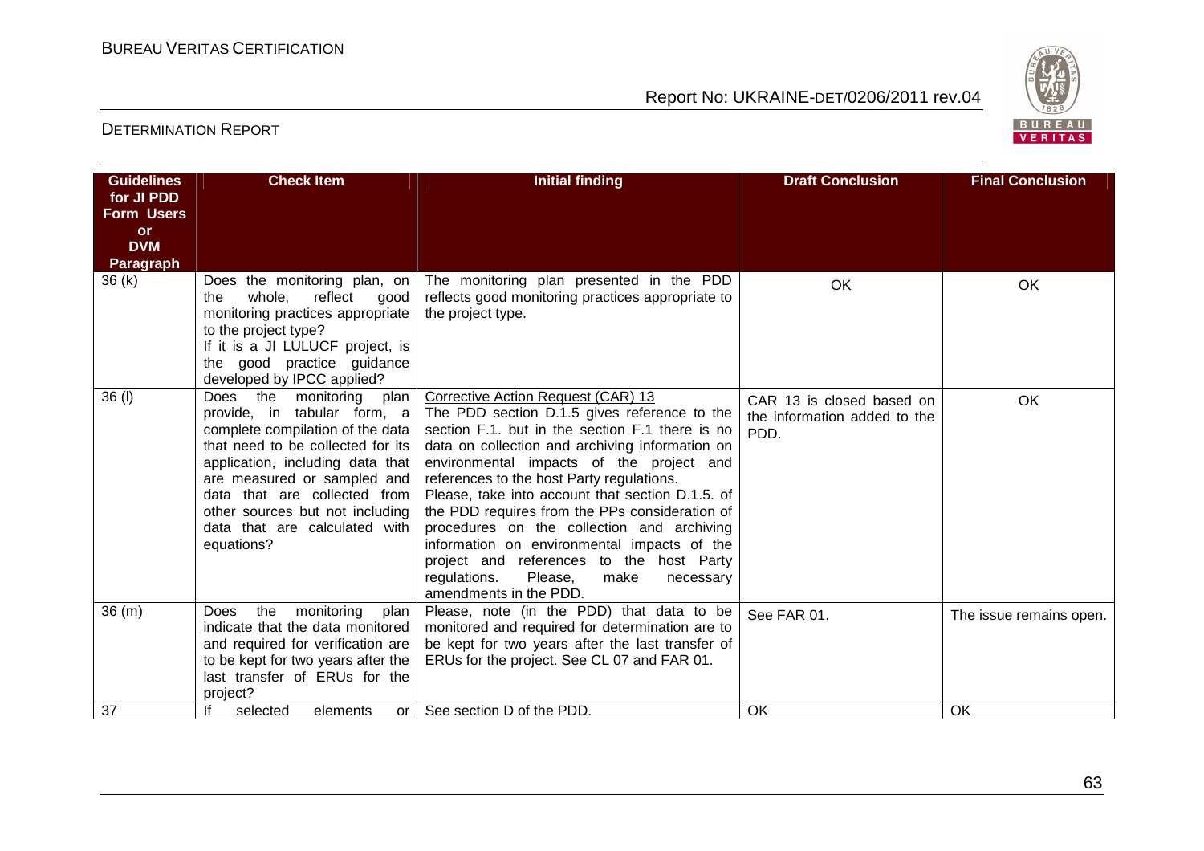| Guidelines for JI PDD Form Users or DVM Paragraph | Check Item | Initial finding | Draft Conclusion | Final Conclusion |
|---|---|---|---|---|
| 36 (k) | Does the monitoring plan, on the whole, reflect good monitoring practices appropriate to the project type? If it is a JI LULUCF project, is the good practice guidance developed by IPCC applied? | The monitoring plan presented in the PDD reflects good monitoring practices appropriate to the project type. | OK | OK |
| 36 (l) | Does the monitoring plan provide, in tabular form, a complete compilation of the data that need to be collected for its application, including data that are measured or sampled and data that are collected from other sources but not including data that are calculated with equations? | Corrective Action Request (CAR) 13<br>The PDD section D.1.5 gives reference to the section F.1. but in the section F.1 there is no data on collection and archiving information on environmental impacts of the project and references to the host Party regulations.<br>Please, take into account that section D.1.5. of the PDD requires from the PPs consideration of procedures on the collection and archiving information on environmental impacts of the project and references to the host Party regulations. Please, make necessary amendments in the PDD. | CAR 13 is closed based on the information added to the PDD. | OK |
| 36 (m) | Does the monitoring plan indicate that the data monitored and required for verification are to be kept for two years after the last transfer of ERUs for the project? | Please, note (in the PDD) that data to be monitored and required for determination are to be kept for two years after the last transfer of ERUs for the project. See CL 07 and FAR 01. | See FAR 01. | The issue remains open. |
| 37 | If selected elements or | See section D of the PDD. | OK | OK |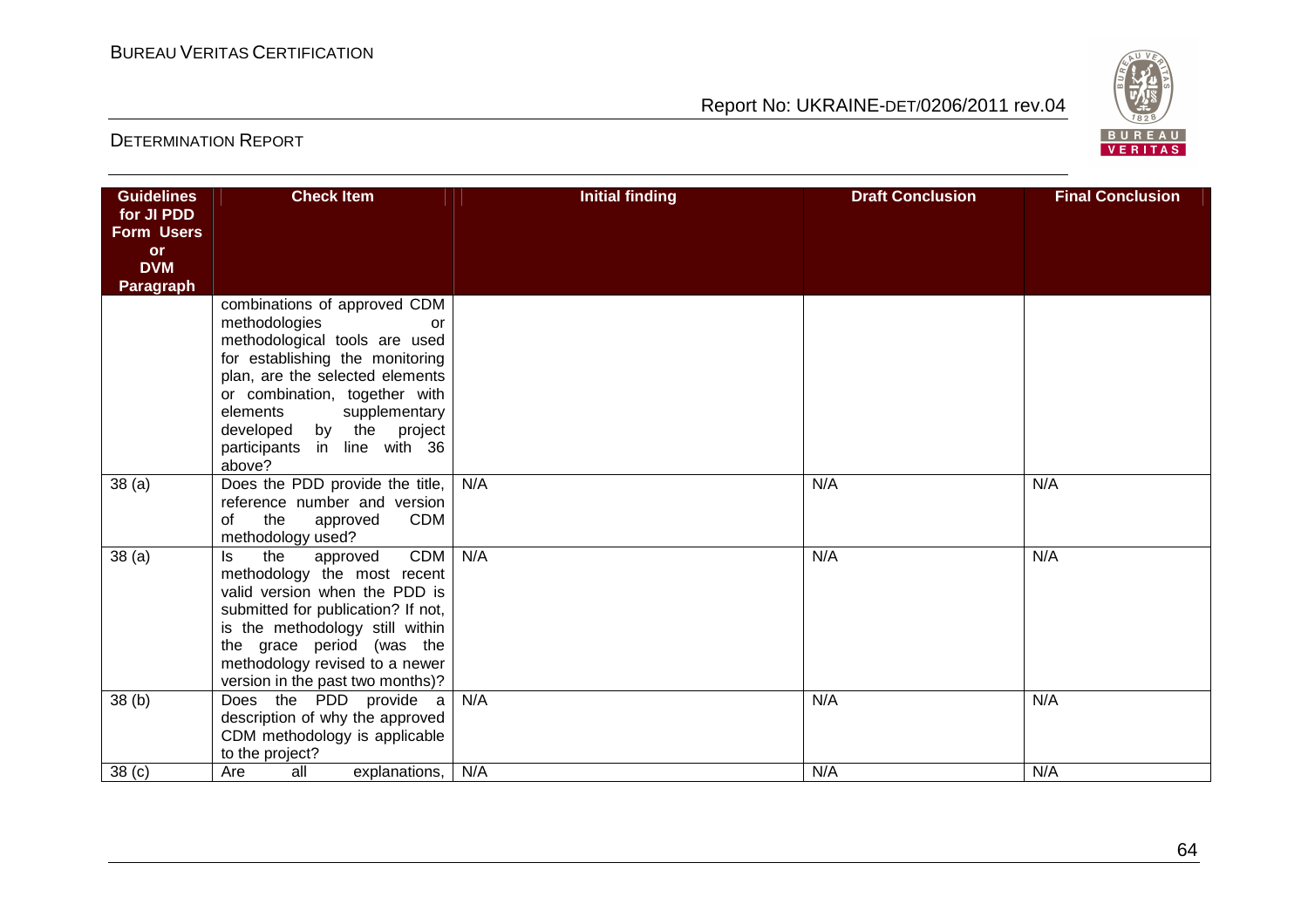| Guidelines for JI PDD Form Users or DVM Paragraph | Check Item | Initial finding | Draft Conclusion | Final Conclusion |
|---|---|---|---|---|
| | combinations of approved CDM methodologies or methodological tools are used for establishing the monitoring plan, are the selected elements or combination, together with elements supplementary developed by the project participants in line with 36 above? | | | |
| 38 (a) | Does the PDD provide the title, reference number and version of the approved CDM methodology used? | N/A | N/A | N/A |
| 38 (a) | Is the approved CDM methodology the most recent valid version when the PDD is submitted for publication? If not, is the methodology still within the grace period (was the methodology revised to a newer version in the past two months)? | N/A | N/A | N/A |
| 38 (b) | Does the PDD provide a description of why the approved CDM methodology is applicable to the project? | N/A | N/A | N/A |
| 38 (c) | Are all explanations, | N/A | N/A | N/A |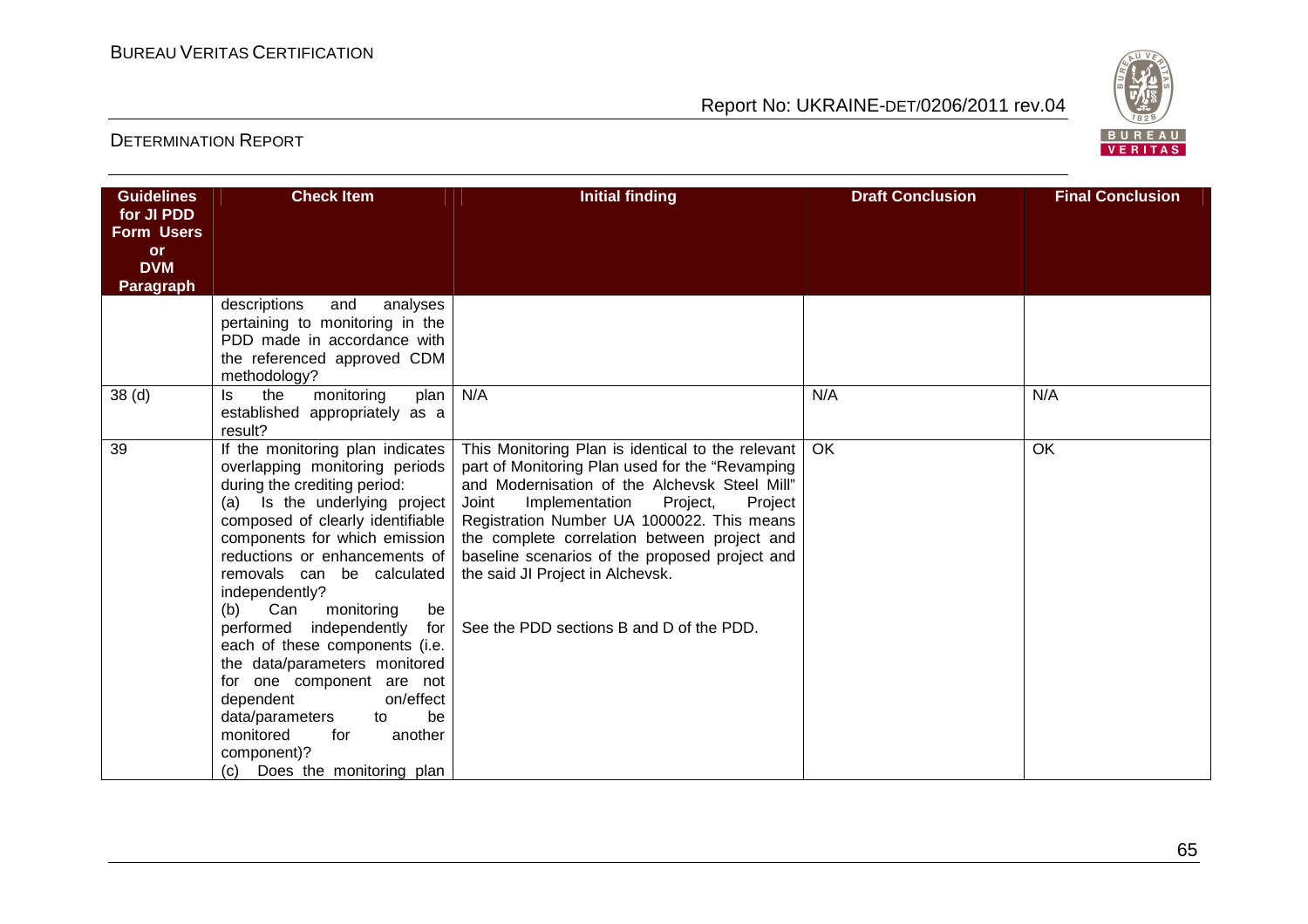| Guidelines for JI PDD Form Users or DVM Paragraph | Check Item | Initial finding | Draft Conclusion | Final Conclusion |
|---|---|---|---|---|
| | descriptions and analyses pertaining to monitoring in the PDD made in accordance with the referenced approved CDM methodology? | | | |
| 38 (d) | Is the monitoring plan established appropriately as a result? | N/A | N/A | N/A |
| 39 | If the monitoring plan indicates overlapping monitoring periods during the crediting period:<br>(a) Is the underlying project composed of clearly identifiable components for which emission reductions or enhancements of removals can be calculated independently?<br>(b) Can monitoring be performed independently for each of these components (i.e. the data/parameters monitored for one component are not dependent on/effect data/parameters to be monitored for another component)?<br>(c) Does the monitoring plan | This Monitoring Plan is identical to the relevant part of Monitoring Plan used for the "Revamping and Modernisation of the Alchevsk Steel Mill" Joint Implementation Project, Project Registration Number UA 1000022. This means the complete correlation between project and baseline scenarios of the proposed project and the said JI Project in Alchevsk.<br><br>See the PDD sections B and D of the PDD. | OK | OK |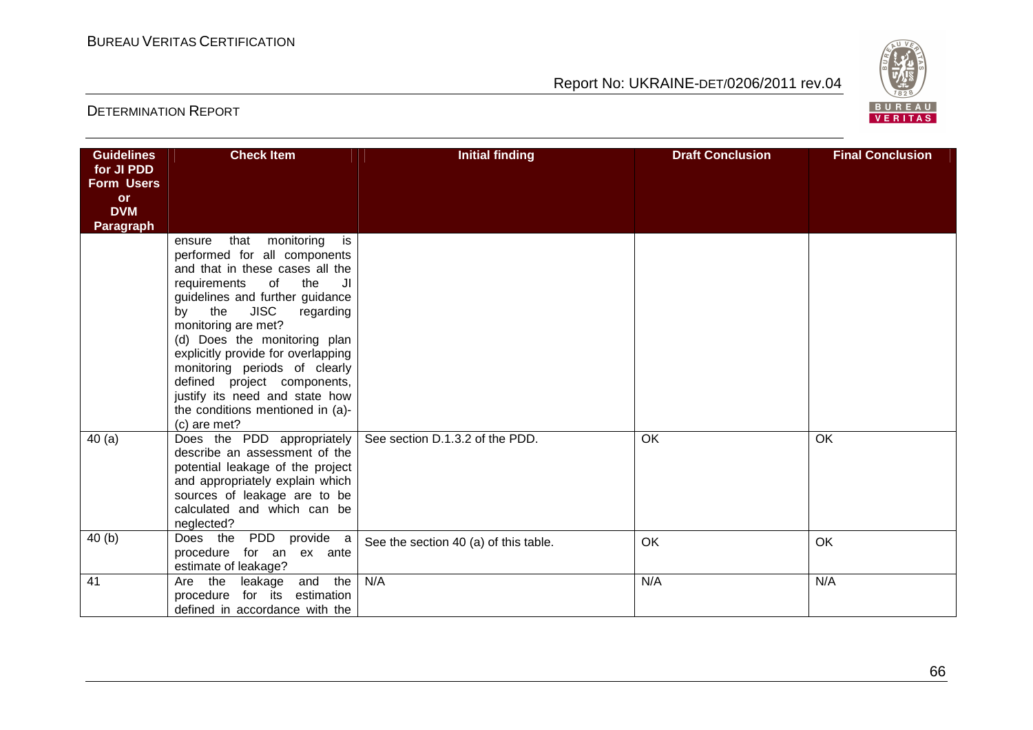| Guidelines for JI PDD Form Users or DVM Paragraph | Check Item | Initial finding | Draft Conclusion | Final Conclusion |
|---|---|---|---|---|
| | ensure that monitoring is performed for all components and that in these cases all the requirements of the JI guidelines and further guidance by the JISC regarding monitoring are met?<br>(d) Does the monitoring plan explicitly provide for overlapping monitoring periods of clearly defined project components, justify its need and state how the conditions mentioned in (a)-(c) are met? | | | |
| 40 (a) | Does the PDD appropriately describe an assessment of the potential leakage of the project and appropriately explain which sources of leakage are to be calculated and which can be neglected? | See section D.1.3.2 of the PDD. | OK | OK |
| 40 (b) | Does the PDD provide a procedure for an ex ante estimate of leakage? | See the section 40 (a) of this table. | OK | OK |
| 41 | Are the leakage and the procedure for its estimation defined in accordance with the | N/A | N/A | N/A |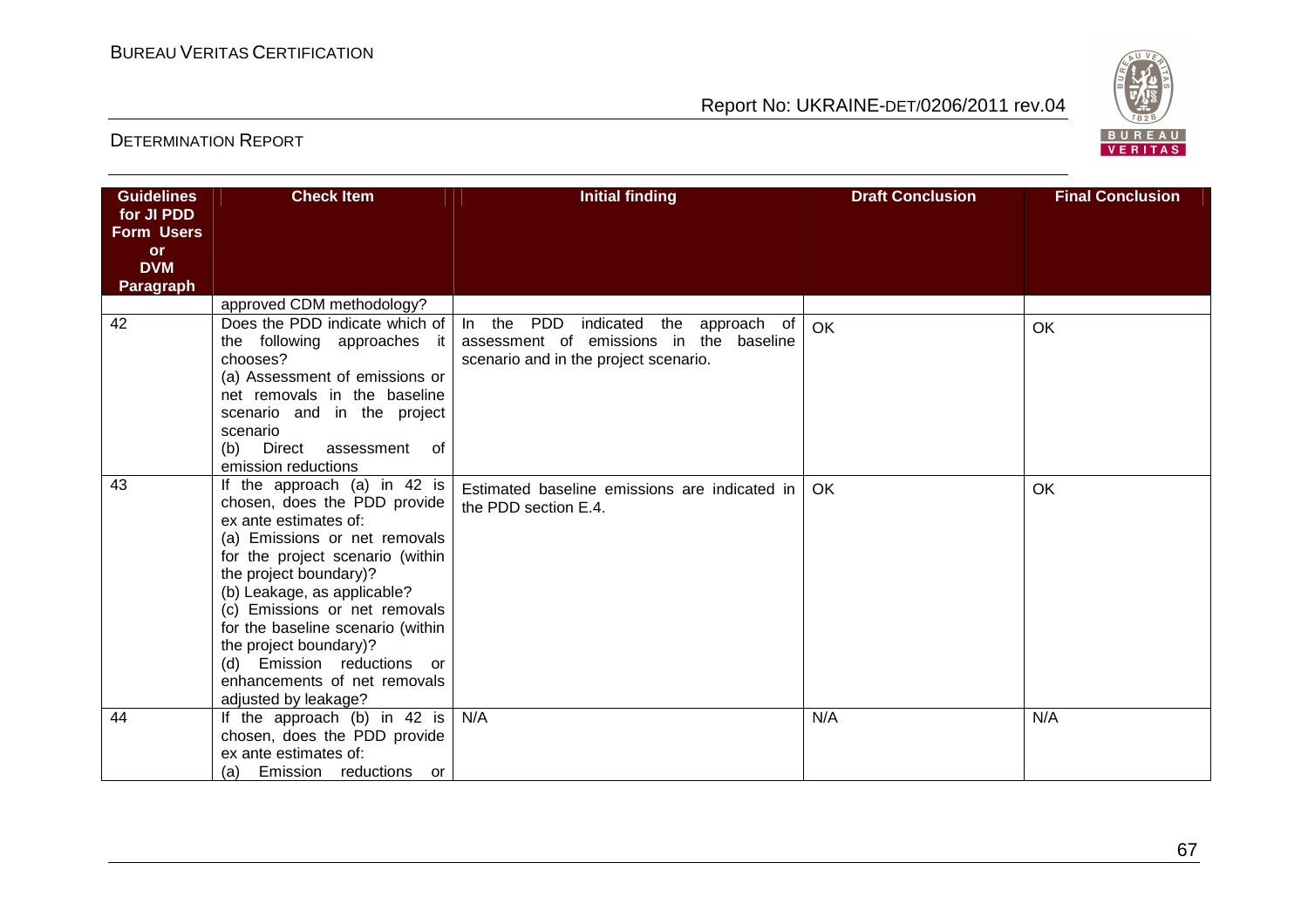| Guidelines for JI PDD Form Users or DVM Paragraph | Check Item | Initial finding | Draft Conclusion | Final Conclusion |
|---|---|---|---|---|
| | approved CDM methodology? | | | |
| 42 | Does the PDD indicate which of the following approaches it chooses?<br>(a) Assessment of emissions or net removals in the baseline scenario and in the project scenario<br>(b) Direct assessment of emission reductions | In the PDD indicated the approach of assessment of emissions in the baseline scenario and in the project scenario. | OK | OK |
| 43 | If the approach (a) in 42 is chosen, does the PDD provide ex ante estimates of:<br>(a) Emissions or net removals for the project scenario (within the project boundary)?<br>(b) Leakage, as applicable?<br>(c) Emissions or net removals for the baseline scenario (within the project boundary)?<br>(d) Emission reductions or enhancements of net removals adjusted by leakage? | Estimated baseline emissions are indicated in the PDD section E.4. | OK | OK |
| 44 | If the approach (b) in 42 is chosen, does the PDD provide ex ante estimates of:<br>(a) Emission reductions or | N/A | N/A | N/A |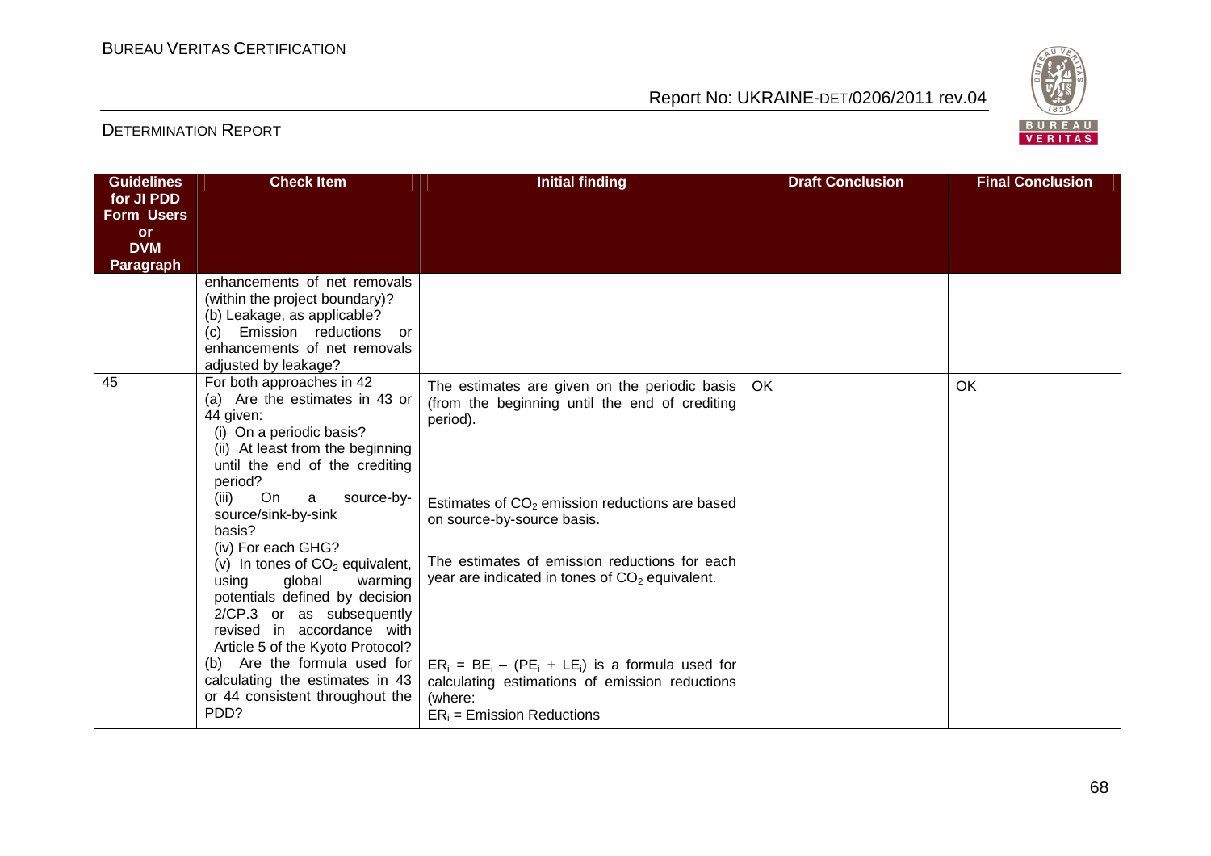| Guidelines for JI PDD Form Users or DVM Paragraph | Check Item | Initial finding | Draft Conclusion | Final Conclusion |
|---|---|---|---|---|
| | enhancements of net removals (within the project boundary)?<br>(b) Leakage, as applicable?<br>(c) Emission reductions or enhancements of net removals adjusted by leakage? | | | |
| 45 | For both approaches in 42<br>(a) Are the estimates in 43 or 44 given:<br>(i) On a periodic basis?<br>(ii) At least from the beginning until the end of the crediting period?<br>(iii) On a source-by-source/sink-by-sink basis?<br>(iv) For each GHG?<br>(v) In tones of $CO_2$ equivalent, using global warming potentials defined by decision 2/CP.3 or as subsequently revised in accordance with Article 5 of the Kyoto Protocol?<br>(b) Are the formula used for calculating the estimates in 43 or 44 consistent throughout the PDD? | The estimates are given on the periodic basis (from the beginning until the end of crediting period).<br><br>Estimates of $CO_2$ emission reductions are based on source-by-source basis.<br><br>The estimates of emission reductions for each year are indicated in tones of $CO_2$ equivalent.<br><br>$ER_i = BE_i – (PE_i + LE_i)$ is a formula used for calculating estimations of emission reductions (where:<br>$ER_i$ = Emission Reductions | OK | OK |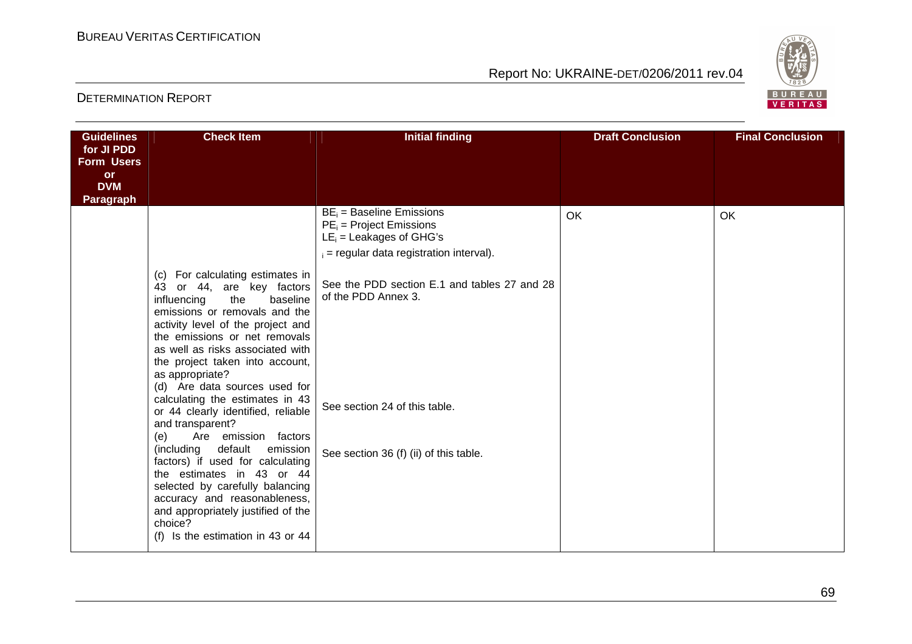| Guidelines for JI PDD Form Users or DVM Paragraph | Check Item | Initial finding | Draft Conclusion | Final Conclusion |
|---|---|---|---|---|
| | | $BE_i$ = Baseline Emissions<br>$PE_i$ = Project Emissions<br>$LE_i$ = Leakages of GHG's<br>$_i$ = regular data registration interval). | OK | OK |
| | (c) For calculating estimates in 43 or 44, are key factors influencing the baseline emissions or removals and the activity level of the project and the emissions or net removals as well as risks associated with the project taken into account, as appropriate? | See the PDD section E.1 and tables 27 and 28 of the PDD Annex 3. | | |
| | (d) Are data sources used for calculating the estimates in 43 or 44 clearly identified, reliable and transparent? | See section 24 of this table. | | |
| | (e) Are emission factors (including default emission factors) if used for calculating the estimates in 43 or 44 selected by carefully balancing accuracy and reasonableness, and appropriately justified of the choice? | See section 36 (f) (ii) of this table. | | |
| | (f) Is the estimation in 43 or 44 | | | |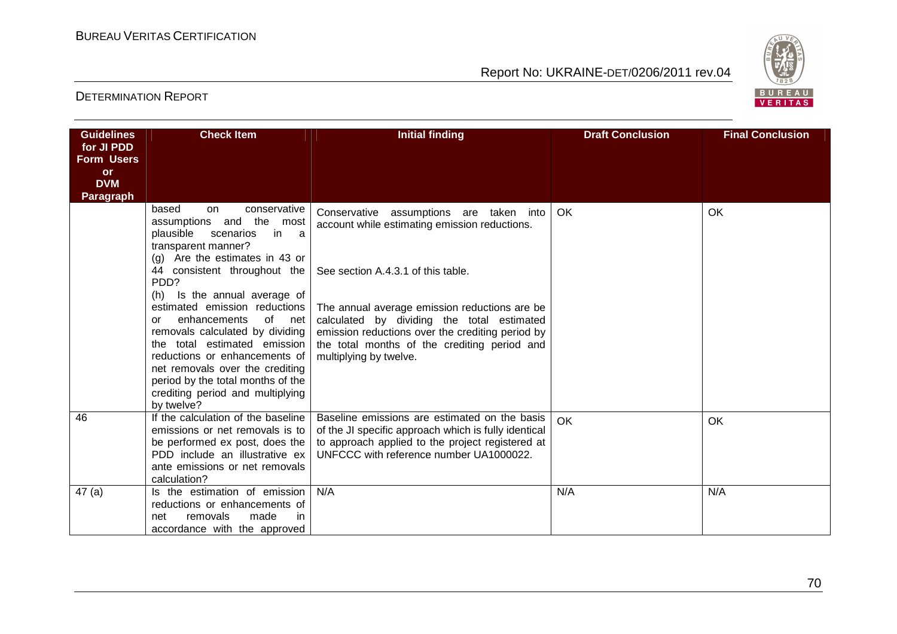| Guidelines for JI PDD Form Users or DVM Paragraph | Check Item | Initial finding | Draft Conclusion | Final Conclusion |
|---|---|---|---|---|
| | based on conservative assumptions and the most plausible scenarios in a transparent manner?<br>(g) Are the estimates in 43 or 44 consistent throughout the PDD?<br>(h) Is the annual average of estimated emission reductions or enhancements of net removals calculated by dividing the total estimated emission reductions or enhancements of net removals over the crediting period by the total months of the crediting period and multiplying by twelve? | Conservative assumptions are taken into account while estimating emission reductions.<br><br>See section A.4.3.1 of this table.<br><br>The annual average emission reductions are be calculated by dividing the total estimated emission reductions over the crediting period by the total months of the crediting period and multiplying by twelve. | OK | OK |
| 46 | If the calculation of the baseline emissions or net removals is to be performed ex post, does the PDD include an illustrative ex ante emissions or net removals calculation? | Baseline emissions are estimated on the basis of the JI specific approach which is fully identical to approach applied to the project registered at UNFCCC with reference number UA1000022. | OK | OK |
| 47 (a) | Is the estimation of emission reductions or enhancements of net removals made in accordance with the approved | N/A | N/A | N/A |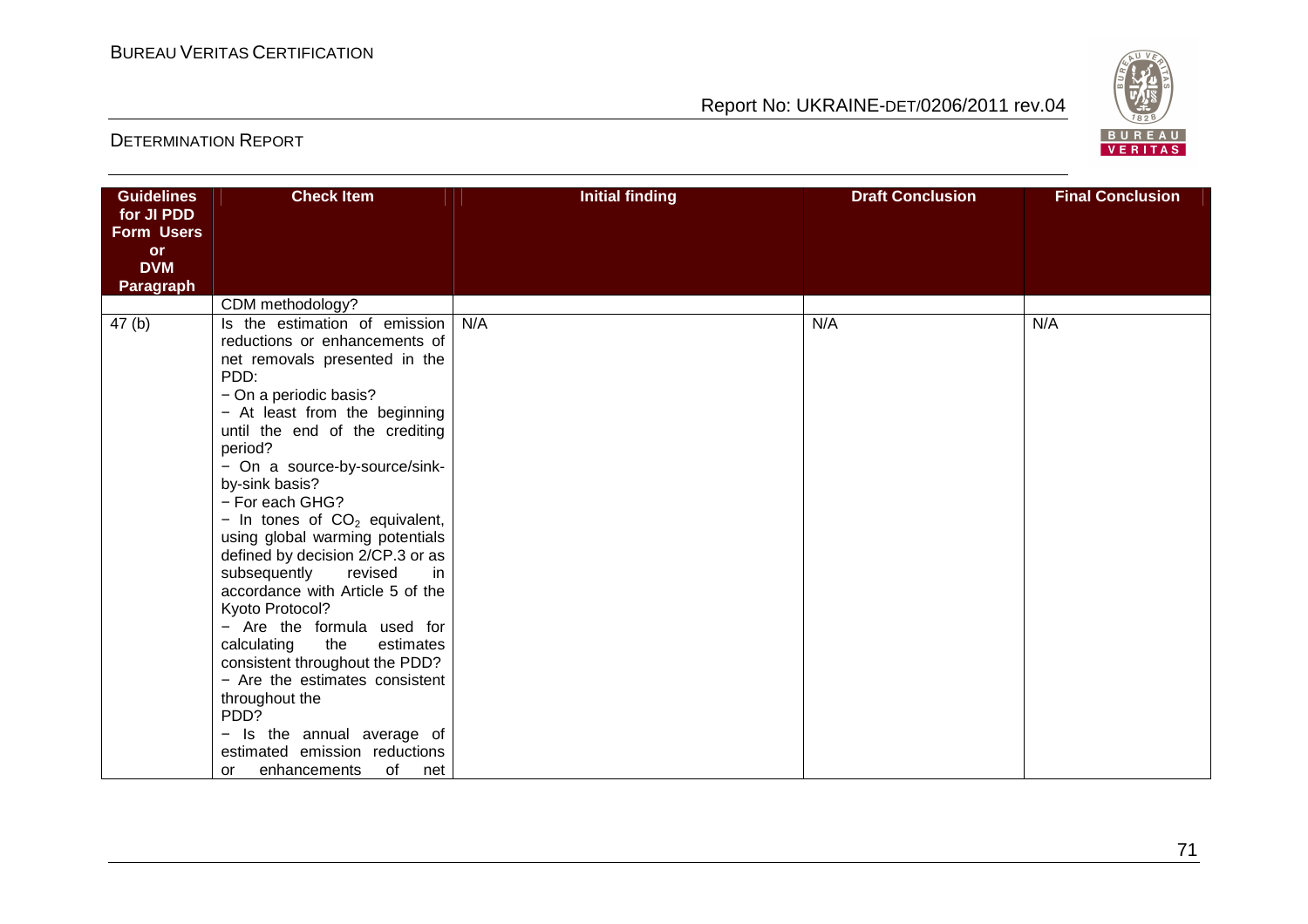| Guidelines for JI PDD Form Users or DVM Paragraph | Check Item | Initial finding | Draft Conclusion | Final Conclusion |
|---|---|---|---|---|
| | CDM methodology? | | | |
| 47 (b) | Is the estimation of emission reductions or enhancements of net removals presented in the PDD:<br>− On a periodic basis?<br>− At least from the beginning until the end of the crediting period?<br>− On a source-by-source/sink-by-sink basis?<br>− For each GHG?<br>− In tones of $CO_2$ equivalent, using global warming potentials defined by decision 2/CP.3 or as subsequently revised in accordance with Article 5 of the Kyoto Protocol?<br>− Are the formula used for calculating the estimates consistent throughout the PDD?<br>− Are the estimates consistent throughout the PDD?<br>− Is the annual average of estimated emission reductions or enhancements of net | N/A | N/A | N/A |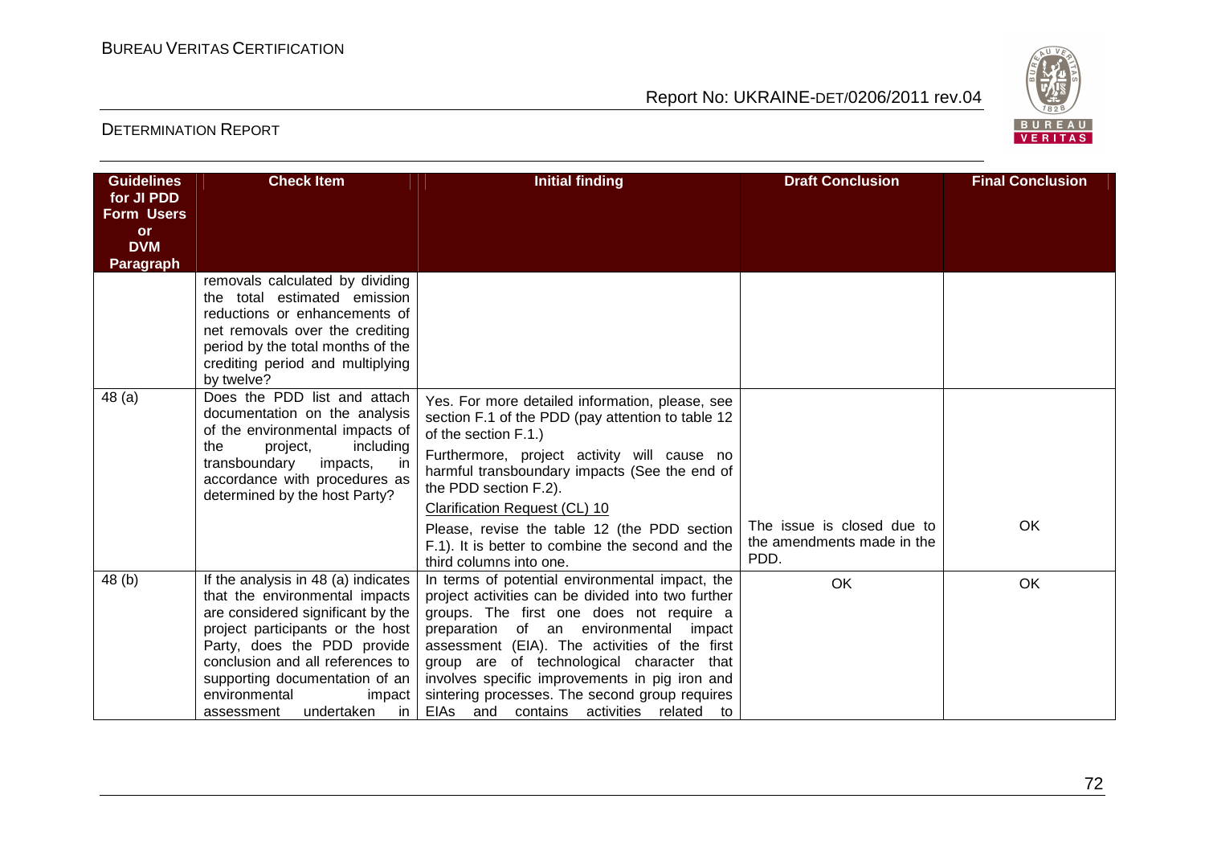| Guidelines for JI PDD Form Users or DVM Paragraph | Check Item | Initial finding | Draft Conclusion | Final Conclusion |
|---|---|---|---|---|
| | removals calculated by dividing the total estimated emission reductions or enhancements of net removals over the crediting period by the total months of the crediting period and multiplying by twelve? | | | |
| 48 (a) | Does the PDD list and attach documentation on the analysis of the environmental impacts of the project, including transboundary impacts, in accordance with procedures as determined by the host Party? | Yes. For more detailed information, please, see section F.1 of the PDD (pay attention to table 12 of the section F.1.)<br>Furthermore, project activity will cause no harmful transboundary impacts (See the end of the PDD section F.2).<br>Clarification Request (CL) 10<br>Please, revise the table 12 (the PDD section F.1). It is better to combine the second and the third columns into one. | The issue is closed due to the amendments made in the PDD. | OK |
| 48 (b) | If the analysis in 48 (a) indicates that the environmental impacts are considered significant by the project participants or the host Party, does the PDD provide conclusion and all references to supporting documentation of an environmental impact assessment undertaken in | In terms of potential environmental impact, the project activities can be divided into two further groups. The first one does not require a preparation of an environmental impact assessment (EIA). The activities of the first group are of technological character that involves specific improvements in pig iron and sintering processes. The second group requires EIAs and contains activities related to | OK | OK |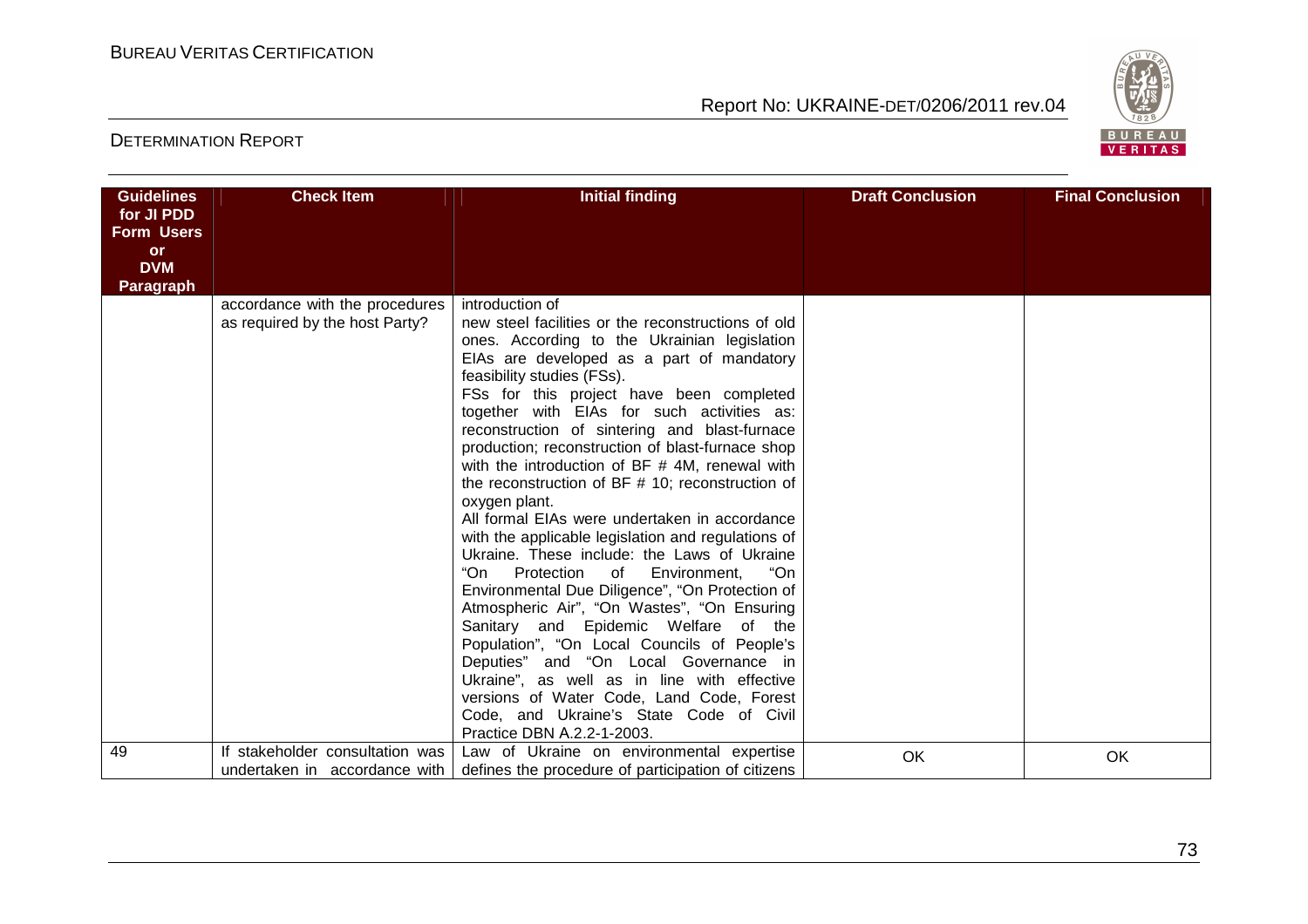| Guidelines for JI PDD Form Users or DVM Paragraph | Check Item | Initial finding | Draft Conclusion | Final Conclusion |
|---|---|---|---|---|
| | accordance with the procedures as required by the host Party? | introduction of new steel facilities or the reconstructions of old ones. According to the Ukrainian legislation EIAs are developed as a part of mandatory feasibility studies (FSs).<br>FSs for this project have been completed together with EIAs for such activities as: reconstruction of sintering and blast-furnace production; reconstruction of blast-furnace shop with the introduction of BF # 4M, renewal with the reconstruction of BF # 10; reconstruction of oxygen plant.<br>All formal EIAs were undertaken in accordance with the applicable legislation and regulations of Ukraine. These include: the Laws of Ukraine "On Protection of Environment, "On Environmental Due Diligence", "On Protection of Atmospheric Air", "On Wastes", "On Ensuring Sanitary and Epidemic Welfare of the Population", "On Local Councils of People's Deputies" and "On Local Governance in Ukraine", as well as in line with effective versions of Water Code, Land Code, Forest Code, and Ukraine's State Code of Civil Practice DBN A.2.2-1-2003. | | |
| 49 | If stakeholder consultation was undertaken in accordance with | Law of Ukraine on environmental expertise defines the procedure of participation of citizens | OK | OK |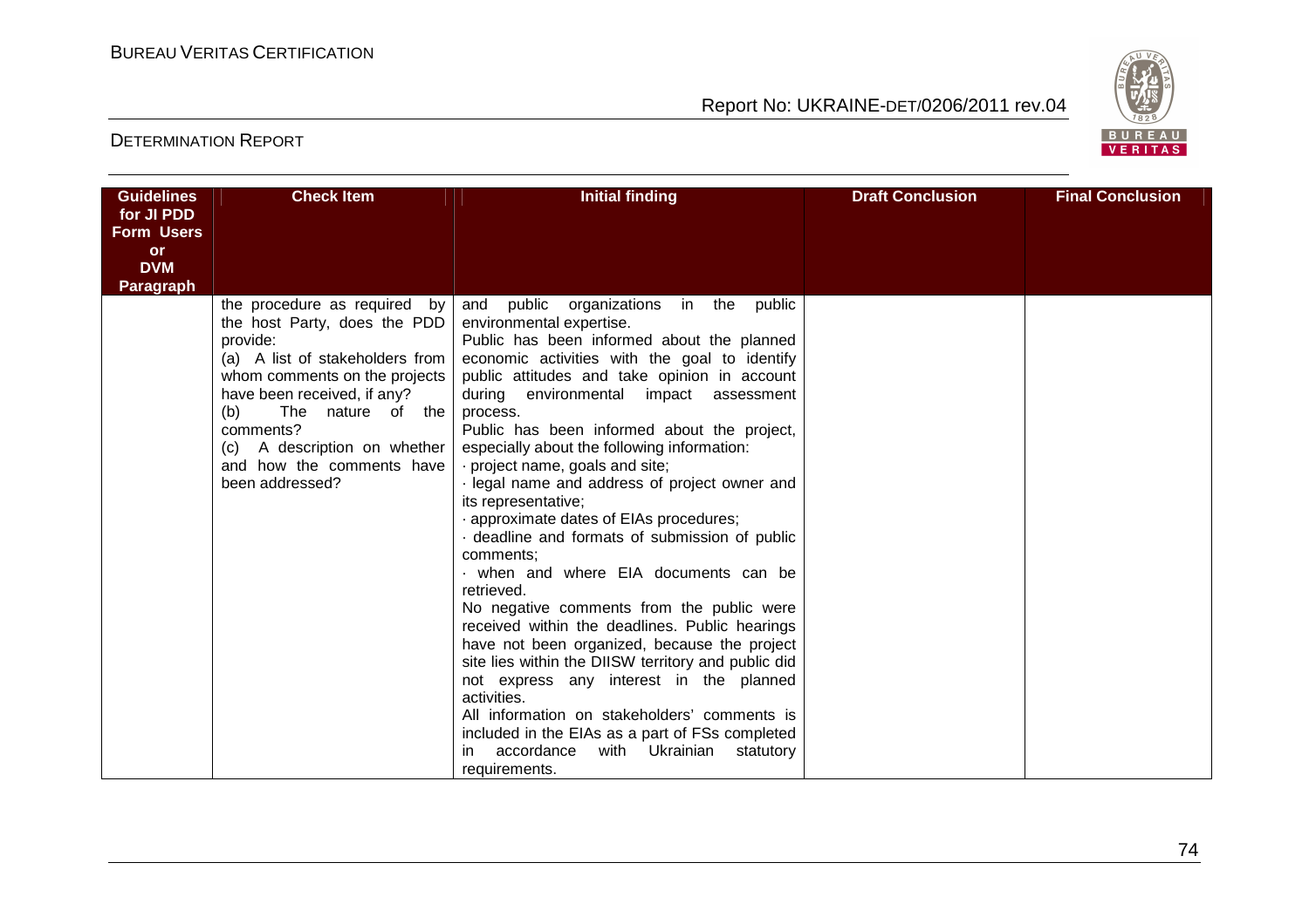| Guidelines for JI PDD Form Users or DVM Paragraph | Check Item | Initial finding | Draft Conclusion | Final Conclusion |
|---|---|---|---|---|
| | the procedure as required by the host Party, does the PDD provide:<br>(a) A list of stakeholders from whom comments on the projects have been received, if any?<br>(b) The nature of the comments?<br>(c) A description on whether and how the comments have been addressed? | and public organizations in the public environmental expertise.<br>Public has been informed about the planned economic activities with the goal to identify public attitudes and take opinion in account during environmental impact assessment process.<br>Public has been informed about the project, especially about the following information:<br>· project name, goals and site;<br>· legal name and address of project owner and its representative;<br>· approximate dates of EIAs procedures;<br>· deadline and formats of submission of public comments;<br>· when and where EIA documents can be retrieved.<br>No negative comments from the public were received within the deadlines. Public hearings have not been organized, because the project site lies within the DIISW territory and public did not express any interest in the planned activities.<br>All information on stakeholders' comments is included in the EIAs as a part of FSs completed in accordance with Ukrainian statutory requirements. | | |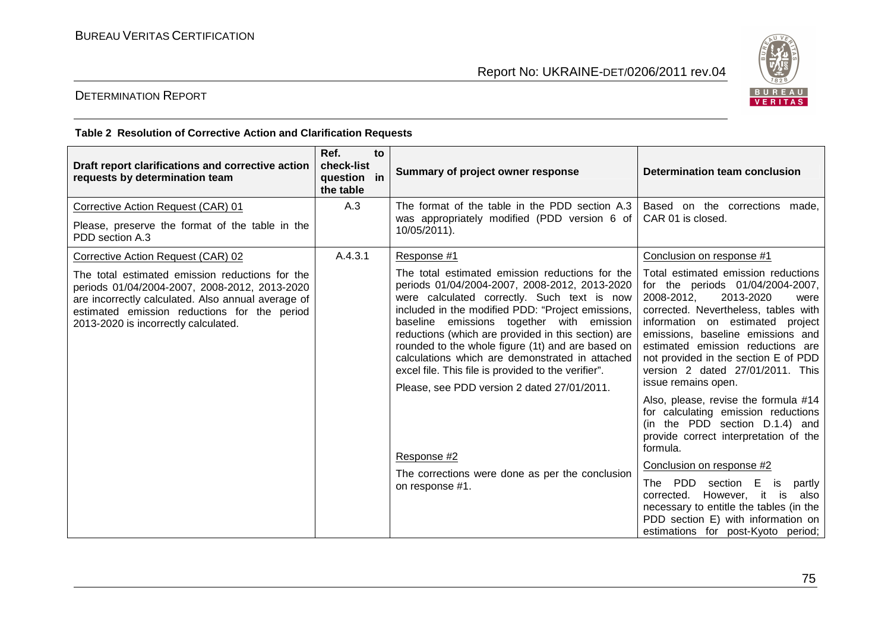**Table 2 Resolution of Corrective Action and Clarification Requests**

| Draft report clarifications and corrective action requests by determination team | Ref. to check-list question in the table | Summary of project owner response | Determination team conclusion |
|---|---|---|---|
| Corrective Action Request (CAR) 01<br><br>Please, preserve the format of the table in the PDD section A.3 | A.3 | The format of the table in the PDD section A.3 was appropriately modified (PDD version 6 of 10/05/2011). | Based on the corrections made, CAR 01 is closed. |
| Corrective Action Request (CAR) 02<br><br>The total estimated emission reductions for the periods 01/04/2004-2007, 2008-2012, 2013-2020 are incorrectly calculated. Also annual average of estimated emission reductions for the period 2013-2020 is incorrectly calculated. | A.4.3.1 | Response #1<br><br>The total estimated emission reductions for the periods 01/04/2004-2007, 2008-2012, 2013-2020 were calculated correctly. Such text is now included in the modified PDD: "Project emissions, baseline emissions together with emission reductions (which are provided in this section) are rounded to the whole figure (1t) and are based on calculations which are demonstrated in attached excel file. This file is provided to the verifier".<br><br>Please, see PDD version 2 dated 27/01/2011.<br><br>Response #2<br><br>The corrections were done as per the conclusion on response #1. | Conclusion on response #1<br><br>Total estimated emission reductions for the periods 01/04/2004-2007, 2008-2012, 2013-2020 were corrected. Nevertheless, tables with information on estimated project emissions, baseline emissions and estimated emission reductions are not provided in the section E of PDD version 2 dated 27/01/2011. This issue remains open.<br><br>Also, please, revise the formula #14 for calculating emission reductions (in the PDD section D.1.4) and provide correct interpretation of the formula.<br><br>Conclusion on response #2<br><br>The PDD section E is partly corrected. However, it is also necessary to entitle the tables (in the PDD section E) with information on estimations for post-Kyoto period; |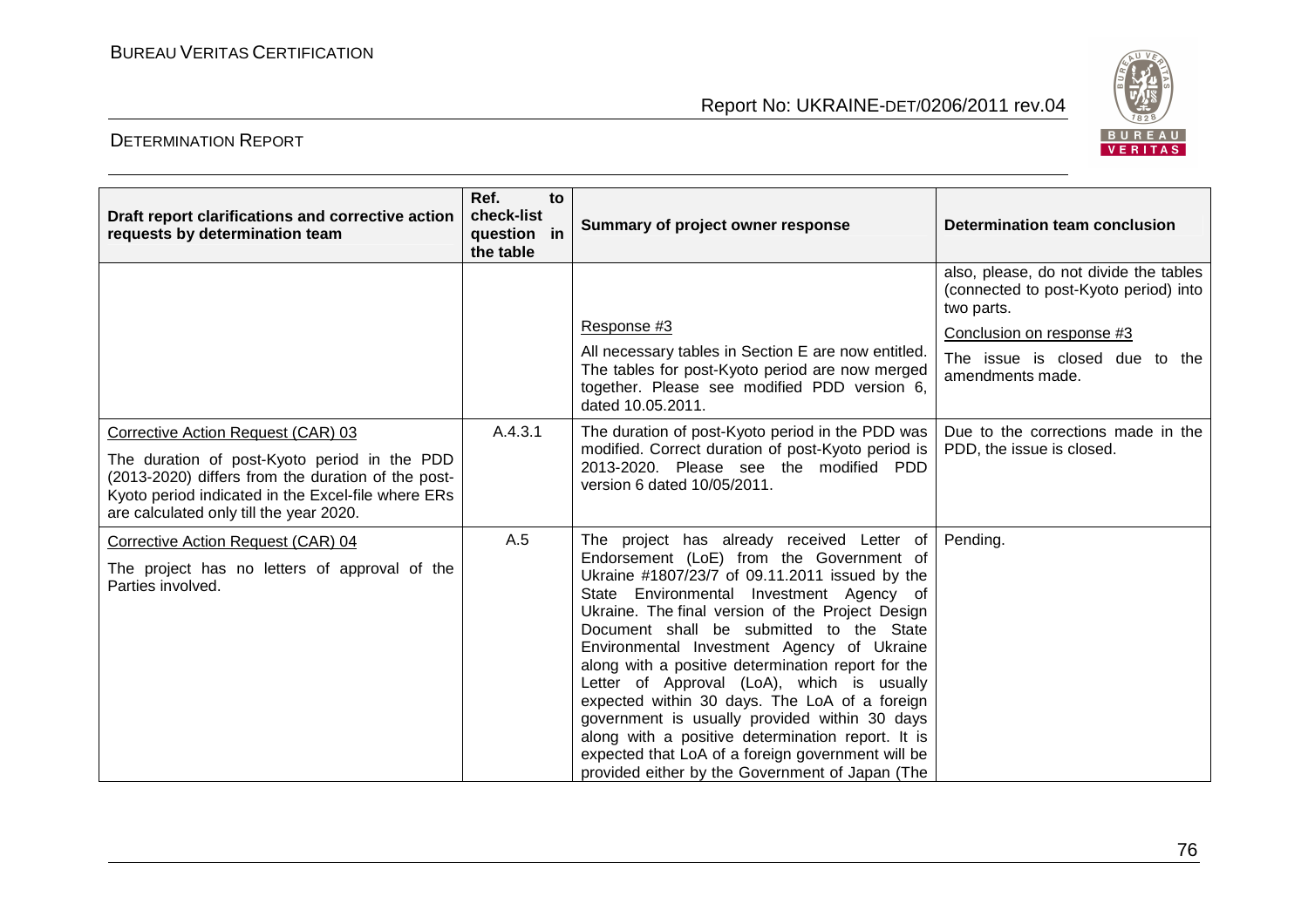| Draft report clarifications and corrective action requests by determination team | Ref. to check-list question in the table | Summary of project owner response | Determination team conclusion |
|---|---|---|---|
| | | Response #3<br><br>All necessary tables in Section E are now entitled. The tables for post-Kyoto period are now merged together. Please see modified PDD version 6, dated 10.05.2011. | also, please, do not divide the tables (connected to post-Kyoto period) into two parts.<br><br>Conclusion on response #3<br><br>The issue is closed due to the amendments made. |
| Corrective Action Request (CAR) 03<br><br>The duration of post-Kyoto period in the PDD (2013-2020) differs from the duration of the post-Kyoto period indicated in the Excel-file where ERs are calculated only till the year 2020. | A.4.3.1 | The duration of post-Kyoto period in the PDD was modified. Correct duration of post-Kyoto period is 2013-2020. Please see the modified PDD version 6 dated 10/05/2011. | Due to the corrections made in the PDD, the issue is closed. |
| Corrective Action Request (CAR) 04<br><br>The project has no letters of approval of the Parties involved. | A.5 | The project has already received Letter of Endorsement (LoE) from the Government of Ukraine #1807/23/7 of 09.11.2011 issued by the State Environmental Investment Agency of Ukraine. The final version of the Project Design Document shall be submitted to the State Environmental Investment Agency of Ukraine along with a positive determination report for the Letter of Approval (LoA), which is usually expected within 30 days. The LoA of a foreign government is usually provided within 30 days along with a positive determination report. It is expected that LoA of a foreign government will be provided either by the Government of Japan (The | Pending. |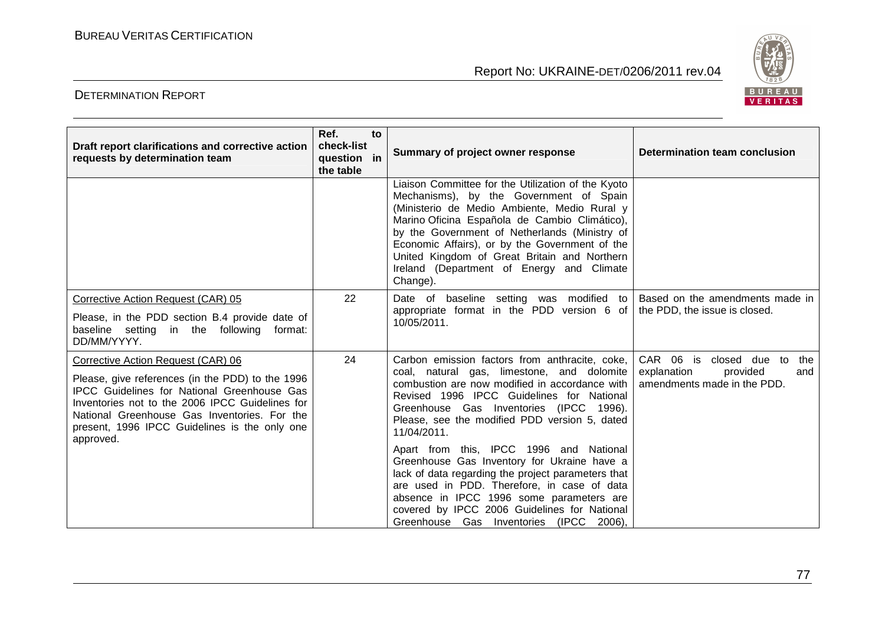| Draft report clarifications and corrective action requests by determination team | Ref. to check-list question in the table | Summary of project owner response | Determination team conclusion |
|---|---|---|---|
| | | Liaison Committee for the Utilization of the Kyoto Mechanisms), by the Government of Spain (Ministerio de Medio Ambiente, Medio Rural y Marino Oficina Española de Cambio Climático), by the Government of Netherlands (Ministry of Economic Affairs), or by the Government of the United Kingdom of Great Britain and Northern Ireland (Department of Energy and Climate Change). | |
| Corrective Action Request (CAR) 05<br><br>Please, in the PDD section B.4 provide date of baseline setting in the following format: DD/MM/YYYY. | 22 | Date of baseline setting was modified to appropriate format in the PDD version 6 of 10/05/2011. | Based on the amendments made in the PDD, the issue is closed. |
| Corrective Action Request (CAR) 06<br><br>Please, give references (in the PDD) to the 1996 IPCC Guidelines for National Greenhouse Gas Inventories not to the 2006 IPCC Guidelines for National Greenhouse Gas Inventories. For the present, 1996 IPCC Guidelines is the only one approved. | 24 | Carbon emission factors from anthracite, coke, coal, natural gas, limestone, and dolomite combustion are now modified in accordance with Revised 1996 IPCC Guidelines for National Greenhouse Gas Inventories (IPCC 1996). Please, see the modified PDD version 5, dated 11/04/2011.<br><br>Apart from this, IPCC 1996 and National Greenhouse Gas Inventory for Ukraine have a lack of data regarding the project parameters that are used in PDD. Therefore, in case of data absence in IPCC 1996 some parameters are covered by IPCC 2006 Guidelines for National Greenhouse Gas Inventories (IPCC 2006), | CAR 06 is closed due to the explanation provided and amendments made in the PDD. |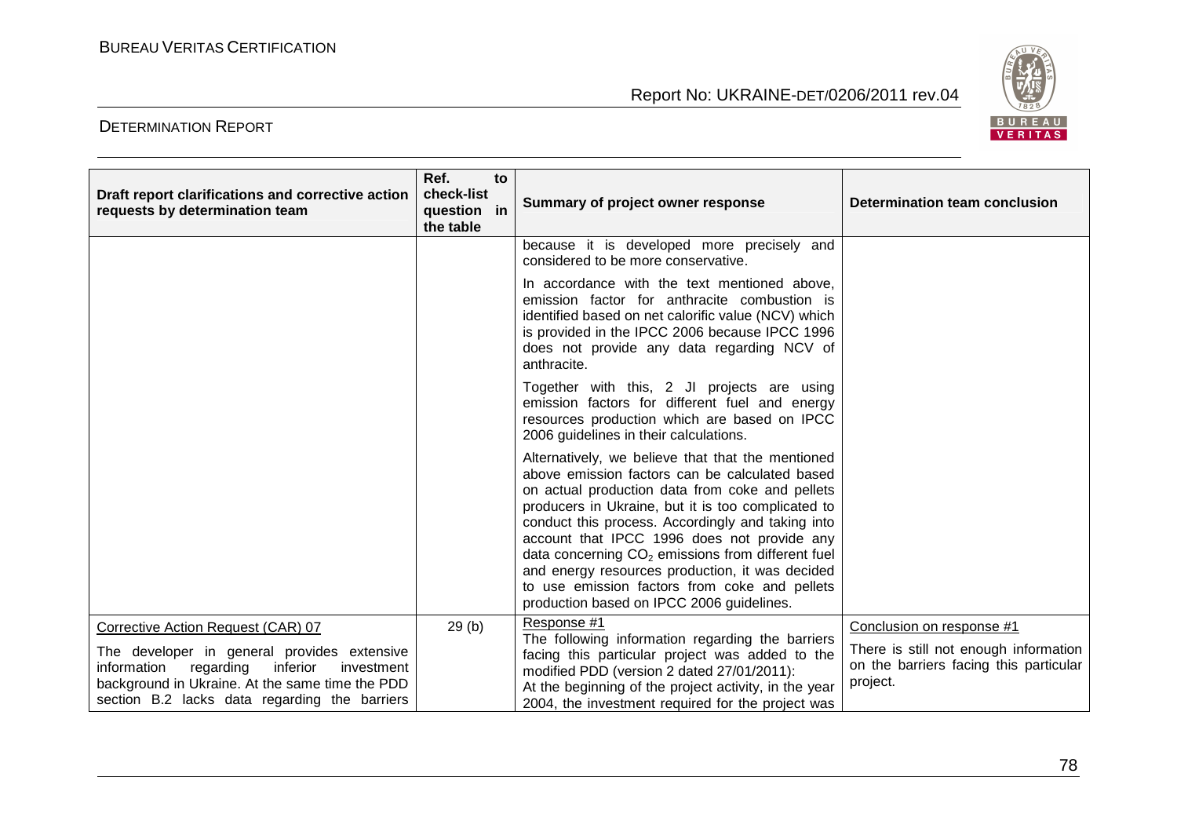| Draft report clarifications and corrective action requests by determination team | Ref. to check-list question in the table | Summary of project owner response | Determination team conclusion |
|---|---|---|---|
| | | because it is developed more precisely and considered to be more conservative.<br><br>In accordance with the text mentioned above, emission factor for anthracite combustion is identified based on net calorific value (NCV) which is provided in the IPCC 2006 because IPCC 1996 does not provide any data regarding NCV of anthracite.<br><br>Together with this, 2 JI projects are using emission factors for different fuel and energy resources production which are based on IPCC 2006 guidelines in their calculations.<br><br>Alternatively, we believe that that the mentioned above emission factors can be calculated based on actual production data from coke and pellets producers in Ukraine, but it is too complicated to conduct this process. Accordingly and taking into account that IPCC 1996 does not provide any data concerning $CO_2$ emissions from different fuel and energy resources production, it was decided to use emission factors from coke and pellets production based on IPCC 2006 guidelines. | |
| Corrective Action Request (CAR) 07<br><br>The developer in general provides extensive information regarding inferior investment background in Ukraine. At the same time the PDD section B.2 lacks data regarding the barriers | 29 (b) | Response #1<br>The following information regarding the barriers facing this particular project was added to the modified PDD (version 2 dated 27/01/2011):<br>At the beginning of the project activity, in the year 2004, the investment required for the project was | Conclusion on response #1<br><br>There is still not enough information on the barriers facing this particular project. |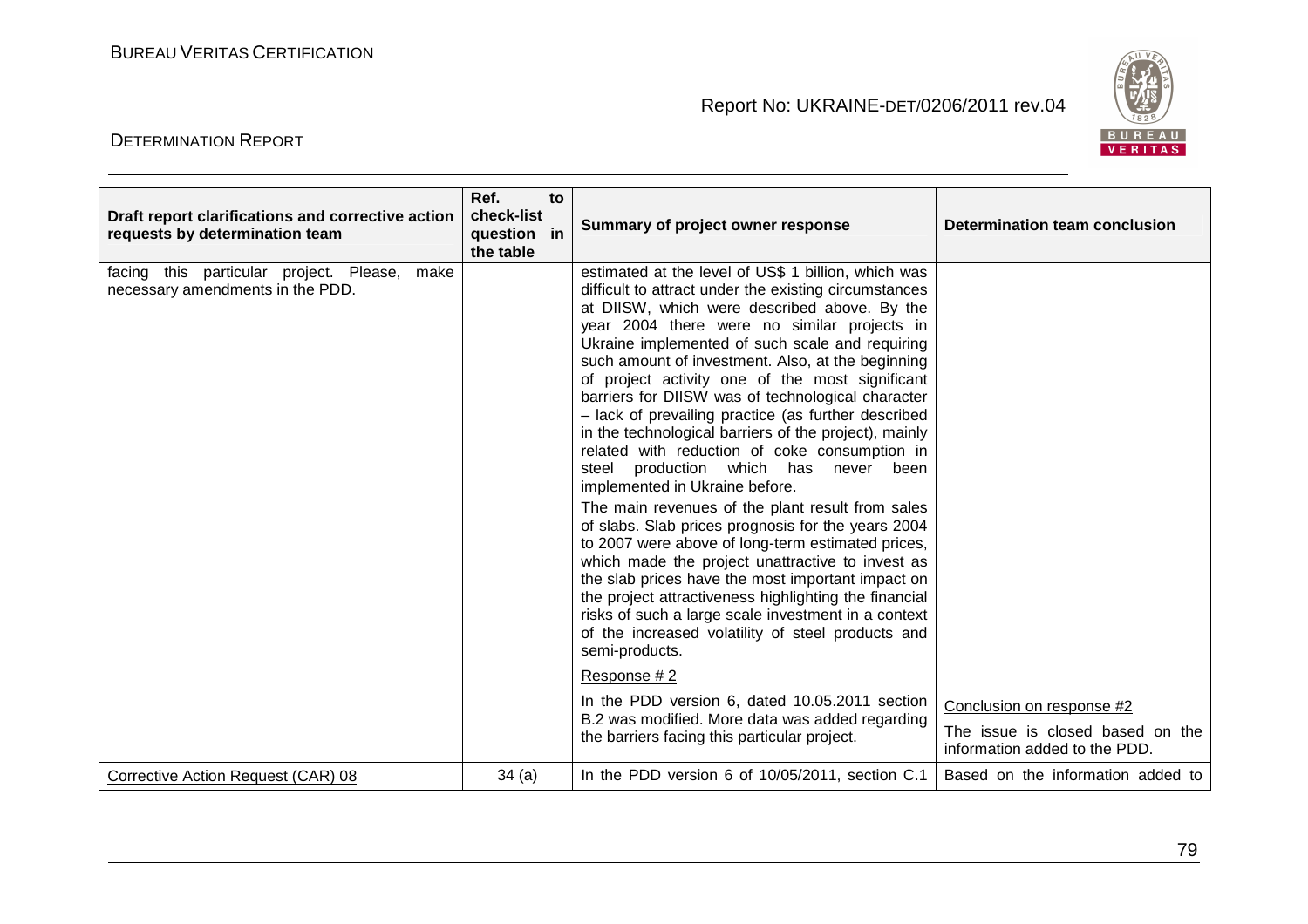| Draft report clarifications and corrective action requests by determination team | Ref. to check-list question in the table | Summary of project owner response | Determination team conclusion |
|---|---|---|---|
| facing this particular project. Please, make necessary amendments in the PDD. | | estimated at the level of US$ 1 billion, which was difficult to attract under the existing circumstances at DIISW, which were described above. By the year 2004 there were no similar projects in Ukraine implemented of such scale and requiring such amount of investment. Also, at the beginning of project activity one of the most significant barriers for DIISW was of technological character – lack of prevailing practice (as further described in the technological barriers of the project), mainly related with reduction of coke consumption in steel production which has never been implemented in Ukraine before.<br><br>The main revenues of the plant result from sales of slabs. Slab prices prognosis for the years 2004 to 2007 were above of long-term estimated prices, which made the project unattractive to invest as the slab prices have the most important impact on the project attractiveness highlighting the financial risks of such a large scale investment in a context of the increased volatility of steel products and semi-products. | |
| | | Response # 2<br><br>In the PDD version 6, dated 10.05.2011 section B.2 was modified. More data was added regarding the barriers facing this particular project. | Conclusion on response #2<br><br>The issue is closed based on the information added to the PDD. |
| Corrective Action Request (CAR) 08 | 34 (a) | In the PDD version 6 of 10/05/2011, section C.1 | Based on the information added to |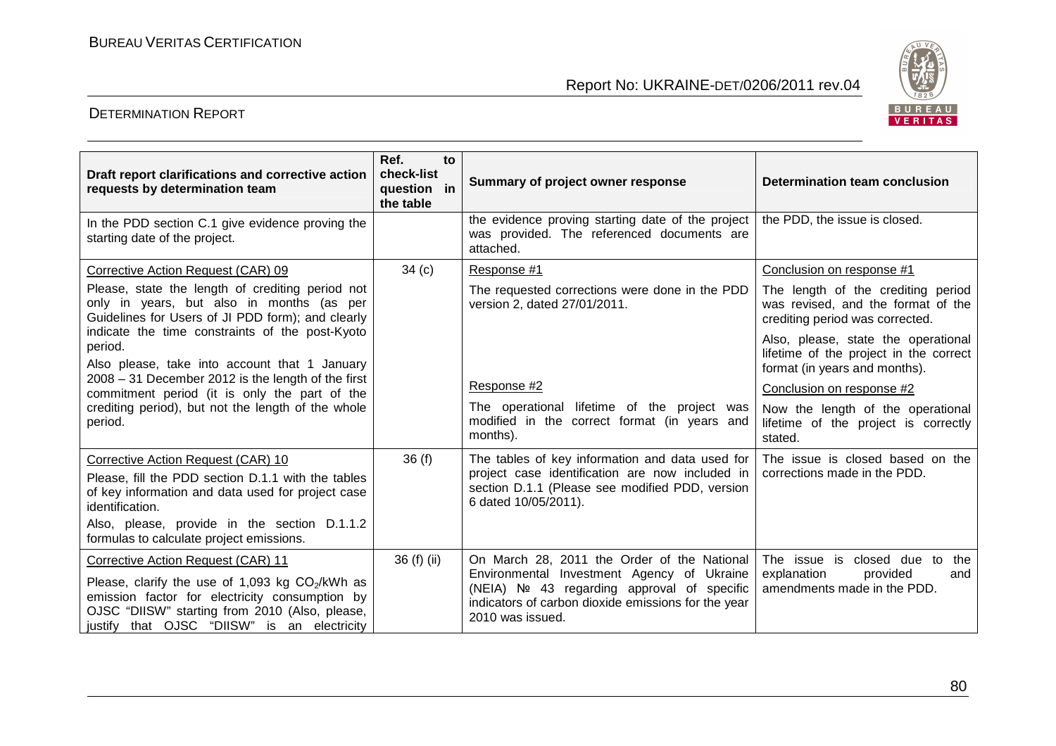| Draft report clarifications and corrective action requests by determination team | Ref. to check-list question in the table | Summary of project owner response | Determination team conclusion |
|---|---|---|---|
| In the PDD section C.1 give evidence proving the starting date of the project. | | the evidence proving starting date of the project was provided. The referenced documents are attached. | the PDD, the issue is closed. |
| Corrective Action Request (CAR) 09<br><br>Please, state the length of crediting period not only in years, but also in months (as per Guidelines for Users of JI PDD form); and clearly indicate the time constraints of the post-Kyoto period.<br><br>Also please, take into account that 1 January 2008 – 31 December 2012 is the length of the first commitment period (it is only the part of the crediting period), but not the length of the whole period. | 34 (c) | Response #1<br><br>The requested corrections were done in the PDD version 2, dated 27/01/2011.<br><br>Response #2<br><br>The operational lifetime of the project was modified in the correct format (in years and months). | Conclusion on response #1<br><br>The length of the crediting period was revised, and the format of the crediting period was corrected.<br><br>Also, please, state the operational lifetime of the project in the correct format (in years and months).<br><br>Conclusion on response #2<br><br>Now the length of the operational lifetime of the project is correctly stated. |
| Corrective Action Request (CAR) 10<br><br>Please, fill the PDD section D.1.1 with the tables of key information and data used for project case identification.<br><br>Also, please, provide in the section D.1.1.2 formulas to calculate project emissions. | 36 (f) | The tables of key information and data used for project case identification are now included in section D.1.1 (Please see modified PDD, version 6 dated 10/05/2011). | The issue is closed based on the corrections made in the PDD. |
| Corrective Action Request (CAR) 11<br><br>Please, clarify the use of 1,093 kg $CO_2$/kWh as emission factor for electricity consumption by OJSC "DIISW" starting from 2010 (Also, please, justify that OJSC "DIISW" is an electricity | 36 (f) (ii) | On March 28, 2011 the Order of the National Environmental Investment Agency of Ukraine (NEIA) № 43 regarding approval of specific indicators of carbon dioxide emissions for the year 2010 was issued. | The issue is closed due to the explanation provided and amendments made in the PDD. |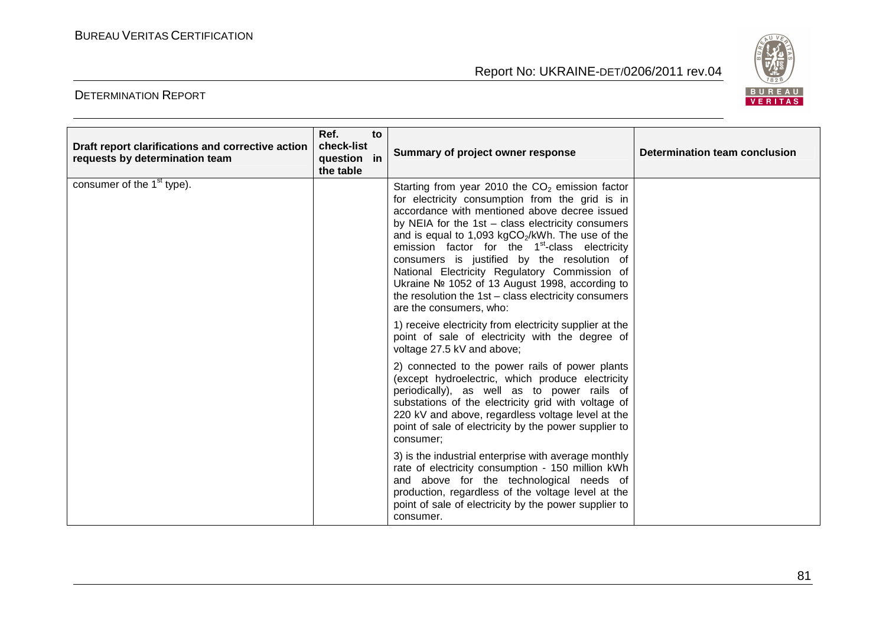| Draft report clarifications and corrective action requests by determination team | Ref. to check-list question in the table | Summary of project owner response | Determination team conclusion |
|---|---|---|---|
| consumer of the 1[st] type). | | Starting from year 2010 the $CO_2$ emission factor for electricity consumption from the grid is in accordance with mentioned above decree issued by NEIA for the 1st – class electricity consumers and is equal to 1,093 kg$CO_2$/kWh. The use of the emission factor for the 1[st]-class electricity consumers is justified by the resolution of National Electricity Regulatory Commission of Ukraine № 1052 of 13 August 1998, according to the resolution the 1st – class electricity consumers are the consumers, who:<br><br>1) receive electricity from electricity supplier at the point of sale of electricity with the degree of voltage 27.5 kV and above;<br><br>2) connected to the power rails of power plants (except hydroelectric, which produce electricity periodically), as well as to power rails of substations of the electricity grid with voltage of 220 kV and above, regardless voltage level at the point of sale of electricity by the power supplier to consumer;<br><br>3) is the industrial enterprise with average monthly rate of electricity consumption - 150 million kWh and above for the technological needs of production, regardless of the voltage level at the point of sale of electricity by the power supplier to consumer. | |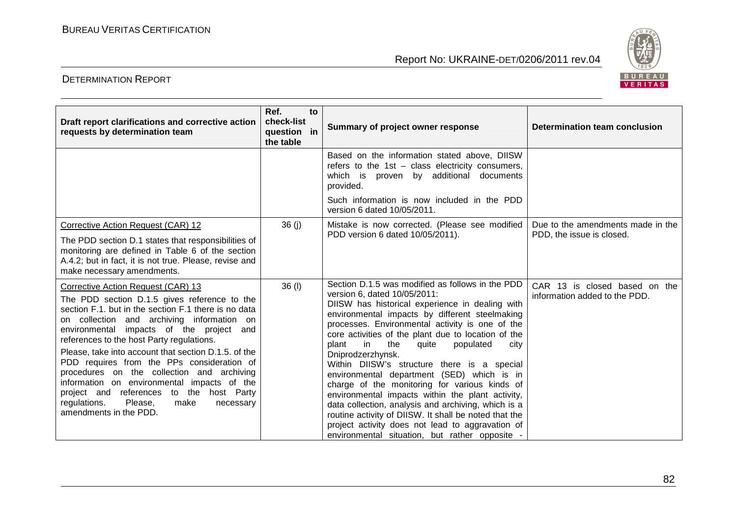| Draft report clarifications and corrective action requests by determination team | Ref. to check-list question in the table | Summary of project owner response | Determination team conclusion |
|---|---|---|---|
| | | Based on the information stated above, DIISW refers to the 1st – class electricity consumers, which is proven by additional documents provided.<br><br>Such information is now included in the PDD version 6 dated 10/05/2011. | |
| Corrective Action Request (CAR) 12<br><br>The PDD section D.1 states that responsibilities of monitoring are defined in Table 6 of the section A.4.2; but in fact, it is not true. Please, revise and make necessary amendments. | 36 (j) | Mistake is now corrected. (Please see modified PDD version 6 dated 10/05/2011). | Due to the amendments made in the PDD, the issue is closed. |
| Corrective Action Request (CAR) 13<br><br>The PDD section D.1.5 gives reference to the section F.1. but in the section F.1 there is no data on collection and archiving information on environmental impacts of the project and references to the host Party regulations.<br><br>Please, take into account that section D.1.5. of the PDD requires from the PPs consideration of procedures on the collection and archiving information on environmental impacts of the project and references to the host Party regulations. Please, make necessary amendments in the PDD. | 36 (l) | Section D.1.5 was modified as follows in the PDD version 6, dated 10/05/2011:<br>DIISW has historical experience in dealing with environmental impacts by different steelmaking processes. Environmental activity is one of the core activities of the plant due to location of the plant in the quite populated city Dniprodzerzhynsk.<br>Within DIISW's structure there is a special environmental department (SED) which is in charge of the monitoring for various kinds of environmental impacts within the plant activity, data collection, analysis and archiving, which is a routine activity of DIISW. It shall be noted that the project activity does not lead to aggravation of environmental situation, but rather opposite - | CAR 13 is closed based on the information added to the PDD. |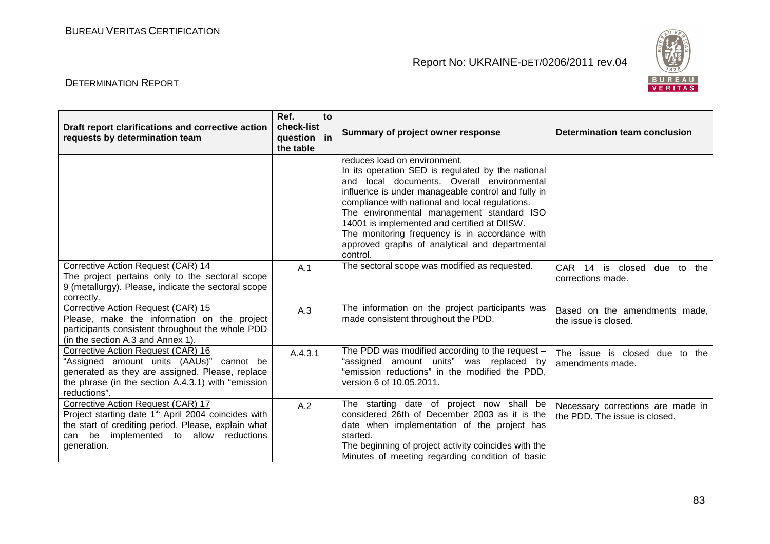| Draft report clarifications and corrective action requests by determination team | Ref. to check-list question in the table | Summary of project owner response | Determination team conclusion |
|---|---|---|---|
| | | reduces load on environment. In its operation SED is regulated by the national and local documents. Overall environmental influence is under manageable control and fully in compliance with national and local regulations. The environmental management standard ISO 14001 is implemented and certified at DIISW. The monitoring frequency is in accordance with approved graphs of analytical and departmental control. | |
| Corrective Action Request (CAR) 14<br>The project pertains only to the sectoral scope 9 (metallurgy). Please, indicate the sectoral scope correctly. | A.1 | The sectoral scope was modified as requested. | CAR 14 is closed due to the corrections made. |
| Corrective Action Request (CAR) 15<br>Please, make the information on the project participants consistent throughout the whole PDD (in the section A.3 and Annex 1). | A.3 | The information on the project participants was made consistent throughout the PDD. | Based on the amendments made, the issue is closed. |
| Corrective Action Request (CAR) 16<br>"Assigned amount units (AAUs)" cannot be generated as they are assigned. Please, replace the phrase (in the section A.4.3.1) with "emission reductions". | A.4.3.1 | The PDD was modified according to the request – "assigned amount units" was replaced by "emission reductions" in the modified the PDD, version 6 of 10.05.2011. | The issue is closed due to the amendments made. |
| Corrective Action Request (CAR) 17<br>Project starting date 1st April 2004 coincides with the start of crediting period. Please, explain what can be implemented to allow reductions generation. | A.2 | The starting date of project now shall be considered 26th of December 2003 as it is the date when implementation of the project has started.<br>The beginning of project activity coincides with the Minutes of meeting regarding condition of basic | Necessary corrections are made in the PDD. The issue is closed. |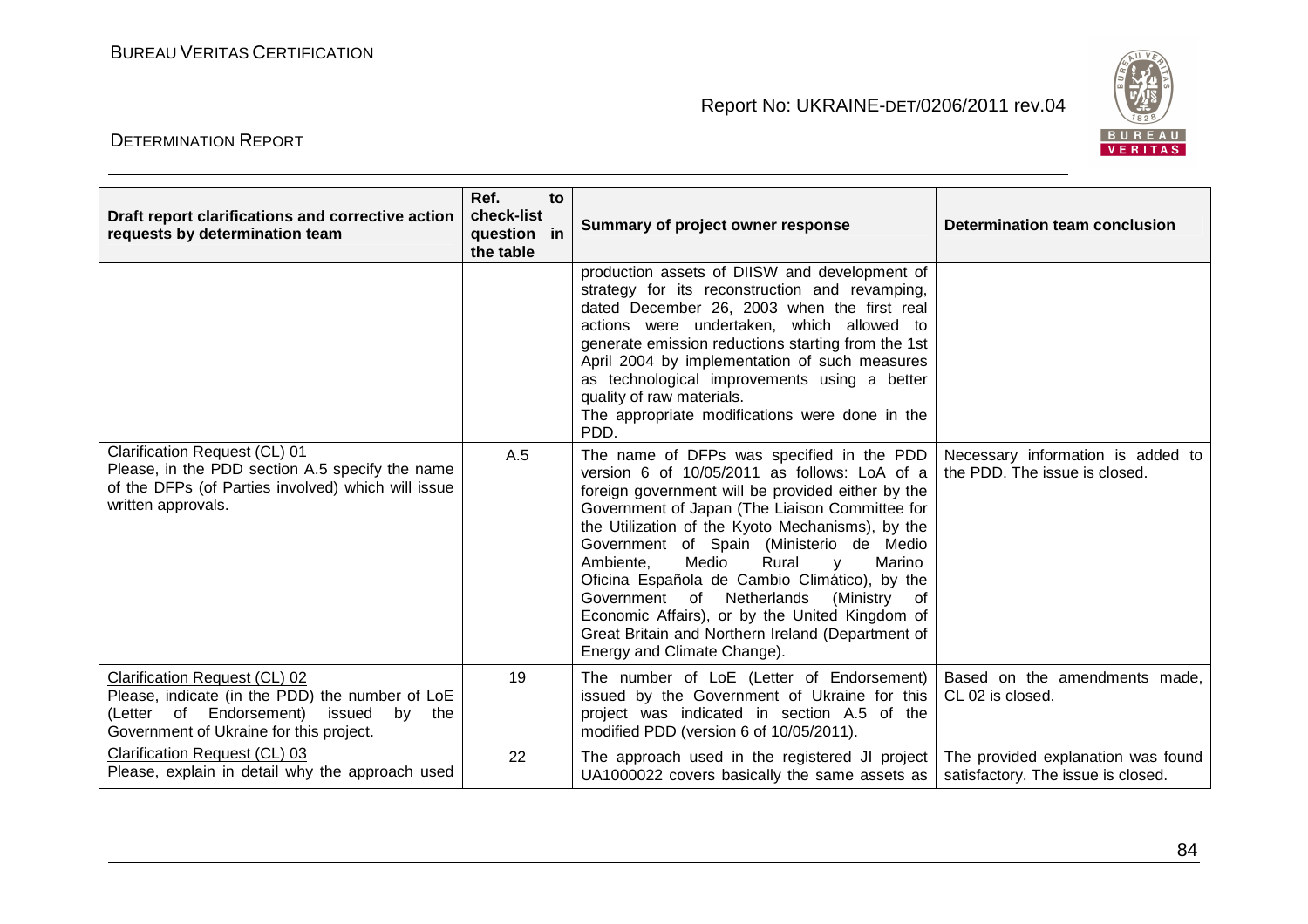| Draft report clarifications and corrective action requests by determination team | Ref. to check-list question in the table | Summary of project owner response | Determination team conclusion |
|---|---|---|---|
| | | production assets of DIISW and development of strategy for its reconstruction and revamping, dated December 26, 2003 when the first real actions were undertaken, which allowed to generate emission reductions starting from the 1st April 2004 by implementation of such measures as technological improvements using a better quality of raw materials.<br>The appropriate modifications were done in the PDD. | |
| Clarification Request (CL) 01<br>Please, in the PDD section A.5 specify the name of the DFPs (of Parties involved) which will issue written approvals. | A.5 | The name of DFPs was specified in the PDD version 6 of 10/05/2011 as follows: LoA of a foreign government will be provided either by the Government of Japan (The Liaison Committee for the Utilization of the Kyoto Mechanisms), by the Government of Spain (Ministerio de Medio Ambiente, Medio Rural y Marino Oficina Española de Cambio Climático), by the Government of Netherlands (Ministry of Economic Affairs), or by the United Kingdom of Great Britain and Northern Ireland (Department of Energy and Climate Change). | Necessary information is added to the PDD. The issue is closed. |
| Clarification Request (CL) 02<br>Please, indicate (in the PDD) the number of LoE (Letter of Endorsement) issued by the Government of Ukraine for this project. | 19 | The number of LoE (Letter of Endorsement) issued by the Government of Ukraine for this project was indicated in section A.5 of the modified PDD (version 6 of 10/05/2011). | Based on the amendments made, CL 02 is closed. |
| Clarification Request (CL) 03<br>Please, explain in detail why the approach used | 22 | The approach used in the registered JI project UA1000022 covers basically the same assets as | The provided explanation was found satisfactory. The issue is closed. |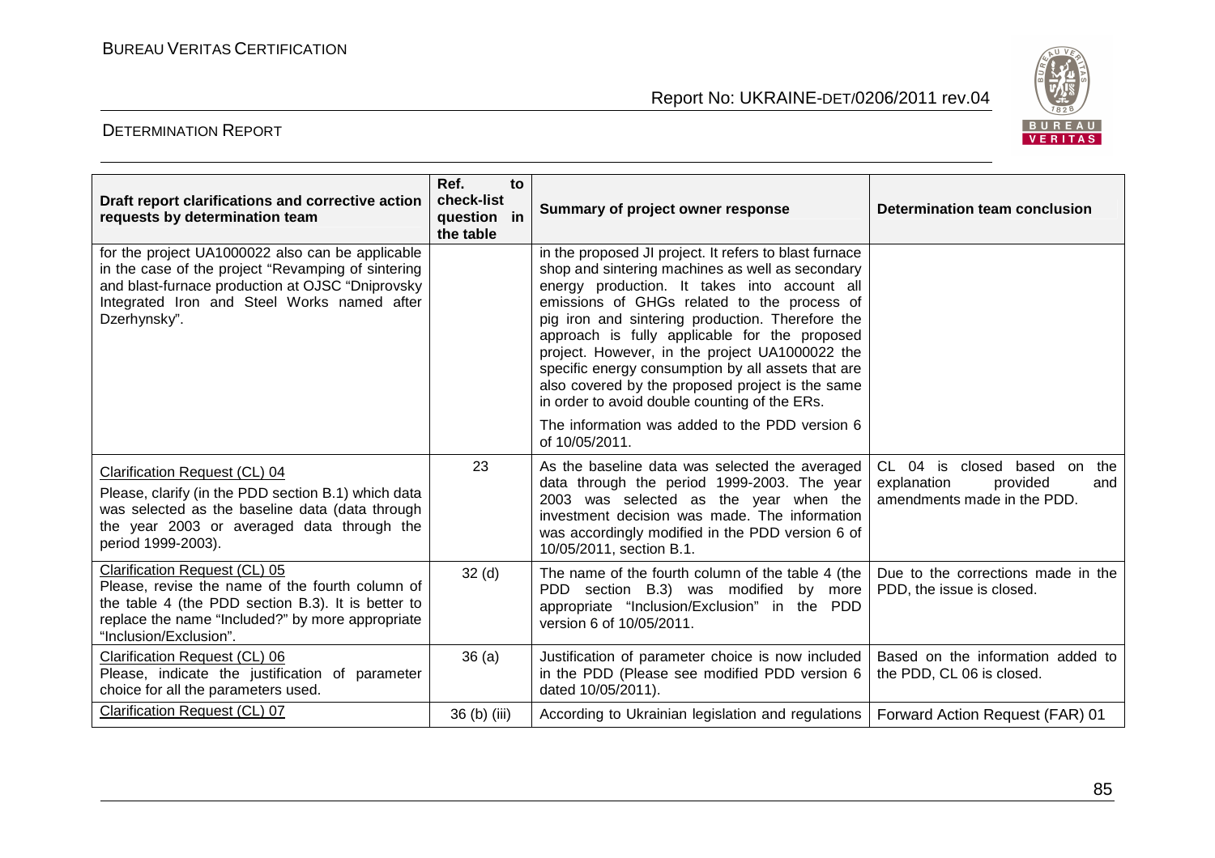| Draft report clarifications and corrective action requests by determination team | Ref. to check-list question in the table | Summary of project owner response | Determination team conclusion |
|---|---|---|---|
| for the project UA1000022 also can be applicable in the case of the project "Revamping of sintering and blast-furnace production at OJSC "Dniprovsky Integrated Iron and Steel Works named after Dzerhynsky". | | in the proposed JI project. It refers to blast furnace shop and sintering machines as well as secondary energy production. It takes into account all emissions of GHGs related to the process of pig iron and sintering production. Therefore the approach is fully applicable for the proposed project. However, in the project UA1000022 the specific energy consumption by all assets that are also covered by the proposed project is the same in order to avoid double counting of the ERs.<br><br>The information was added to the PDD version 6 of 10/05/2011. | |
| Clarification Request (CL) 04<br>Please, clarify (in the PDD section B.1) which data was selected as the baseline data (data through the year 2003 or averaged data through the period 1999-2003). | 23 | As the baseline data was selected the averaged data through the period 1999-2003. The year 2003 was selected as the year when the investment decision was made. The information was accordingly modified in the PDD version 6 of 10/05/2011, section B.1. | CL 04 is closed based on the explanation provided and amendments made in the PDD. |
| Clarification Request (CL) 05<br>Please, revise the name of the fourth column of the table 4 (the PDD section B.3). It is better to replace the name "Included?" by more appropriate "Inclusion/Exclusion". | 32 (d) | The name of the fourth column of the table 4 (the PDD section B.3) was modified by more appropriate "Inclusion/Exclusion" in the PDD version 6 of 10/05/2011. | Due to the corrections made in the PDD, the issue is closed. |
| Clarification Request (CL) 06<br>Please, indicate the justification of parameter choice for all the parameters used. | 36 (a) | Justification of parameter choice is now included in the PDD (Please see modified PDD version 6 dated 10/05/2011). | Based on the information added to the PDD, CL 06 is closed. |
| Clarification Request (CL) 07 | 36 (b) (iii) | According to Ukrainian legislation and regulations | Forward Action Request (FAR) 01 |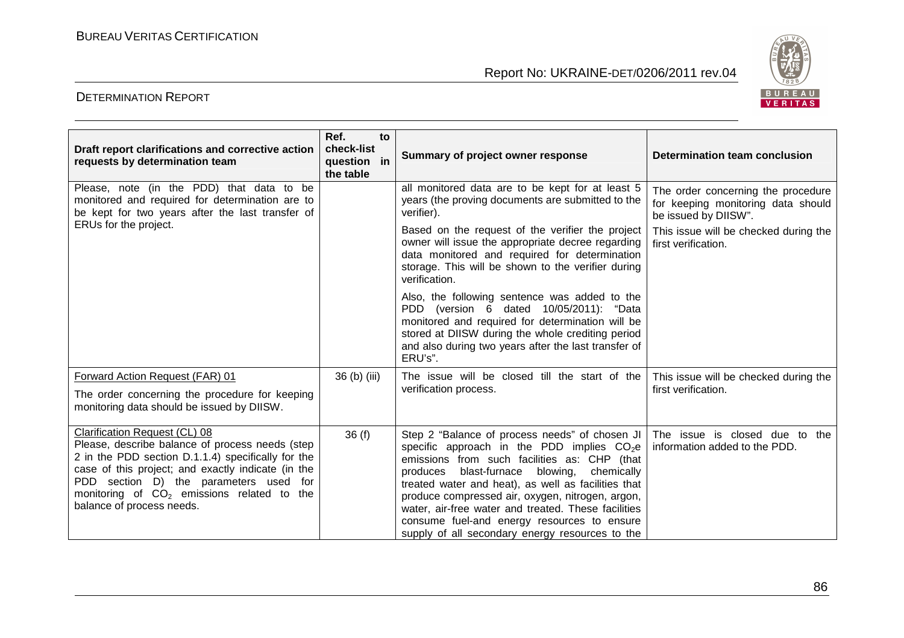| Draft report clarifications and corrective action requests by determination team | Ref. to check-list question in the table | Summary of project owner response | Determination team conclusion |
|---|---|---|---|
| Please, note (in the PDD) that data to be monitored and required for determination are to be kept for two years after the last transfer of ERUs for the project. | | all monitored data are to be kept for at least 5 years (the proving documents are submitted to the verifier).<br><br>Based on the request of the verifier the project owner will issue the appropriate decree regarding data monitored and required for determination storage. This will be shown to the verifier during verification.<br><br>Also, the following sentence was added to the PDD (version 6 dated 10/05/2011): "Data monitored and required for determination will be stored at DIISW during the whole crediting period and also during two years after the last transfer of ERU's". | The order concerning the procedure for keeping monitoring data should be issued by DIISW".<br><br>This issue will be checked during the first verification. |
| Forward Action Request (FAR) 01<br><br>The order concerning the procedure for keeping monitoring data should be issued by DIISW. | 36 (b) (iii) | The issue will be closed till the start of the verification process. | This issue will be checked during the first verification. |
| Clarification Request (CL) 08<br>Please, describe balance of process needs (step 2 in the PDD section D.1.1.4) specifically for the case of this project; and exactly indicate (in the PDD section D) the parameters used for monitoring of $CO_2$ emissions related to the balance of process needs. | 36 (f) | Step 2 "Balance of process needs" of chosen JI specific approach in the PDD implies $CO_2e$ emissions from such facilities as: CHP (that produces blast-furnace blowing, chemically treated water and heat), as well as facilities that produce compressed air, oxygen, nitrogen, argon, water, air-free water and treated. These facilities consume fuel-and energy resources to ensure supply of all secondary energy resources to the | The issue is closed due to the information added to the PDD. |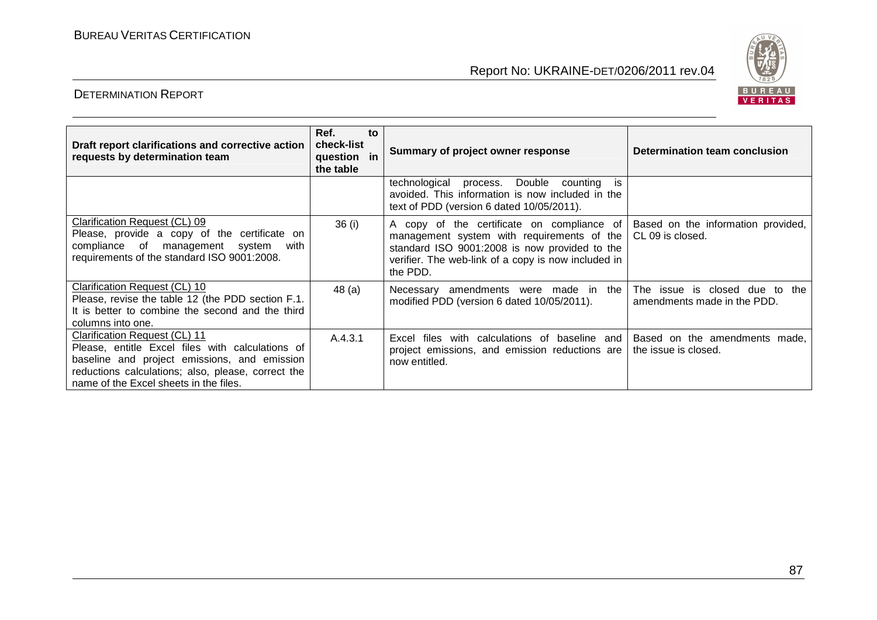| Draft report clarifications and corrective action requests by determination team | Ref. to check-list question in the table | Summary of project owner response | Determination team conclusion |
|---|---|---|---|
| | | technological process. Double counting is avoided. This information is now included in the text of PDD (version 6 dated 10/05/2011). | |
| Clarification Request (CL) 09<br>Please, provide a copy of the certificate on compliance of management system with requirements of the standard ISO 9001:2008. | 36 (i) | A copy of the certificate on compliance of management system with requirements of the standard ISO 9001:2008 is now provided to the verifier. The web-link of a copy is now included in the PDD. | Based on the information provided, CL 09 is closed. |
| Clarification Request (CL) 10<br>Please, revise the table 12 (the PDD section F.1. It is better to combine the second and the third columns into one. | 48 (a) | Necessary amendments were made in the modified PDD (version 6 dated 10/05/2011). | The issue is closed due to the amendments made in the PDD. |
| Clarification Request (CL) 11<br>Please, entitle Excel files with calculations of baseline and project emissions, and emission reductions calculations; also, please, correct the name of the Excel sheets in the files. | A.4.3.1 | Excel files with calculations of baseline and project emissions, and emission reductions are now entitled. | Based on the amendments made, the issue is closed. |